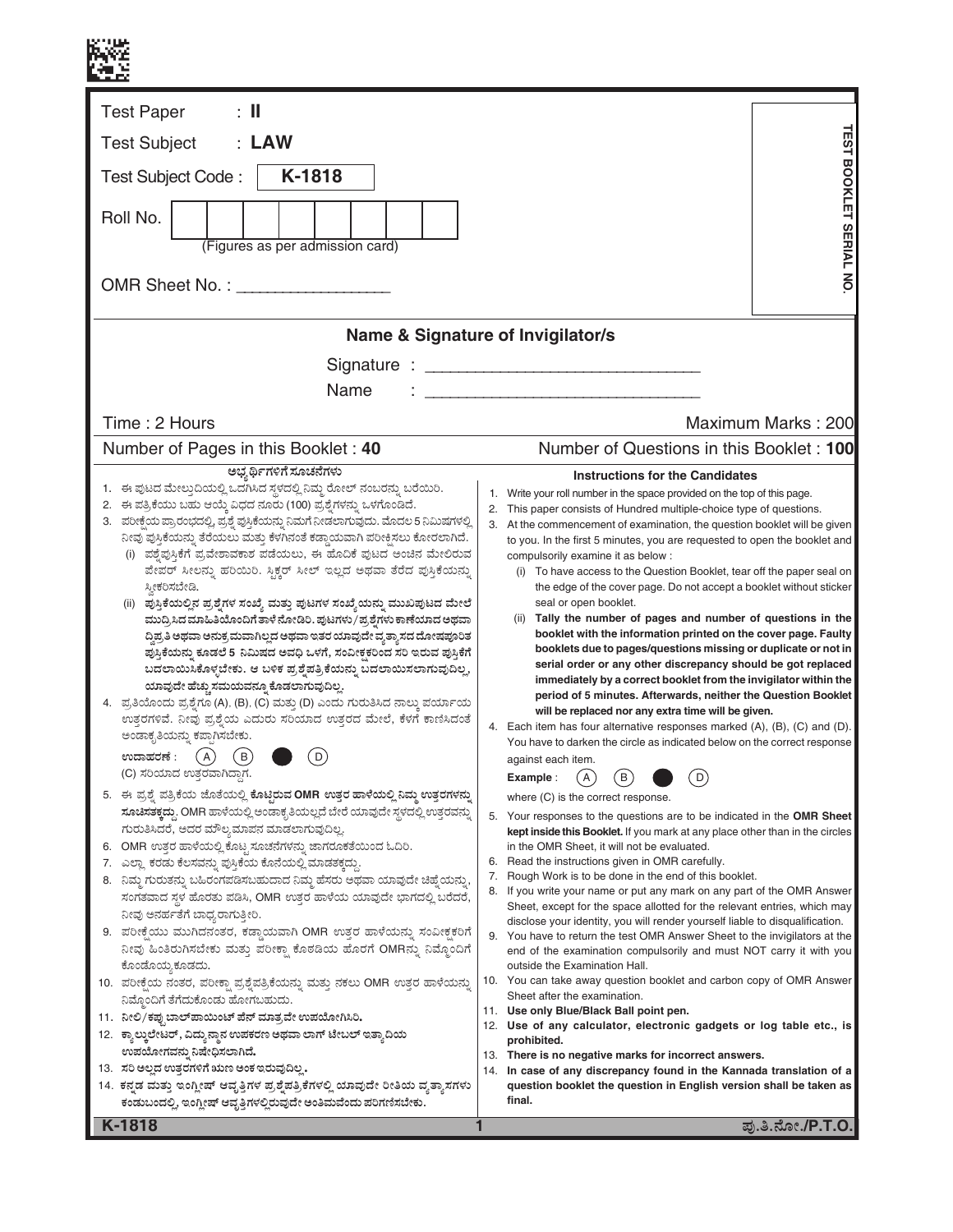Test Paper : **II**

Test Subject : **LAW**

Test Subject Code : **K-1818**

Roll No. | | | | | | | | |

(Figures as per admission card)

OMR Sheet No. : ________________

TEST BOOKLET SERIAL NO.

**Name & Signature of Invigilator/s**

Signature : ____________________________

Name : ____________________________

Time : 2 Hours | Maximum Marks : 200

Number of Pages in this Booklet : 40 | Number of Questions in this Booklet : **100**

**ಅಭ್ಯರ್ಥಿಗಳಿಗೆ ಸೂಚನೆಗಳು**

1. ಈ ಪುಟದ ಮೇಲ್ತುದಿಯಲ್ಲಿ ಒದಗಿಸಿದ ಸ್ಥಳದಲ್ಲಿ ನಿಮ್ಮ ರೋಲ್ ನಂಬರನ್ನು ಬರೆಯಿರಿ.
2. ಈ ಪತ್ರಿಕೆಯು ಬಹು ಆಯ್ಕೆ ವಿಧದ ನೂರು (100) ಪ್ರಶ್ನೆಗಳನ್ನು ಒಳಗೊಂಡಿದೆ.
3. ಪರೀಕ್ಷೆಯ ಪ್ರಾರಂಭದಲ್ಲಿ, ಪ್ರಶ್ನೆ ಪುಸ್ತಿಕೆಯನ್ನು ನಿಮಗೆ ನೀಡಲಾಗುವುದು. ಮೊದಲ 5 ನಿಮಿಷಗಳಲ್ಲಿ ನೀವು ಪುಸ್ತಿಕೆಯನ್ನು ತೆರೆಯಲು ಮತ್ತು ಕೆಳಗಿನಂತೆ ಕಡ್ಡಾಯವಾಗಿ ಪರೀಕ್ಷಿಸಲು ಕೋರಲಾಗಿದೆ.
   (i) ಪ್ರಶ್ನೆಪುಸ್ತಿಕೆಗೆ ಪ್ರವೇಶಾವಕಾಶ ಪಡೆಯಲು, ಈ ಹೊದಿಕೆ ಪುಟದ ಅಂಚಿನ ಮೇಲಿರುವ ಪೇಪರ್ ಸೀಲನ್ನು ಹರಿಯಿರಿ. ಸ್ಟಿಕ್ಕರ್ ಸೀಲ್ ಇಲ್ಲದ ಅಥವಾ ತೆರೆದ ಪುಸ್ತಿಕೆಯನ್ನು ಸ್ವೀಕರಿಸಬೇಡಿ.
   (ii) **ಪುಸ್ತಿಕೆಯಲ್ಲಿನ ಪ್ರಶ್ನೆಗಳ ಸಂಖ್ಯೆ ಮತ್ತು ಪುಟಗಳ ಸಂಖ್ಯೆಯನ್ನು ಮುಖಪುಟದ ಮೇಲೆ ಮುದ್ರಿಸಿದ ಮಾಹಿತಿಯೊಂದಿಗೆ ತಾಳೆ ನೋಡಿರಿ. ಪುಟಗಳು/ಪ್ರಶ್ನೆಗಳು ಕಾಣೆಯಾದ ಅಥವಾ ದ್ವಿಪ್ರತಿ ಅಥವಾ ಅನುಕ್ರಮವಾಗಿಲ್ಲದ ಅಥವಾ ಇತರ ಯಾವುದೇ ವ್ಯತ್ಯಾಸದ ದೋಷಪೂರಿತ ಪುಸ್ತಿಕೆಯನ್ನು ಕೂಡಲೆ 5 ನಿಮಿಷದ ಅವಧಿ ಒಳಗೆ, ಸಂವೀಕ್ಷಕರಿಂದ ಸರಿ ಇರುವ ಪುಸ್ತಿಕೆಗೆ ಬದಲಾಯಿಸಿಕೊಳ್ಳಬೇಕು. ಆ ಬಳಿಕ ಪ್ರಶ್ನೆಪತ್ರಿಕೆಯನ್ನು ಬದಲಾಯಿಸಲಾಗುವುದಿಲ್ಲ, ಯಾವುದೇ ಹೆಚ್ಚು ಸಮಯವನ್ನೂ ಕೊಡಲಾಗುವುದಿಲ್ಲ.**
4. ಪ್ರತಿಯೊಂದು ಪ್ರಶ್ನೆಗೂ (A), (B), (C) ಮತ್ತು (D) ಎಂದು ಗುರುತಿಸಿದ ನಾಲ್ಕು ಪರ್ಯಾಯ ಉತ್ತರಗಳಿವೆ. ನೀವು ಪ್ರಶ್ನೆಯ ಎದುರು ಸರಿಯಾದ ಉತ್ತರದ ಮೇಲೆ, ಕೆಳಗೆ ಕಾಣಿಸಿದಂತೆ ಅಂಡಾಕೃತಿಯನ್ನು ಕಪ್ಪಾಗಿಸಬೇಕು.
   **ಉದಾಹರಣೆ :** (A) (B) ● (D)
   (C) ಸರಿಯಾದ ಉತ್ತರವಾಗಿದ್ದಾಗ.
5. ಈ ಪ್ರಶ್ನೆ ಪತ್ರಿಕೆಯ ಜೊತೆಯಲ್ಲಿ **ಕೊಟ್ಟಿರುವ OMR ಉತ್ತರ ಹಾಳೆಯಲ್ಲಿ ನಿಮ್ಮ ಉತ್ತರಗಳನ್ನು ಸೂಚಿಸತಕ್ಕದ್ದು**. OMR ಹಾಳೆಯಲ್ಲಿ ಅಂಡಾಕೃತಿಯಲ್ಲದೆ ಬೇರೆ ಯಾವುದೇ ಸ್ಥಳದಲ್ಲಿ ಉತ್ತರವನ್ನು ಗುರುತಿಸಿದರೆ, ಅದರ ಮೌಲ್ಯಮಾಪನ ಮಾಡಲಾಗುವುದಿಲ್ಲ.
6. OMR ಉತ್ತರ ಹಾಳೆಯಲ್ಲಿ ಕೊಟ್ಟ ಸೂಚನೆಗಳನ್ನು ಜಾಗರೂಕತೆಯಿಂದ ಓದಿರಿ.
7. ಎಲ್ಲಾ ಕರಡು ಕೆಲಸವನ್ನು ಪುಸ್ತಿಕೆಯ ಕೊನೆಯಲ್ಲಿ ಮಾಡತಕ್ಕದ್ದು.
8. ನಿಮ್ಮ ಗುರುತನ್ನು ಬಹಿರಂಗಪಡಿಸಬಹುದಾದ ನಿಮ್ಮ ಹೆಸರು ಅಥವಾ ಯಾವುದೇ ಚಿಹ್ನೆಯನ್ನು, ಸಂಗತವಾದ ಸ್ಥಳ ಹೊರತು ಪಡಿಸಿ, OMR ಉತ್ತರ ಹಾಳೆಯ ಯಾವುದೇ ಭಾಗದಲ್ಲಿ ಬರೆದರೆ, ನೀವು ಅನರ್ಹತೆಗೆ ಬಾಧ್ಯರಾಗುತ್ತೀರಿ.
9. ಪರೀಕ್ಷೆಯು ಮುಗಿದನಂತರ, ಕಡ್ಡಾಯವಾಗಿ OMR ಉತ್ತರ ಹಾಳೆಯನ್ನು ಸಂವೀಕ್ಷಕರಿಗೆ ನೀವು ಹಿಂತಿರುಗಿಸಬೇಕು ಮತ್ತು ಪರೀಕ್ಷಾ ಕೊಠಡಿಯ ಹೊರಗೆ OMRನ್ನು ನಿಮ್ಮೊಂದಿಗೆ ಕೊಂಡೊಯ್ಯಕೂಡದು.
10. ಪರೀಕ್ಷೆಯ ನಂತರ, ಪರೀಕ್ಷಾ ಪ್ರಶ್ನೆಪತ್ರಿಕೆಯನ್ನು ಮತ್ತು ನಕಲು OMR ಉತ್ತರ ಹಾಳೆಯನ್ನು ನಿಮ್ಮೊಂದಿಗೆ ತೆಗೆದುಕೊಂಡು ಹೋಗಬಹುದು.
11. **ನೀಲಿ/ಕಪ್ಪು ಬಾಲ್‌ಪಾಯಿಂಟ್ ಪೆನ್ ಮಾತ್ರವೇ ಉಪಯೋಗಿಸಿರಿ.**
12. **ಕ್ಯಾಲ್ಕುಲೇಟರ್, ವಿದ್ಯುನ್ಮಾನ ಉಪಕರಣ ಅಥವಾ ಲಾಗ್ ಟೇಬಲ್ ಇತ್ಯಾದಿಯ ಉಪಯೋಗವನ್ನು ನಿಷೇಧಿಸಲಾಗಿದೆ.**
13. **ಸರಿ ಅಲ್ಲದ ಉತ್ತರಗಳಿಗೆ ಋಣ ಅಂಕ ಇರುವುದಿಲ್ಲ.**
14. **ಕನ್ನಡ ಮತ್ತು ಇಂಗ್ಲೀಷ್ ಆವೃತ್ತಿಗಳ ಪ್ರಶ್ನೆಪತ್ರಿಕೆಗಳಲ್ಲಿ ಯಾವುದೇ ರೀತಿಯ ವ್ಯತ್ಯಾಸಗಳು ಕಂಡುಬಂದಲ್ಲಿ, ಇಂಗ್ಲೀಷ್ ಆವೃತ್ತಿಗಳಲ್ಲಿರುವುದೇ ಅಂತಿಮವೆಂದು ಪರಿಗಣಿಸಬೇಕು.**

**Instructions for the Candidates**

1. Write your roll number in the space provided on the top of this page.
2. This paper consists of Hundred multiple-choice type of questions.
3. At the commencement of examination, the question booklet will be given to you. In the first 5 minutes, you are requested to open the booklet and compulsorily examine it as below :
   (i) To have access to the Question Booklet, tear off the paper seal on the edge of the cover page. Do not accept a booklet without sticker seal or open booklet.
   (ii) **Tally the number of pages and number of questions in the booklet with the information printed on the cover page. Faulty booklets due to pages/questions missing or duplicate or not in serial order or any other discrepancy should be got replaced immediately by a correct booklet from the invigilator within the period of 5 minutes. Afterwards, neither the Question Booklet will be replaced nor any extra time will be given.**
4. Each item has four alternative responses marked (A), (B), (C) and (D). You have to darken the circle as indicated below on the correct response against each item.
   **Example :** (A) (B) ● (D)
   where (C) is the correct response.
5. Your responses to the questions are to be indicated in the **OMR Sheet kept inside this Booklet.** If you mark at any place other than in the circles in the OMR Sheet, it will not be evaluated.
6. Read the instructions given in OMR carefully.
7. Rough Work is to be done in the end of this booklet.
8. If you write your name or put any mark on any part of the OMR Answer Sheet, except for the space allotted for the relevant entries, which may disclose your identity, you will render yourself liable to disqualification.
9. You have to return the test OMR Answer Sheet to the invigilators at the end of the examination compulsorily and must NOT carry it with you outside the Examination Hall.
10. You can take away question booklet and carbon copy of OMR Answer Sheet after the examination.
11. **Use only Blue/Black Ball point pen.**
12. **Use of any calculator, electronic gadgets or log table etc., is prohibited.**
13. **There is no negative marks for incorrect answers.**
14. **In case of any discrepancy found in the Kannada translation of a question booklet the question in English version shall be taken as final.**

K-1818 ಪು.ತಿ.ನೋ./P.T.O.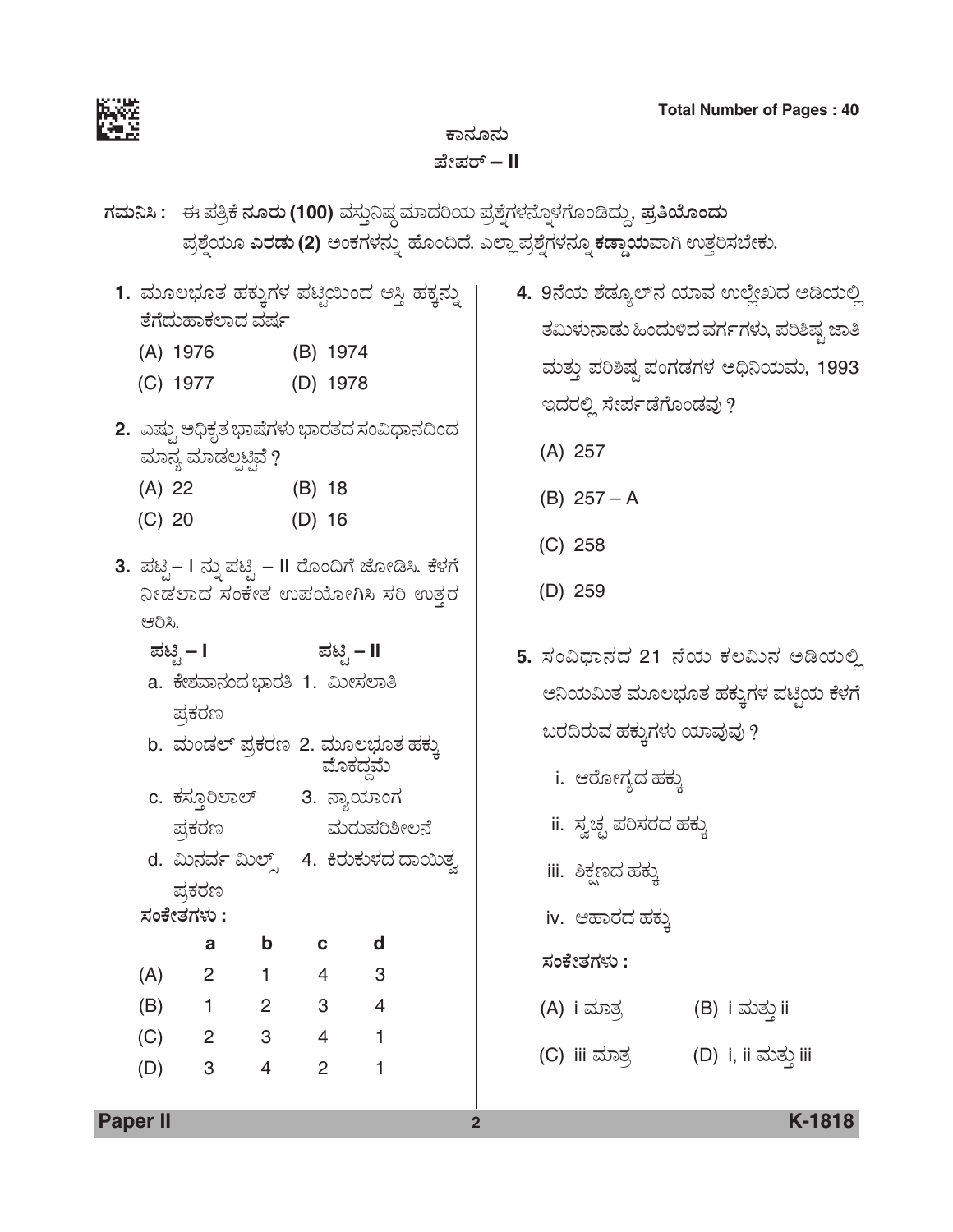# ಕಾನೂನು

## ಪೇಪರ್ – II

**ಗಮನಿಸಿ :** ಈ ಪತ್ರಿಕೆ **ನೂರು (100)** ವಸ್ತುನಿಷ್ಠ ಮಾದರಿಯ ಪ್ರಶ್ನೆಗಳನ್ನೊಳಗೊಂಡಿದ್ದು, **ಪ್ರತಿಯೊಂದು** ಪ್ರಶ್ನೆಯೂ **ಎರಡು (2)** ಅಂಕಗಳನ್ನು ಹೊಂದಿದೆ. ಎಲ್ಲಾ ಪ್ರಶ್ನೆಗಳನ್ನೂ **ಕಡ್ಡಾಯ**ವಾಗಿ ಉತ್ತರಿಸಬೇಕು.

**1.** ಮೂಲಭೂತ ಹಕ್ಕುಗಳ ಪಟ್ಟಿಯಿಂದ ಆಸ್ತಿ ಹಕ್ಕನ್ನು ತೆಗೆದುಹಾಕಲಾದ ವರ್ಷ

(A) 1976 (B) 1974

(C) 1977 (D) 1978

**2.** ಎಷ್ಟು ಅಧಿಕೃತ ಭಾಷೆಗಳು ಭಾರತದ ಸಂವಿಧಾನದಿಂದ ಮಾನ್ಯ ಮಾಡಲ್ಪಟ್ಟಿವೆ ?

(A) 22 (B) 18

(C) 20 (D) 16

**3.** ಪಟ್ಟಿ – I ನ್ನು ಪಟ್ಟಿ – II ರೊಂದಿಗೆ ಜೋಡಿಸಿ. ಕೆಳಗೆ ನೀಡಲಾದ ಸಂಕೇತ ಉಪಯೋಗಿಸಿ ಸರಿ ಉತ್ತರ ಆರಿಸಿ.

| ಪಟ್ಟಿ – I | ಪಟ್ಟಿ – II |
|---|---|
| a. ಕೇಶವಾನಂದ ಭಾರತಿ ಪ್ರಕರಣ | 1. ಮೀಸಲಾತಿ |
| b. ಮಂಡಲ್ ಪ್ರಕರಣ | 2. ಮೂಲಭೂತ ಹಕ್ಕು ಮೊಕದ್ದಮೆ |
| c. ಕಸ್ತೂರಿಲಾಲ್ ಪ್ರಕರಣ | 3. ನ್ಯಾಯಾಂಗ ಮರುಪರಿಶೀಲನೆ |
| d. ಮಿನರ್ವ ಮಿಲ್ಸ್ ಪ್ರಕರಣ | 4. ಕಿರುಕುಳದ ದಾಯಿತ್ವ |

**ಸಂಕೇತಗಳು :**

| | a | b | c | d |
|---|---|---|---|---|
| (A) | 2 | 1 | 4 | 3 |
| (B) | 1 | 2 | 3 | 4 |
| (C) | 2 | 3 | 4 | 1 |
| (D) | 3 | 4 | 2 | 1 |

**4.** 9ನೆಯ ಶೆಡ್ಯೂಲ್‌ನ ಯಾವ ಉಲ್ಲೇಖದ ಅಡಿಯಲ್ಲಿ ತಮಿಳುನಾಡು ಹಿಂದುಳಿದ ವರ್ಗಗಳು, ಪರಿಶಿಷ್ಟ ಜಾತಿ ಮತ್ತು ಪರಿಶಿಷ್ಟ ಪಂಗಡಗಳ ಅಧಿನಿಯಮ, 1993 ಇದರಲ್ಲಿ ಸೇರ್ಪಡೆಗೊಂಡವು ?

(A) 257

(B) 257 – A

(C) 258

(D) 259

**5.** ಸಂವಿಧಾನದ 21 ನೆಯ ಕಲಮಿನ ಅಡಿಯಲ್ಲಿ ಅನಿಯಮಿತ ಮೂಲಭೂತ ಹಕ್ಕುಗಳ ಪಟ್ಟಿಯ ಕೆಳಗೆ ಬರದಿರುವ ಹಕ್ಕುಗಳು ಯಾವುವು ?

i. ಆರೋಗ್ಯದ ಹಕ್ಕು

ii. ಸ್ವಚ್ಛ ಪರಿಸರದ ಹಕ್ಕು

iii. ಶಿಕ್ಷಣದ ಹಕ್ಕು

iv. ಆಹಾರದ ಹಕ್ಕು

**ಸಂಕೇತಗಳು :**

(A) i ಮಾತ್ರ (B) i ಮತ್ತು ii

(C) iii ಮಾತ್ರ (D) i, ii ಮತ್ತು iii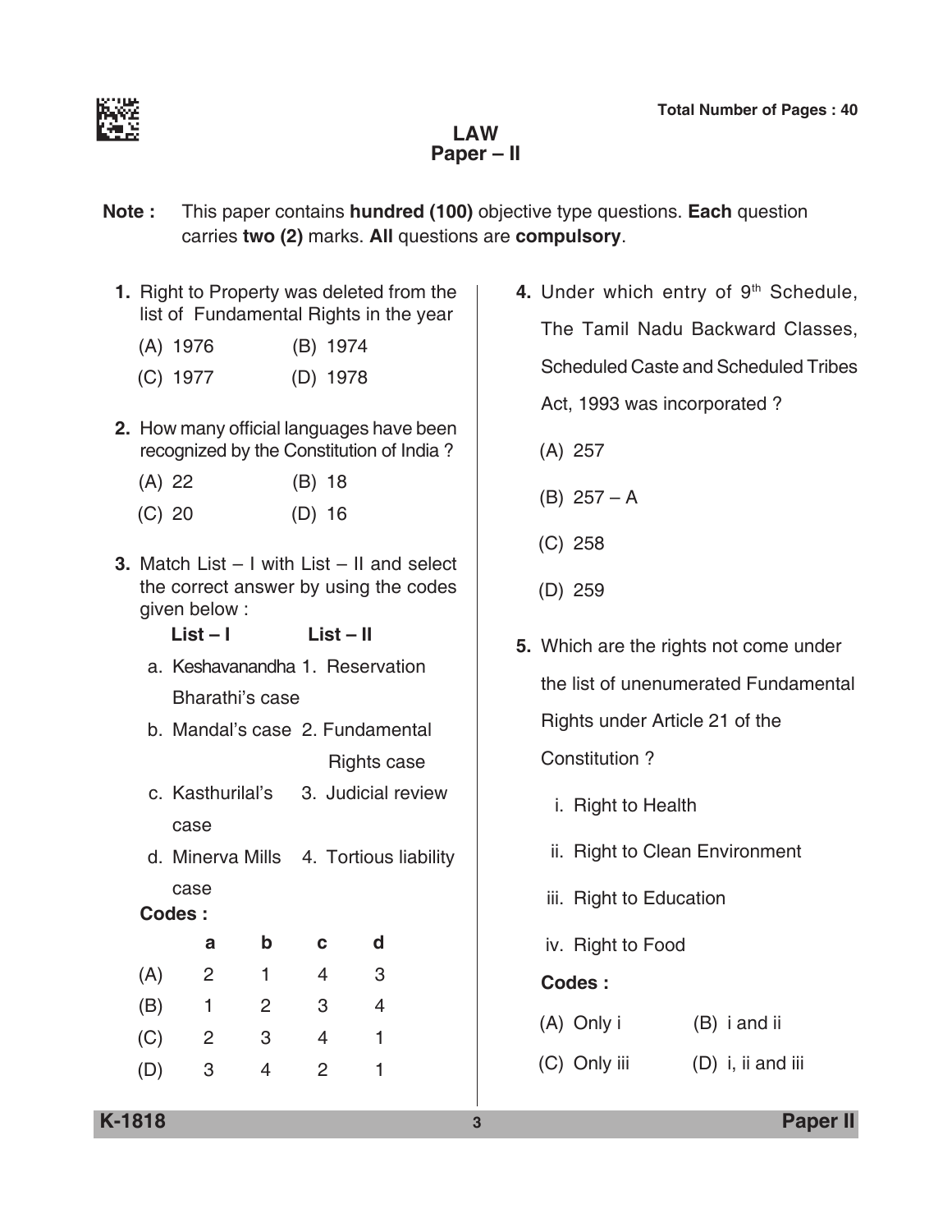# LAW
## Paper – II

**Note :** This paper contains **hundred (100)** objective type questions. **Each** question carries **two (2)** marks. **All** questions are **compulsory**.

**1.** Right to Property was deleted from the list of Fundamental Rights in the year

(A) 1976 (B) 1974

(C) 1977 (D) 1978

**2.** How many official languages have been recognized by the Constitution of India ?

(A) 22 (B) 18

(C) 20 (D) 16

**3.** Match List – I with List – II and select the correct answer by using the codes given below :

| List – I | List – II |
|---|---|
| a. Keshavanandha Bharathi's case | 1. Reservation |
| b. Mandal's case | 2. Fundamental Rights case |
| c. Kasthurilal's case | 3. Judicial review |
| d. Minerva Mills case | 4. Tortious liability |

**Codes :**

| | a | b | c | d |
|---|---|---|---|---|
| (A) | 2 | 1 | 4 | 3 |
| (B) | 1 | 2 | 3 | 4 |
| (C) | 2 | 3 | 4 | 1 |
| (D) | 3 | 4 | 2 | 1 |

**4.** Under which entry of 9th Schedule, The Tamil Nadu Backward Classes, Scheduled Caste and Scheduled Tribes Act, 1993 was incorporated ?

(A) 257

(B) 257 – A

(C) 258

(D) 259

**5.** Which are the rights not come under the list of unenumerated Fundamental Rights under Article 21 of the Constitution ?

i. Right to Health

ii. Right to Clean Environment

iii. Right to Education

iv. Right to Food

**Codes :**

(A) Only i (B) i and ii

(C) Only iii (D) i, ii and iii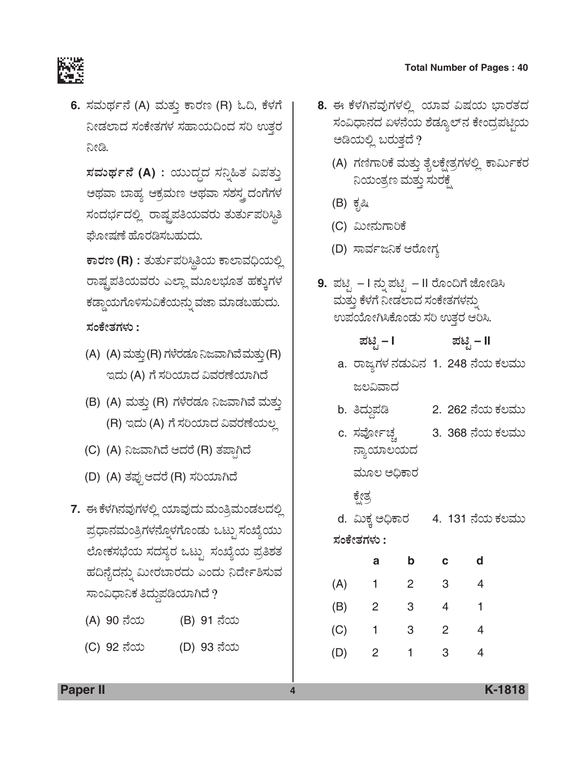**6.** ಸಮರ್ಥನೆ (A) ಮತ್ತು ಕಾರಣ (R) ಓದಿ, ಕೆಳಗೆ ನೀಡಲಾದ ಸಂಕೇತಗಳ ಸಹಾಯದಿಂದ ಸರಿ ಉತ್ತರ ನೀಡಿ.

**ಸಮರ್ಥನೆ (A) :** ಯುದ್ಧದ ಸನ್ನಿಹಿತ ವಿಪತ್ತು ಅಥವಾ ಬಾಹ್ಯ ಆಕ್ರಮಣ ಅಥವಾ ಸಶಸ್ತ್ರ ದಂಗೆಗಳ ಸಂದರ್ಭದಲ್ಲಿ ರಾಷ್ಟ್ರಪತಿಯವರು ತುರ್ತುಪರಿಸ್ಥಿತಿ ಘೋಷಣೆ ಹೊರಡಿಸಬಹುದು.

**ಕಾರಣ (R) :** ತುರ್ತುಪರಿಸ್ಥಿತಿಯ ಕಾಲಾವಧಿಯಲ್ಲಿ ರಾಷ್ಟ್ರಪತಿಯವರು ಎಲ್ಲಾ ಮೂಲಭೂತ ಹಕ್ಕುಗಳ ಕಡ್ಡಾಯಗೊಳಿಸುವಿಕೆಯನ್ನು ವಜಾ ಮಾಡಬಹುದು.

**ಸಂಕೇತಗಳು :**

(A) (A) ಮತ್ತು (R) ಗಳೆರಡೂ ನಿಜವಾಗಿವೆ ಮತ್ತು (R) ಇದು (A) ಗೆ ಸರಿಯಾದ ವಿವರಣೆಯಾಗಿದೆ

(B) (A) ಮತ್ತು (R) ಗಳೆರಡೂ ನಿಜವಾಗಿವೆ ಮತ್ತು (R) ಇದು (A) ಗೆ ಸರಿಯಾದ ವಿವರಣೆಯಲ್ಲ

(C) (A) ನಿಜವಾಗಿದೆ ಆದರೆ (R) ತಪ್ಪಾಗಿದೆ

(D) (A) ತಪ್ಪು ಆದರೆ (R) ಸರಿಯಾಗಿದೆ

**7.** ಈ ಕೆಳಗಿನವುಗಳಲ್ಲಿ ಯಾವುದು ಮಂತ್ರಿಮಂಡಲದಲ್ಲಿ ಪ್ರಧಾನಮಂತ್ರಿಗಳನ್ನೊಳಗೊಂಡು ಒಟ್ಟು ಸಂಖ್ಯೆಯು ಲೋಕಸಭೆಯ ಸದಸ್ಯರ ಒಟ್ಟು ಸಂಖ್ಯೆಯ ಪ್ರತಿಶತ ಹದಿನೈದನ್ನು ಮೀರಬಾರದು ಎಂದು ನಿರ್ದೇಶಿಸುವ ಸಾಂವಿಧಾನಿಕ ತಿದ್ದುಪಡಿಯಾಗಿದೆ ?

(A) 90 ನೆಯ (B) 91 ನೆಯ

(C) 92 ನೆಯ (D) 93 ನೆಯ

**8.** ಈ ಕೆಳಗಿನವುಗಳಲ್ಲಿ ಯಾವ ವಿಷಯ ಭಾರತದ ಸಂವಿಧಾನದ ಏಳನೆಯ ಶೆಡ್ಯೂಲ್‌ನ ಕೇಂದ್ರಪಟ್ಟಿಯ ಅಡಿಯಲ್ಲಿ ಬರುತ್ತದೆ ?

(A) ಗಣಿಗಾರಿಕೆ ಮತ್ತು ತೈಲಕ್ಷೇತ್ರಗಳಲ್ಲಿ ಕಾರ್ಮಿಕರ ನಿಯಂತ್ರಣ ಮತ್ತು ಸುರಕ್ಷೆ

(B) ಕೃಷಿ

(C) ಮೀನುಗಾರಿಕೆ

(D) ಸಾರ್ವಜನಿಕ ಆರೋಗ್ಯ

**9.** ಪಟ್ಟಿ – I ನ್ನು ಪಟ್ಟಿ – II ರೊಂದಿಗೆ ಜೋಡಿಸಿ ಮತ್ತು ಕೆಳಗೆ ನೀಡಲಾದ ಸಂಕೇತಗಳನ್ನು ಉಪಯೋಗಿಸಿಕೊಂಡು ಸರಿ ಉತ್ತರ ಆರಿಸಿ.

| ಪಟ್ಟಿ – I | ಪಟ್ಟಿ – II |
|---|---|
| a. ರಾಜ್ಯಗಳ ನಡುವಿನ ಜಲವಿವಾದ | 1. 248 ನೆಯ ಕಲಮು |
| b. ತಿದ್ದುಪಡಿ | 2. 262 ನೆಯ ಕಲಮು |
| c. ಸರ್ವೋಚ್ಚ ನ್ಯಾಯಾಲಯದ ಮೂಲ ಅಧಿಕಾರ ಕ್ಷೇತ್ರ | 3. 368 ನೆಯ ಕಲಮು |
| d. ಮಿಕ್ಕ ಅಧಿಕಾರ | 4. 131 ನೆಯ ಕಲಮು |

**ಸಂಕೇತಗಳು :**

| | a | b | c | d |
|---|---|---|---|---|
| (A) | 1 | 2 | 3 | 4 |
| (B) | 2 | 3 | 4 | 1 |
| (C) | 1 | 3 | 2 | 4 |
| (D) | 2 | 1 | 3 | 4 |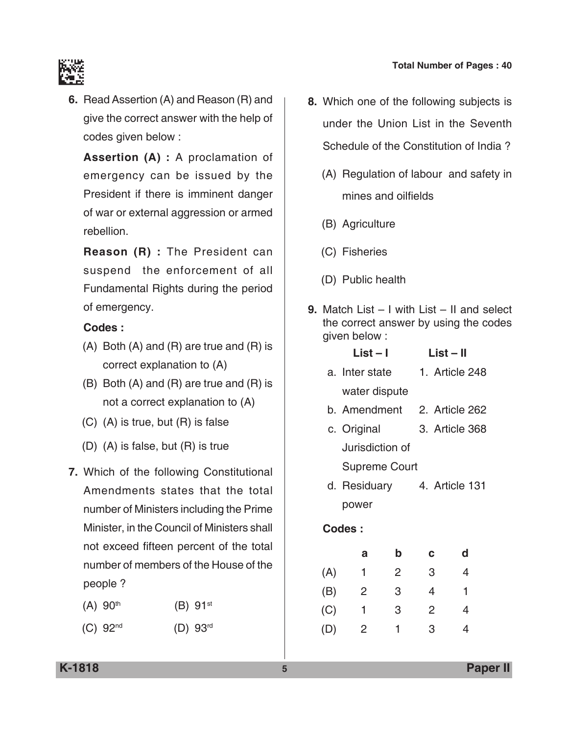**6.** Read Assertion (A) and Reason (R) and give the correct answer with the help of codes given below :

**Assertion (A) :** A proclamation of emergency can be issued by the President if there is imminent danger of war or external aggression or armed rebellion.

**Reason (R) :** The President can suspend the enforcement of all Fundamental Rights during the period of emergency.

**Codes :**

(A) Both (A) and (R) are true and (R) is correct explanation to (A)

(B) Both (A) and (R) are true and (R) is not a correct explanation to (A)

(C) (A) is true, but (R) is false

(D) (A) is false, but (R) is true

**7.** Which of the following Constitutional Amendments states that the total number of Ministers including the Prime Minister, in the Council of Ministers shall not exceed fifteen percent of the total number of members of the House of the people ?

(A) 90th

(B) 91st

(C) 92nd

(D) 93rd

**8.** Which one of the following subjects is under the Union List in the Seventh Schedule of the Constitution of India ?

(A) Regulation of labour and safety in mines and oilfields

(B) Agriculture

(C) Fisheries

(D) Public health

**9.** Match List – I with List – II and select the correct answer by using the codes given below :

| List – I | List – II |
|---|---|
| a. Inter state water dispute | 1. Article 248 |
| b. Amendment | 2. Article 262 |
| c. Original Jurisdiction of Supreme Court | 3. Article 368 |
| d. Residuary power | 4. Article 131 |

**Codes :**

| | a | b | c | d |
|---|---|---|---|---|
| (A) | 1 | 2 | 3 | 4 |
| (B) | 2 | 3 | 4 | 1 |
| (C) | 1 | 3 | 2 | 4 |
| (D) | 2 | 1 | 3 | 4 |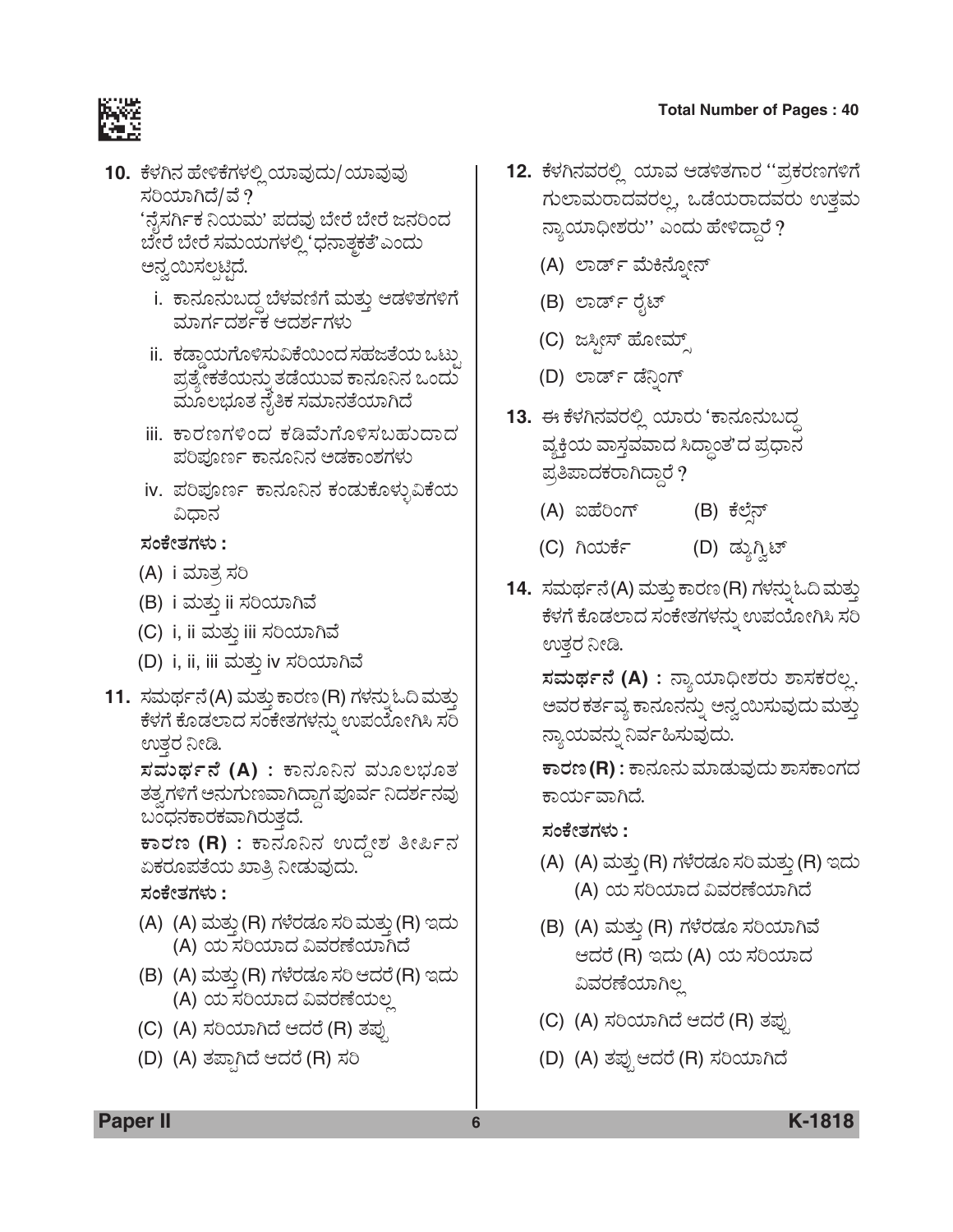10. ಕೆಳಗಿನ ಹೇಳಿಕೆಗಳಲ್ಲಿ ಯಾವುದು/ಯಾವುವು ಸರಿಯಾಗಿದೆ/ವೆ ?
'ನೈಸರ್ಗಿಕ ನಿಯಮ' ಪದವು ಬೇರೆ ಬೇರೆ ಜನರಿಂದ ಬೇರೆ ಬೇರೆ ಸಮಯಗಳಲ್ಲಿ 'ಧನಾತ್ಮಕತೆ' ಎಂದು ಅನ್ವಯಿಸಲ್ಪಟ್ಟಿದೆ.

   i. ಕಾನೂನುಬದ್ಧ ಬೆಳವಣಿಗೆ ಮತ್ತು ಆಡಳಿತಗಳಿಗೆ ಮಾರ್ಗದರ್ಶಕ ಆದರ್ಶಗಳು
   ii. ಕಡ್ಡಾಯಗೊಳಿಸುವಿಕೆಯಿಂದ ಸಹಜತೆಯ ಒಟ್ಟು ಪ್ರತ್ಯೇಕತೆಯನ್ನು ತಡೆಯುವ ಕಾನೂನಿನ ಒಂದು ಮೂಲಭೂತ ನೈತಿಕ ಸಮಾನತೆಯಾಗಿದೆ
   iii. ಕಾರಣಗಳಿಂದ ಕಡಿಮೆಗೊಳಿಸಬಹುದಾದ ಪರಿಪೂರ್ಣ ಕಾನೂನಿನ ಅಡಕಾಂಶಗಳು
   iv. ಪರಿಪೂರ್ಣ ಕಾನೂನಿನ ಕಂಡುಕೊಳ್ಳುವಿಕೆಯ ವಿಧಾನ

   **ಸಂಕೇತಗಳು :**
   (A) i ಮಾತ್ರ ಸರಿ
   (B) i ಮತ್ತು ii ಸರಿಯಾಗಿವೆ
   (C) i, ii ಮತ್ತು iii ಸರಿಯಾಗಿವೆ
   (D) i, ii, iii ಮತ್ತು iv ಸರಿಯಾಗಿವೆ

11. ಸಮರ್ಥನೆ (A) ಮತ್ತು ಕಾರಣ (R) ಗಳನ್ನು ಓದಿ ಮತ್ತು ಕೆಳಗೆ ಕೊಡಲಾದ ಸಂಕೇತಗಳನ್ನು ಉಪಯೋಗಿಸಿ ಸರಿ ಉತ್ತರ ನೀಡಿ.

   **ಸಮರ್ಥನೆ (A) :** ಕಾನೂನಿನ ಮೂಲಭೂತ ತತ್ವಗಳಿಗೆ ಅನುಗುಣವಾಗಿದ್ದಾಗ ಪೂರ್ವ ನಿದರ್ಶನವು ಬಂಧನಕಾರಕವಾಗಿರುತ್ತದೆ.

   **ಕಾರಣ (R) :** ಕಾನೂನಿನ ಉದ್ದೇಶ ತೀರ್ಪಿನ ಏಕರೂಪತೆಯ ಖಾತ್ರಿ ನೀಡುವುದು.

   **ಸಂಕೇತಗಳು :**
   (A) (A) ಮತ್ತು (R) ಗಳೆರಡೂ ಸರಿ ಮತ್ತು (R) ಇದು (A) ಯ ಸರಿಯಾದ ವಿವರಣೆಯಾಗಿದೆ
   (B) (A) ಮತ್ತು (R) ಗಳೆರಡೂ ಸರಿ ಆದರೆ (R) ಇದು (A) ಯ ಸರಿಯಾದ ವಿವರಣೆಯಲ್ಲ
   (C) (A) ಸರಿಯಾಗಿದೆ ಆದರೆ (R) ತಪ್ಪು
   (D) (A) ತಪ್ಪಾಗಿದೆ ಆದರೆ (R) ಸರಿ

12. ಕೆಳಗಿನವರಲ್ಲಿ ಯಾವ ಆಡಳಿತಗಾರ "ಪ್ರಕರಣಗಳಿಗೆ ಗುಲಾಮರಾದವರಲ್ಲ, ಒಡೆಯರಾದವರು ಉತ್ತಮ ನ್ಯಾಯಾಧೀಶರು" ಎಂದು ಹೇಳಿದ್ದಾರೆ ?
   (A) ಲಾರ್ಡ್ ಮೆಕಿನ್ನೋನ್
   (B) ಲಾರ್ಡ್ ರೈಟ್
   (C) ಜಸ್ಟೀಸ್ ಹೋಮ್ಸ್
   (D) ಲಾರ್ಡ್ ಡೆನ್ನಿಂಗ್

13. ಈ ಕೆಳಗಿನವರಲ್ಲಿ ಯಾರು 'ಕಾನೂನುಬದ್ಧ ವ್ಯಕ್ತಿಯ ವಾಸ್ತವವಾದ ಸಿದ್ಧಾಂತ'ದ ಪ್ರಧಾನ ಪ್ರತಿಪಾದಕರಾಗಿದ್ದಾರೆ ?
   (A) ಐಹೆರಿಂಗ್
   (B) ಕೆಲ್ಸೆನ್
   (C) ಗಿಯರ್ಕೆ
   (D) ಡ್ಯುಗ್ವಿಟ್

14. ಸಮರ್ಥನೆ (A) ಮತ್ತು ಕಾರಣ (R) ಗಳನ್ನು ಓದಿ ಮತ್ತು ಕೆಳಗೆ ಕೊಡಲಾದ ಸಂಕೇತಗಳನ್ನು ಉಪಯೋಗಿಸಿ ಸರಿ ಉತ್ತರ ನೀಡಿ.

   **ಸಮರ್ಥನೆ (A) :** ನ್ಯಾಯಾಧೀಶರು ಶಾಸಕರಲ್ಲ. ಅವರ ಕರ್ತವ್ಯ ಕಾನೂನನ್ನು ಅನ್ವಯಿಸುವುದು ಮತ್ತು ನ್ಯಾಯವನ್ನು ನಿರ್ವಹಿಸುವುದು.

   **ಕಾರಣ (R) :** ಕಾನೂನು ಮಾಡುವುದು ಶಾಸಕಾಂಗದ ಕಾರ್ಯವಾಗಿದೆ.

   **ಸಂಕೇತಗಳು :**
   (A) (A) ಮತ್ತು (R) ಗಳೆರಡೂ ಸರಿ ಮತ್ತು (R) ಇದು (A) ಯ ಸರಿಯಾದ ವಿವರಣೆಯಾಗಿದೆ
   (B) (A) ಮತ್ತು (R) ಗಳೆರಡೂ ಸರಿಯಾಗಿವೆ ಆದರೆ (R) ಇದು (A) ಯ ಸರಿಯಾದ ವಿವರಣೆಯಾಗಿಲ್ಲ
   (C) (A) ಸರಿಯಾಗಿದೆ ಆದರೆ (R) ತಪ್ಪು
   (D) (A) ತಪ್ಪು ಆದರೆ (R) ಸರಿಯಾಗಿದೆ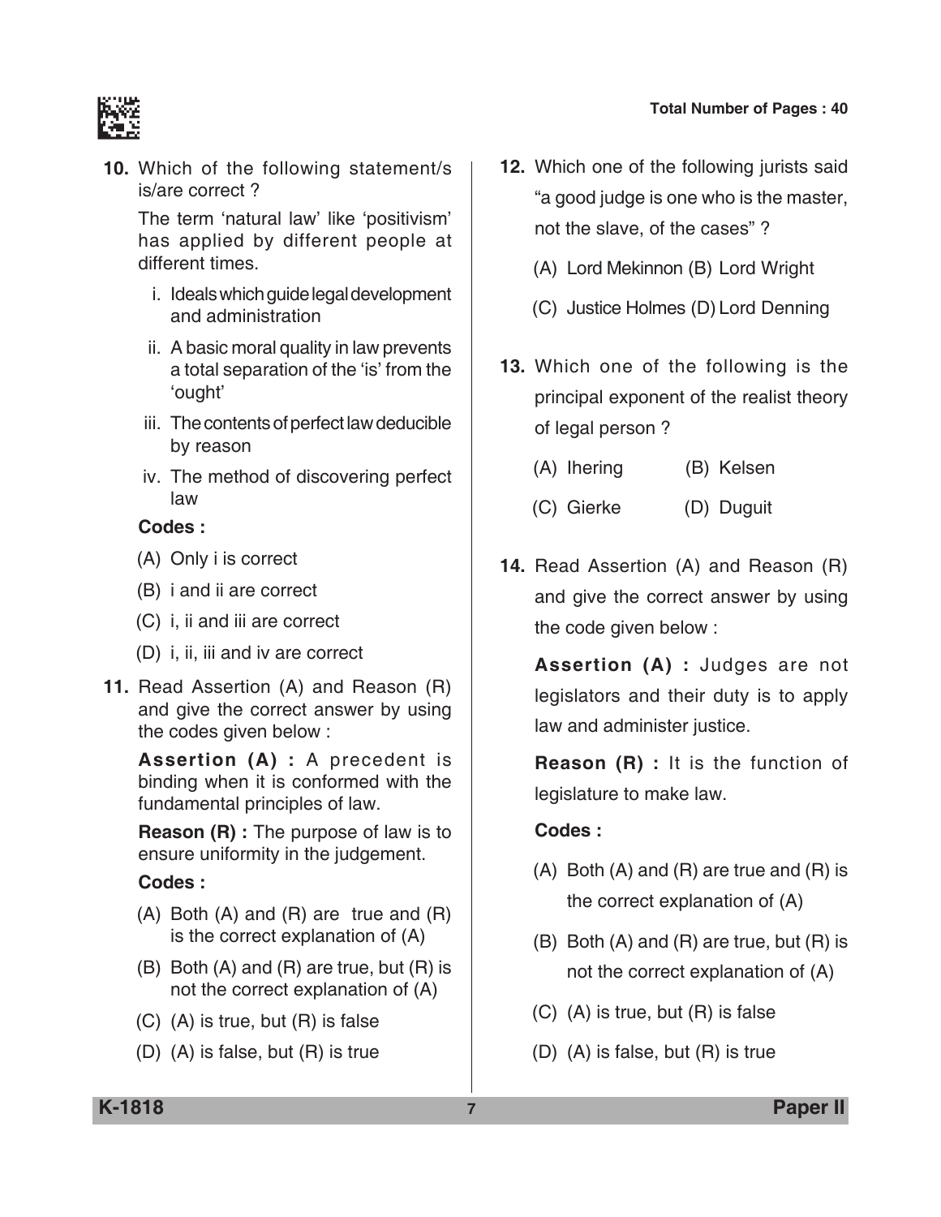**10.** Which of the following statement/s is/are correct ?

The term 'natural law' like 'positivism' has applied by different people at different times.

i. Ideals which guide legal development and administration

ii. A basic moral quality in law prevents a total separation of the 'is' from the 'ought'

iii. The contents of perfect law deducible by reason

iv. The method of discovering perfect law

**Codes :**

(A) Only i is correct

(B) i and ii are correct

(C) i, ii and iii are correct

(D) i, ii, iii and iv are correct

**11.** Read Assertion (A) and Reason (R) and give the correct answer by using the codes given below :

**Assertion (A) :** A precedent is binding when it is conformed with the fundamental principles of law.

**Reason (R) :** The purpose of law is to ensure uniformity in the judgement.

**Codes :**

(A) Both (A) and (R) are true and (R) is the correct explanation of (A)

(B) Both (A) and (R) are true, but (R) is not the correct explanation of (A)

(C) (A) is true, but (R) is false

(D) (A) is false, but (R) is true

**12.** Which one of the following jurists said "a good judge is one who is the master, not the slave, of the cases" ?

(A) Lord Mekinnon (B) Lord Wright

(C) Justice Holmes (D) Lord Denning

**13.** Which one of the following is the principal exponent of the realist theory of legal person ?

(A) Ihering (B) Kelsen

(C) Gierke (D) Duguit

**14.** Read Assertion (A) and Reason (R) and give the correct answer by using the code given below :

**Assertion (A) :** Judges are not legislators and their duty is to apply law and administer justice.

**Reason (R) :** It is the function of legislature to make law.

**Codes :**

(A) Both (A) and (R) are true and (R) is the correct explanation of (A)

(B) Both (A) and (R) are true, but (R) is not the correct explanation of (A)

(C) (A) is true, but (R) is false

(D) (A) is false, but (R) is true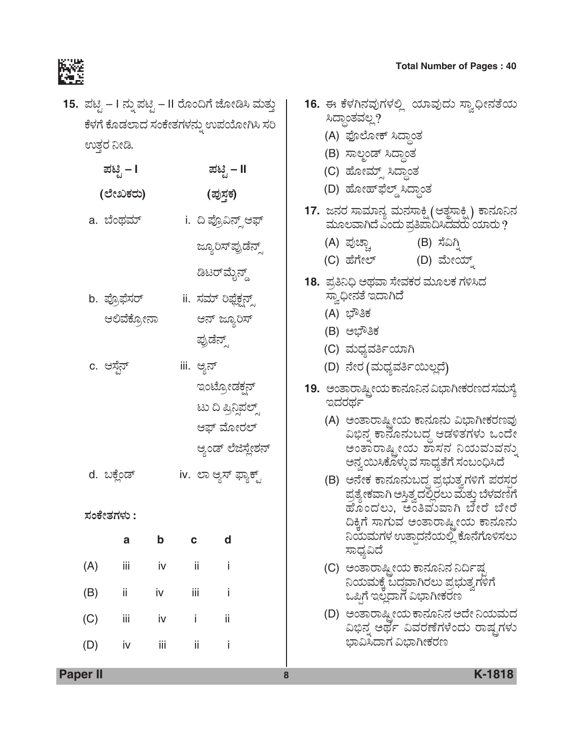15. ಪಟ್ಟಿ – I ನ್ನು ಪಟ್ಟಿ – II ರೊಂದಿಗೆ ಜೋಡಿಸಿ ಮತ್ತು ಕೆಳಗೆ ಕೊಡಲಾದ ಸಂಕೇತಗಳನ್ನು ಉಪಯೋಗಿಸಿ ಸರಿ ಉತ್ತರ ನೀಡಿ.

| ಪಟ್ಟಿ – I (ಲೇಖಕರು) | ಪಟ್ಟಿ – II (ಪುಸ್ತಕ) |
|---|---|
| a. ಬೆಂಥಮ್ | i. ದಿ ಪ್ರೊವಿನ್ಸ್ ಆಫ್ ಜ್ಯೂರಿಸ್‌ಪ್ರುಡೆನ್ಸ್ ಡಿಟರ್‌ಮೈನ್ಡ್ |
| b. ಪ್ರೊಫೆಸರ್ ಆಲಿವೆಕ್ರೋನಾ | ii. ಸಮ್ ರಿಫ್ಲೆಕ್ಷನ್ಸ್ ಆನ್ ಜ್ಯೂರಿಸ್ ಪ್ರುಡೆನ್ಸ್ |
| c. ಆಸ್ಟಿನ್ | iii. ಆ್ಯನ್ ಇಂಟ್ರೋಡಕ್ಷನ್ ಟು ದಿ ಪ್ರಿನ್ಸಿಪಲ್ಸ್ ಆಫ್ ಮೋರಲ್ ಆ್ಯಂಡ್ ಲೆಜಿಸ್ಲೇಶನ್ |
| d. ಬಕ್ಲೆಂಡ್ | iv. ಲಾ ಆ್ಯಸ್ ಫ್ಯಾಕ್ಟ್ |

ಸಂಕೇತಗಳು :

| | a | b | c | d |
|---|---|---|---|---|
| (A) | iii | iv | ii | i |
| (B) | ii | iv | iii | i |
| (C) | iii | iv | i | ii |
| (D) | iv | iii | ii | i |

16. ಈ ಕೆಳಗಿನವುಗಳಲ್ಲಿ ಯಾವುದು ಸ್ವಾಧೀನತೆಯ ಸಿದ್ಧಾಂತವಲ್ಲ ?

(A) ಪೊಲೋಕ್ ಸಿದ್ಧಾಂತ

(B) ಸಾಲ್ಮಂಡ್ ಸಿದ್ಧಾಂತ

(C) ಹೋಮ್ಸ್ ಸಿದ್ಧಾಂತ

(D) ಹೋಹ್‌ಫೆಲ್ಡ್ ಸಿದ್ಧಾಂತ

17. ಜನರ ಸಾಮಾನ್ಯ ಮನಸಾಕ್ಷಿ (ಆತ್ಮಸಾಕ್ಷಿ) ಕಾನೂನಿನ ಮೂಲವಾಗಿದೆ ಎಂದು ಪ್ರತಿಪಾದಿಸಿದವರು ಯಾರು ?

(A) ಪುಚ್ಟಾ (B) ಸೆವಿಗ್ನಿ

(C) ಹೆಗೇಲ್ (D) ಮೇಯ್ನ್

18. ಪ್ರತಿನಿಧಿ ಅಥವಾ ಸೇವಕರ ಮೂಲಕ ಗಳಿಸಿದ ಸ್ವಾಧೀನತೆ ಇದಾಗಿದೆ

(A) ಭೌತಿಕ

(B) ಅಭೌತಿಕ

(C) ಮಧ್ಯವರ್ತಿಯಾಗಿ

(D) ನೇರ (ಮಧ್ಯವರ್ತಿಯಿಲ್ಲದೆ)

19. ಅಂತಾರಾಷ್ಟ್ರೀಯ ಕಾನೂನಿನ ವಿಭಾಗೀಕರಣದ ಸಮಸ್ಯೆ ಇದರರ್ಥ

(A) ಅಂತಾರಾಷ್ಟ್ರೀಯ ಕಾನೂನು ವಿಭಾಗೀಕರಣವು ವಿಭಿನ್ನ ಕಾನೂನುಬದ್ಧ ಆಡಳಿತಗಳು ಒಂದೇ ಅಂತಾರಾಷ್ಟ್ರೀಯ ಶಾಸನ ನಿಯಮವನ್ನು ಅನ್ವಯಿಸಿಕೊಳ್ಳುವ ಸಾಧ್ಯತೆಗೆ ಸಂಬಂಧಿಸಿದೆ

(B) ಅನೇಕ ಕಾನೂನುಬದ್ಧ ಪ್ರಭುತ್ವಗಳಿಗೆ ಪರಸ್ಪರ ಪ್ರತ್ಯೇಕವಾಗಿ ಅಸ್ತಿತ್ವದಲ್ಲಿರಲು ಮತ್ತು ಬೆಳವಣಿಗೆ ಹೊಂದಲು, ಅಂತಿಮವಾಗಿ ಬೇರೆ ಬೇರೆ ದಿಕ್ಕಿಗೆ ಸಾಗುವ ಅಂತಾರಾಷ್ಟ್ರೀಯ ಕಾನೂನು ನಿಯಮಗಳ ಉತ್ಪಾದನೆಯಲ್ಲಿ ಕೊನೆಗೊಳಿಸಲು ಸಾಧ್ಯವಿದೆ

(C) ಅಂತಾರಾಷ್ಟ್ರೀಯ ಕಾನೂನಿನ ನಿರ್ದಿಷ್ಟ ನಿಯಮಕ್ಕೆ ಬದ್ಧವಾಗಿರಲು ಪ್ರಭುತ್ವಗಳಿಗೆ ಒಪ್ಪಿಗೆ ಇಲ್ಲದಾಗ ವಿಭಾಗೀಕರಣ

(D) ಅಂತಾರಾಷ್ಟ್ರೀಯ ಕಾನೂನಿನ ಅದೇ ನಿಯಮದ ವಿಭಿನ್ನ ಅರ್ಥ ವಿವರಣೆಗಳೆಂದು ರಾಷ್ಟ್ರಗಳು ಭಾವಿಸಿದಾಗ ವಿಭಾಗೀಕರಣ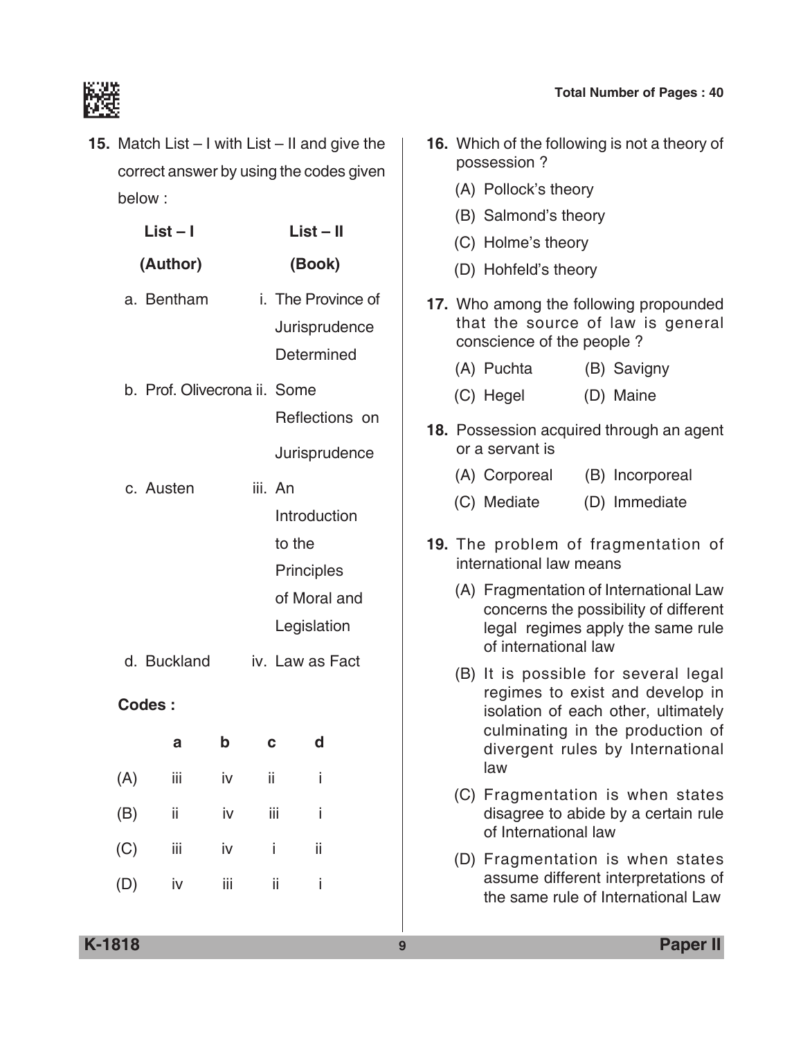**15.** Match List – I with List – II and give the correct answer by using the codes given below :

| List – I (Author) | List – II (Book) |
|---|---|
| a. Bentham | i. The Province of Jurisprudence Determined |
| b. Prof. Olivecrona | ii. Some Reflections on Jurisprudence |
| c. Austen | iii. An Introduction to the Principles of Moral and Legislation |
| d. Buckland | iv. Law as Fact |

**Codes :**

| | a | b | c | d |
|---|---|---|---|---|
| (A) | iii | iv | ii | i |
| (B) | ii | iv | iii | i |
| (C) | iii | iv | i | ii |
| (D) | iv | iii | ii | i |

**16.** Which of the following is not a theory of possession ?

(A) Pollock's theory

(B) Salmond's theory

(C) Holme's theory

(D) Hohfeld's theory

**17.** Who among the following propounded that the source of law is general conscience of the people ?

(A) Puchta (B) Savigny

(C) Hegel (D) Maine

**18.** Possession acquired through an agent or a servant is

(A) Corporeal (B) Incorporeal

(C) Mediate (D) Immediate

**19.** The problem of fragmentation of international law means

(A) Fragmentation of International Law concerns the possibility of different legal regimes apply the same rule of international law

(B) It is possible for several legal regimes to exist and develop in isolation of each other, ultimately culminating in the production of divergent rules by International law

(C) Fragmentation is when states disagree to abide by a certain rule of International law

(D) Fragmentation is when states assume different interpretations of the same rule of International Law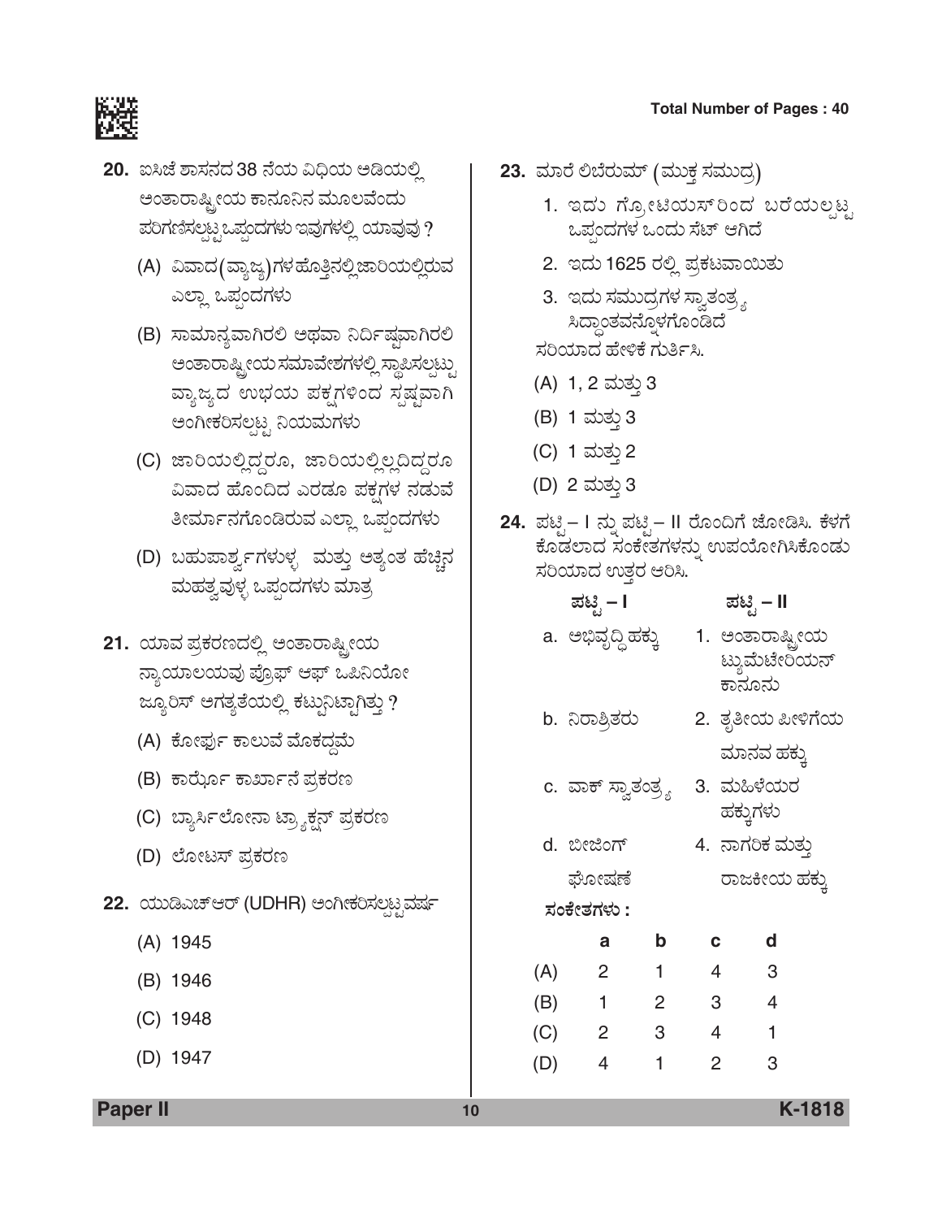**20.** ಐಸಿಜೆ ಶಾಸನದ 38 ನೆಯ ವಿಧಿಯ ಅಡಿಯಲ್ಲಿ ಅಂತಾರಾಷ್ಟ್ರೀಯ ಕಾನೂನಿನ ಮೂಲವೆಂದು ಪರಿಗಣಿಸಲ್ಪಟ್ಟ ಒಪ್ಪಂದಗಳು ಇವುಗಳಲ್ಲಿ ಯಾವುವು ?

(A) ವಿವಾದ(ವ್ಯಾಜ್ಯ)ಗಳ ಹೊತ್ತಿನಲ್ಲಿ ಜಾರಿಯಲ್ಲಿರುವ ಎಲ್ಲಾ ಒಪ್ಪಂದಗಳು

(B) ಸಾಮಾನ್ಯವಾಗಿರಲಿ ಅಥವಾ ನಿರ್ದಿಷ್ಟವಾಗಿರಲಿ ಅಂತಾರಾಷ್ಟ್ರೀಯ ಸಮಾವೇಶಗಳಲ್ಲಿ ಸ್ಥಾಪಿಸಲ್ಪಟ್ಟು ವ್ಯಾಜ್ಯದ ಉಭಯ ಪಕ್ಷಗಳಿಂದ ಸ್ಪಷ್ಟವಾಗಿ ಅಂಗೀಕರಿಸಲ್ಪಟ್ಟ ನಿಯಮಗಳು

(C) ಜಾರಿಯಲ್ಲಿದ್ದರೂ, ಜಾರಿಯಲ್ಲಿಲ್ಲದಿದ್ದರೂ ವಿವಾದ ಹೊಂದಿದ ಎರಡೂ ಪಕ್ಷಗಳ ನಡುವೆ ತೀರ್ಮಾನಗೊಂಡಿರುವ ಎಲ್ಲಾ ಒಪ್ಪಂದಗಳು

(D) ಬಹುಪಾರ್ಶ್ವಗಳುಳ್ಳ ಮತ್ತು ಅತ್ಯಂತ ಹೆಚ್ಚಿನ ಮಹತ್ವವುಳ್ಳ ಒಪ್ಪಂದಗಳು ಮಾತ್ರ

**21.** ಯಾವ ಪ್ರಕರಣದಲ್ಲಿ ಅಂತಾರಾಷ್ಟ್ರೀಯ ನ್ಯಾಯಾಲಯವು ಪ್ರೊಫ್ ಆಫ್ ಒಪಿನಿಯೋ ಜ್ಯೂರಿಸ್ ಅಗತ್ಯತೆಯಲ್ಲಿ ಕಟ್ಟುನಿಟ್ಟಾಗಿತ್ತು ?

(A) ಕೋರ್ಫು ಕಾಲುವೆ ಮೊಕದ್ದಮೆ

(B) ಕಾರ್ಝೊ ಕಾರ್ಖಾನೆ ಪ್ರಕರಣ

(C) ಬ್ಯಾರ್ಸಿಲೋನಾ ಟ್ರ್ಯಾಕ್ಷನ್ ಪ್ರಕರಣ

(D) ಲೋಟಸ್ ಪ್ರಕರಣ

**22.** ಯುಡಿಎಚ್ಆರ್ (UDHR) ಅಂಗೀಕರಿಸಲ್ಪಟ್ಟ ವರ್ಷ

(A) 1945

(B) 1946

(C) 1948

(D) 1947

**23.** ಮಾರೆ ಲಿಬೆರುಮ್ (ಮುಕ್ತ ಸಮುದ್ರ)

1. ಇದು ಗ್ರೋಟಿಯಸ್‌ರಿಂದ ಬರೆಯಲ್ಪಟ್ಟ ಒಪ್ಪಂದಗಳ ಒಂದು ಸೆಟ್ ಆಗಿದೆ
2. ಇದು 1625 ರಲ್ಲಿ ಪ್ರಕಟವಾಯಿತು
3. ಇದು ಸಮುದ್ರಗಳ ಸ್ವಾತಂತ್ರ್ಯ ಸಿದ್ಧಾಂತವನ್ನೊಳಗೊಂಡಿದೆ

ಸರಿಯಾದ ಹೇಳಿಕೆ ಗುರ್ತಿಸಿ.

(A) 1, 2 ಮತ್ತು 3

(B) 1 ಮತ್ತು 3

(C) 1 ಮತ್ತು 2

(D) 2 ಮತ್ತು 3

**24.** ಪಟ್ಟಿ – I ನ್ನು ಪಟ್ಟಿ – II ರೊಂದಿಗೆ ಜೋಡಿಸಿ. ಕೆಳಗೆ ಕೊಡಲಾದ ಸಂಕೇತಗಳನ್ನು ಉಪಯೋಗಿಸಿಕೊಂಡು ಸರಿಯಾದ ಉತ್ತರ ಆರಿಸಿ.

| ಪಟ್ಟಿ – I | ಪಟ್ಟಿ – II |
|---|---|
| a. ಅಭಿವೃದ್ಧಿ ಹಕ್ಕು | 1. ಅಂತಾರಾಷ್ಟ್ರೀಯ ಟ್ಯುಮೆಟೇರಿಯನ್ ಕಾನೂನು |
| b. ನಿರಾಶ್ರಿತರು | 2. ತೃತೀಯ ಪೀಳಿಗೆಯ ಮಾನವ ಹಕ್ಕು |
| c. ವಾಕ್ ಸ್ವಾತಂತ್ರ್ಯ | 3. ಮಹಿಳೆಯರ ಹಕ್ಕುಗಳು |
| d. ಬೀಜಿಂಗ್ ಘೋಷಣೆ | 4. ನಾಗರಿಕ ಮತ್ತು ರಾಜಕೀಯ ಹಕ್ಕು |

**ಸಂಕೇತಗಳು :**

| | a | b | c | d |
|---|---|---|---|---|
| (A) | 2 | 1 | 4 | 3 |
| (B) | 1 | 2 | 3 | 4 |
| (C) | 2 | 3 | 4 | 1 |
| (D) | 4 | 1 | 2 | 3 |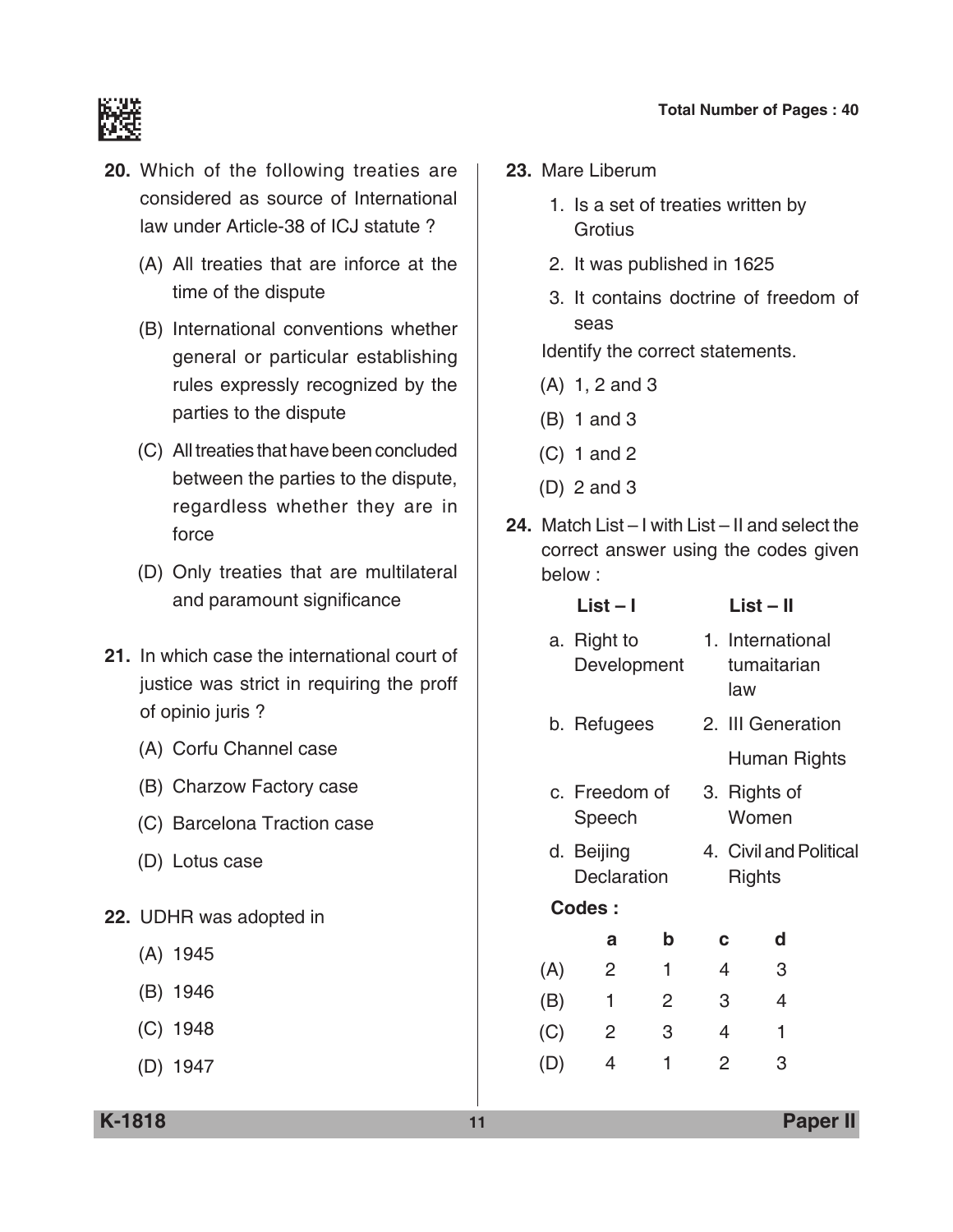**20.** Which of the following treaties are considered as source of International law under Article-38 of ICJ statute ?

(A) All treaties that are inforce at the time of the dispute

(B) International conventions whether general or particular establishing rules expressly recognized by the parties to the dispute

(C) All treaties that have been concluded between the parties to the dispute, regardless whether they are in force

(D) Only treaties that are multilateral and paramount significance

**21.** In which case the international court of justice was strict in requiring the proff of opinio juris ?

(A) Corfu Channel case

(B) Charzow Factory case

(C) Barcelona Traction case

(D) Lotus case

**22.** UDHR was adopted in

(A) 1945

(B) 1946

(C) 1948

(D) 1947

**23.** Mare Liberum

1. Is a set of treaties written by Grotius
2. It was published in 1625
3. It contains doctrine of freedom of seas

Identify the correct statements.

(A) 1, 2 and 3

(B) 1 and 3

(C) 1 and 2

(D) 2 and 3

**24.** Match List – I with List – II and select the correct answer using the codes given below :

| List – I | List – II |
|---|---|
| a. Right to Development | 1. International tumaitarian law |
| b. Refugees | 2. III Generation Human Rights |
| c. Freedom of Speech | 3. Rights of Women |
| d. Beijing Declaration | 4. Civil and Political Rights |

**Codes :**

| | a | b | c | d |
|---|---|---|---|---|
| (A) | 2 | 1 | 4 | 3 |
| (B) | 1 | 2 | 3 | 4 |
| (C) | 2 | 3 | 4 | 1 |
| (D) | 4 | 1 | 2 | 3 |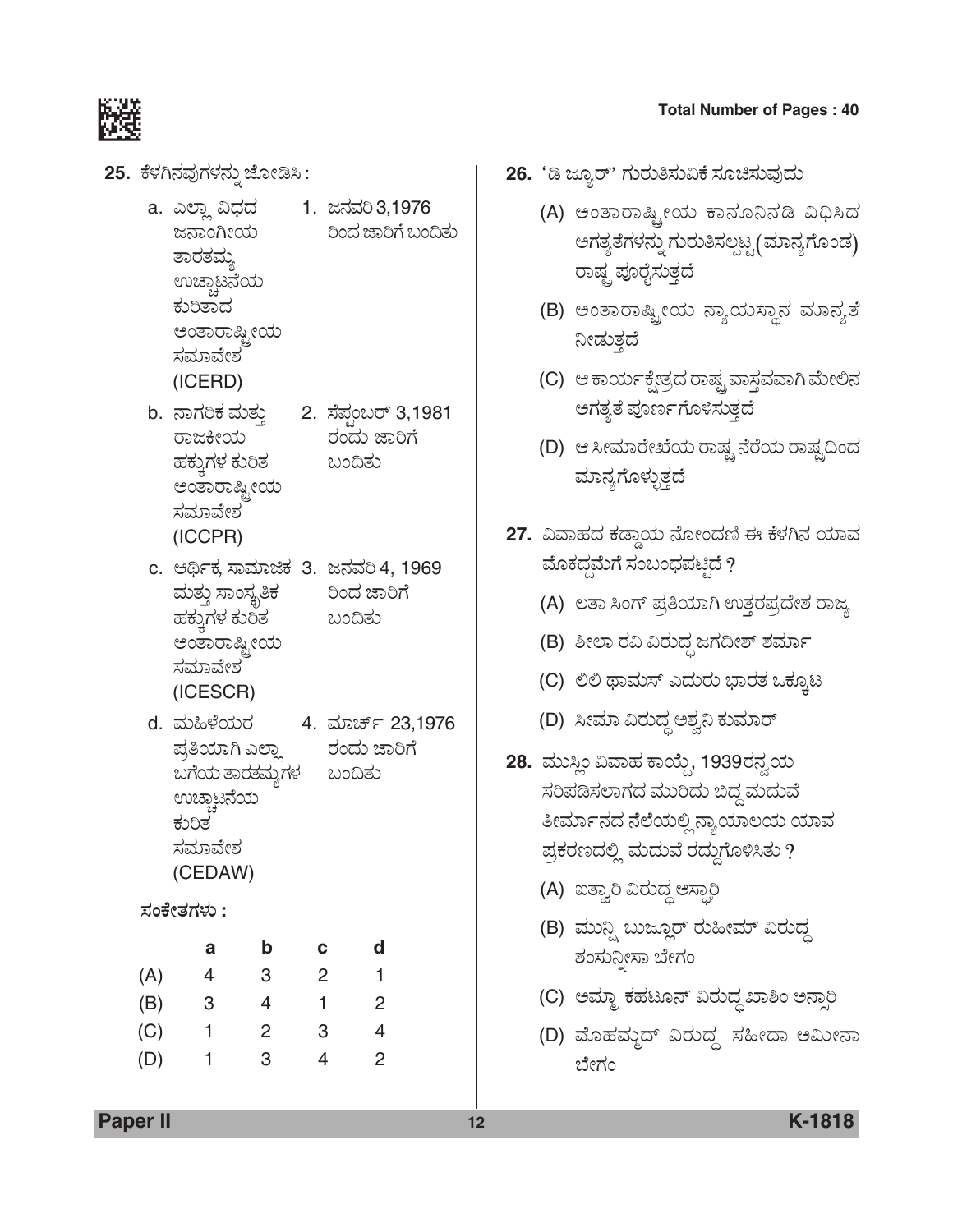25. ಕೆಳಗಿನವುಗಳನ್ನು ಜೋಡಿಸಿ :

| | |
|---|---|
| a. ಎಲ್ಲಾ ವಿಧದ ಜನಾಂಗೀಯ ತಾರತಮ್ಯ ಉಚ್ಚಾಟನೆಯ ಕುರಿತಾದ ಅಂತಾರಾಷ್ಟ್ರೀಯ ಸಮಾವೇಶ (ICERD) | 1. ಜನವರಿ 3,1976 ರಿಂದ ಜಾರಿಗೆ ಬಂದಿತು |
| b. ನಾಗರಿಕ ಮತ್ತು ರಾಜಕೀಯ ಹಕ್ಕುಗಳ ಕುರಿತ ಅಂತಾರಾಷ್ಟ್ರೀಯ ಸಮಾವೇಶ (ICCPR) | 2. ಸೆಪ್ಟಂಬರ್ 3,1981 ರಂದು ಜಾರಿಗೆ ಬಂದಿತು |
| c. ಆರ್ಥಿಕ, ಸಾಮಾಜಿಕ ಮತ್ತು ಸಾಂಸ್ಕೃತಿಕ ಹಕ್ಕುಗಳ ಕುರಿತ ಅಂತಾರಾಷ್ಟ್ರೀಯ ಸಮಾವೇಶ (ICESCR) | 3. ಜನವರಿ 4, 1969 ರಿಂದ ಜಾರಿಗೆ ಬಂದಿತು |
| d. ಮಹಿಳೆಯರ ಪ್ರತಿಯಾಗಿ ಎಲ್ಲಾ ಬಗೆಯ ತಾರತಮ್ಯಗಳ ಉಚ್ಚಾಟನೆಯ ಕುರಿತ ಸಮಾವೇಶ (CEDAW) | 4. ಮಾರ್ಚ್ 23,1976 ರಂದು ಜಾರಿಗೆ ಬಂದಿತು |

ಸಂಕೇತಗಳು :

| | a | b | c | d |
|---|---|---|---|---|
| (A) | 4 | 3 | 2 | 1 |
| (B) | 3 | 4 | 1 | 2 |
| (C) | 1 | 2 | 3 | 4 |
| (D) | 1 | 3 | 4 | 2 |

26. 'ಡಿ ಜ್ಯೂರ್' ಗುರುತಿಸುವಿಕೆ ಸೂಚಿಸುವುದು

(A) ಅಂತಾರಾಷ್ಟ್ರೀಯ ಕಾನೂನಿನಡಿ ವಿಧಿಸಿದ ಅಗತ್ಯತೆಗಳನ್ನು ಗುರುತಿಸಲ್ಪಟ್ಟ (ಮಾನ್ಯಗೊಂಡ) ರಾಷ್ಟ್ರ ಪೂರೈಸುತ್ತದೆ

(B) ಅಂತಾರಾಷ್ಟ್ರೀಯ ನ್ಯಾಯಸ್ಥಾನ ಮಾನ್ಯತೆ ನೀಡುತ್ತದೆ

(C) ಆ ಕಾರ್ಯಕ್ಷೇತ್ರದ ರಾಷ್ಟ್ರ ವಾಸ್ತವವಾಗಿ ಮೇಲಿನ ಅಗತ್ಯತೆ ಪೂರ್ಣಗೊಳಿಸುತ್ತದೆ

(D) ಆ ಸೀಮಾರೇಖೆಯ ರಾಷ್ಟ್ರ ನೆರೆಯ ರಾಷ್ಟ್ರದಿಂದ ಮಾನ್ಯಗೊಳ್ಳುತ್ತದೆ

27. ವಿವಾಹದ ಕಡ್ಡಾಯ ನೋಂದಣಿ ಈ ಕೆಳಗಿನ ಯಾವ ಮೊಕದ್ದಮೆಗೆ ಸಂಬಂಧಪಟ್ಟಿದೆ ?

(A) ಲತಾ ಸಿಂಗ್ ಪ್ರತಿಯಾಗಿ ಉತ್ತರಪ್ರದೇಶ ರಾಜ್ಯ

(B) ಶೀಲಾ ರವಿ ವಿರುದ್ಧ ಜಗದೀಶ್ ಶರ್ಮಾ

(C) ಲಿಲಿ ಥಾಮಸ್ ಎದುರು ಭಾರತ ಒಕ್ಕೂಟ

(D) ಸೀಮಾ ವಿರುದ್ಧ ಅಶ್ವನಿ ಕುಮಾರ್

28. ಮುಸ್ಲಿಂ ವಿವಾಹ ಕಾಯ್ದೆ, 1939ರನ್ವಯ ಸರಿಪಡಿಸಲಾಗದ ಮುರಿದು ಬಿದ್ದ ಮದುವೆ ತೀರ್ಮಾನದ ನೆಲೆಯಲ್ಲಿ ನ್ಯಾಯಾಲಯ ಯಾವ ಪ್ರಕರಣದಲ್ಲಿ ಮದುವೆ ರದ್ದುಗೊಳಿಸಿತು ?

(A) ಐತ್ವಾರಿ ವಿರುದ್ಧ ಅಸ್ಫಾರಿ

(B) ಮುನ್ಷಿ ಬುಜ್ಲೂರ್ ರುಹೀಮ್ ವಿರುದ್ಧ ಶಂಸುನ್ನೀಸಾ ಬೇಗಂ

(C) ಅಮ್ಮಾ ಕಹಟೂನ್ ವಿರುದ್ಧ ಖಾಶಿಂ ಅನ್ಸಾರಿ

(D) ಮೊಹಮ್ಮದ್ ವಿರುದ್ಧ ಸಹೀದಾ ಆಮೀನಾ ಬೇಗಂ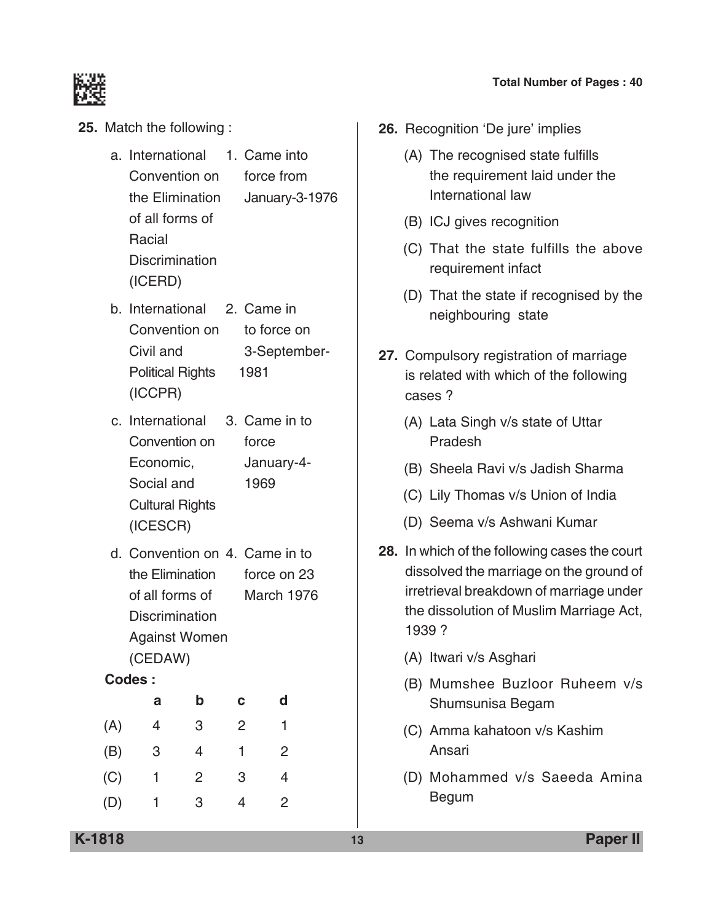25. Match the following :

| | | | |
|---|---|---|---|
| a. | International Convention on the Elimination of all forms of Racial Discrimination (ICERD) | 1. | Came into force from January-3-1976 |
| b. | International Convention on Civil and Political Rights (ICCPR) | 2. | Came in to force on 3-September-1981 |
| c. | International Convention on Economic, Social and Cultural Rights (ICESCR) | 3. | Came in to force January-4-1969 |
| d. | Convention on the Elimination of all forms of Discrimination Against Women (CEDAW) | 4. | Came in to force on 23 March 1976 |

**Codes :**

| | a | b | c | d |
|---|---|---|---|---|
| (A) | 4 | 3 | 2 | 1 |
| (B) | 3 | 4 | 1 | 2 |
| (C) | 1 | 2 | 3 | 4 |
| (D) | 1 | 3 | 4 | 2 |

26. Recognition 'De jure' implies

(A) The recognised state fulfills the requirement laid under the International law

(B) ICJ gives recognition

(C) That the state fulfills the above requirement infact

(D) That the state if recognised by the neighbouring state

27. Compulsory registration of marriage is related with which of the following cases ?

(A) Lata Singh v/s state of Uttar Pradesh

(B) Sheela Ravi v/s Jadish Sharma

(C) Lily Thomas v/s Union of India

(D) Seema v/s Ashwani Kumar

28. In which of the following cases the court dissolved the marriage on the ground of irretrieval breakdown of marriage under the dissolution of Muslim Marriage Act, 1939 ?

(A) Itwari v/s Asghari

(B) Mumshee Buzloor Ruheem v/s Shumsunisa Begam

(C) Amma kahatoon v/s Kashim Ansari

(D) Mohammed v/s Saeeda Amina Begum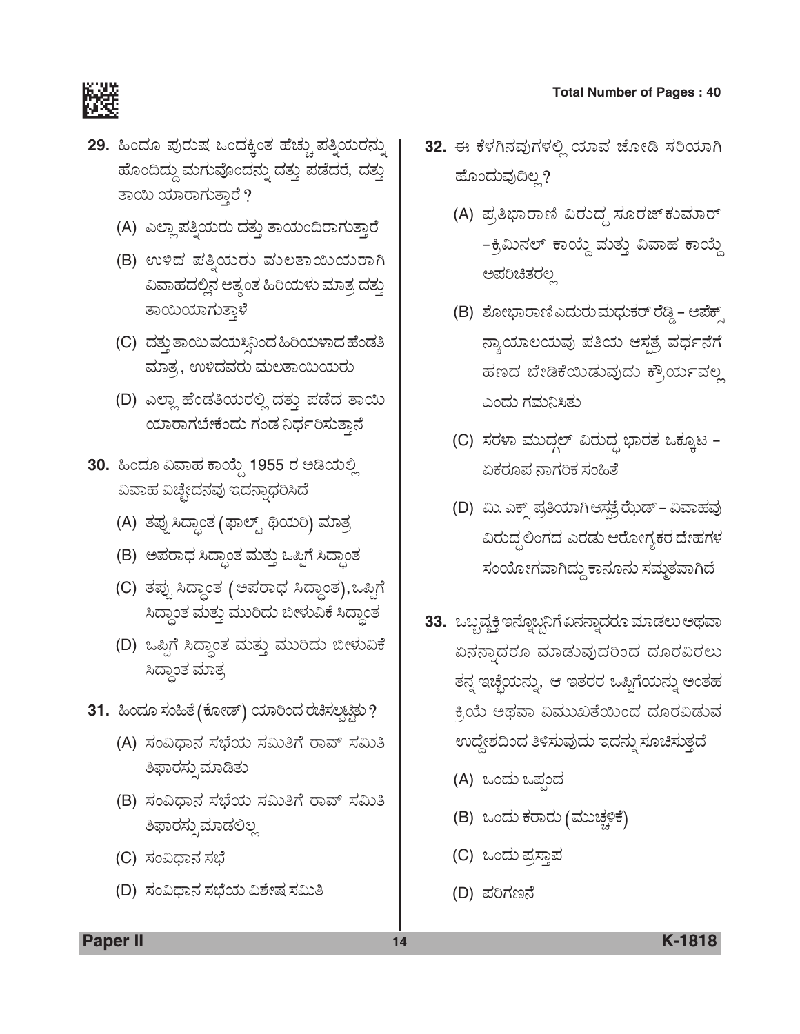**29.** ಹಿಂದೂ ಪುರುಷ ಒಂದಕ್ಕಿಂತ ಹೆಚ್ಚು ಪತ್ನಿಯರನ್ನು ಹೊಂದಿದ್ದು ಮಗುವೊಂದನ್ನು ದತ್ತು ಪಡೆದರೆ, ದತ್ತು ತಾಯಿ ಯಾರಾಗುತ್ತಾರೆ ?

(A) ಎಲ್ಲಾ ಪತ್ನಿಯರು ದತ್ತು ತಾಯಂದಿರಾಗುತ್ತಾರೆ

(B) ಉಳಿದ ಪತ್ನಿಯರು ಮಲತಾಯಿಯರಾಗಿ ವಿವಾಹದಲ್ಲಿನ ಅತ್ಯಂತ ಹಿರಿಯಳು ಮಾತ್ರ ದತ್ತು ತಾಯಿಯಾಗುತ್ತಾಳೆ

(C) ದತ್ತು ತಾಯಿ ವಯಸ್ಸಿನಿಂದ ಹಿರಿಯಳಾದ ಹೆಂಡತಿ ಮಾತ್ರ, ಉಳಿದವರು ಮಲತಾಯಿಯರು

(D) ಎಲ್ಲಾ ಹೆಂಡತಿಯರಲ್ಲಿ ದತ್ತು ಪಡೆದ ತಾಯಿ ಯಾರಾಗಬೇಕೆಂದು ಗಂಡ ನಿರ್ಧರಿಸುತ್ತಾನೆ

**30.** ಹಿಂದೂ ವಿವಾಹ ಕಾಯ್ದೆ 1955 ರ ಅಡಿಯಲ್ಲಿ ವಿವಾಹ ವಿಚ್ಛೇದನವು ಇದನ್ನಾಧರಿಸಿದೆ

(A) ತಪ್ಪು ಸಿದ್ಧಾಂತ (ಫಾಲ್ಟ್ ಥಿಯರಿ) ಮಾತ್ರ

(B) ಅಪರಾಧ ಸಿದ್ಧಾಂತ ಮತ್ತು ಒಪ್ಪಿಗೆ ಸಿದ್ಧಾಂತ

(C) ತಪ್ಪು ಸಿದ್ಧಾಂತ (ಅಪರಾಧ ಸಿದ್ಧಾಂತ), ಒಪ್ಪಿಗೆ ಸಿದ್ಧಾಂತ ಮತ್ತು ಮುರಿದು ಬೀಳುವಿಕೆ ಸಿದ್ಧಾಂತ

(D) ಒಪ್ಪಿಗೆ ಸಿದ್ಧಾಂತ ಮತ್ತು ಮುರಿದು ಬೀಳುವಿಕೆ ಸಿದ್ಧಾಂತ ಮಾತ್ರ

**31.** ಹಿಂದೂ ಸಂಹಿತೆ (ಕೋಡ್) ಯಾರಿಂದ ರಚಿಸಲ್ಪಟ್ಟಿತು ?

(A) ಸಂವಿಧಾನ ಸಭೆಯ ಸಮಿತಿಗೆ ರಾವ್ ಸಮಿತಿ ಶಿಫಾರಸ್ಸು ಮಾಡಿತು

(B) ಸಂವಿಧಾನ ಸಭೆಯ ಸಮಿತಿಗೆ ರಾವ್ ಸಮಿತಿ ಶಿಫಾರಸ್ಸು ಮಾಡಲಿಲ್ಲ

(C) ಸಂವಿಧಾನ ಸಭೆ

(D) ಸಂವಿಧಾನ ಸಭೆಯ ವಿಶೇಷ ಸಮಿತಿ

**32.** ಈ ಕೆಳಗಿನವುಗಳಲ್ಲಿ ಯಾವ ಜೋಡಿ ಸರಿಯಾಗಿ ಹೊಂದುವುದಿಲ್ಲ ?

(A) ಪ್ರತಿಭಾರಾಣಿ ವಿರುದ್ಧ ಸೂರಜ್‌ಕುಮಾರ್ – ಕ್ರಿಮಿನಲ್ ಕಾಯ್ದೆ ಮತ್ತು ವಿವಾಹ ಕಾಯ್ದೆ ಅಪರಿಚಿತರಲ್ಲ

(B) ಶೋಭಾರಾಣಿ ಎದುರು ಮಧುಕರ್ ರೆಡ್ಡಿ – ಅಪೆಕ್ಸ್ ನ್ಯಾಯಾಲಯವು ಪತಿಯ ಆಸ್ಪತ್ರೆ ವರ್ಧನೆಗೆ ಹಣದ ಬೇಡಿಕೆಯಿಡುವುದು ಕ್ರೌರ್ಯವಲ್ಲ ಎಂದು ಗಮನಿಸಿತು

(C) ಸರಳಾ ಮುದ್ಗಲ್ ವಿರುದ್ಧ ಭಾರತ ಒಕ್ಕೂಟ – ಏಕರೂಪ ನಾಗರಿಕ ಸಂಹಿತೆ

(D) ಮಿ. ಎಕ್ಸ್ ಪ್ರತಿಯಾಗಿ ಆಸ್ಪತ್ರೆ ಝೆಡ್ – ವಿವಾಹವು ವಿರುದ್ಧ ಲಿಂಗದ ಎರಡು ಆರೋಗ್ಯಕರ ದೇಹಗಳ ಸಂಯೋಗವಾಗಿದ್ದು ಕಾನೂನು ಸಮ್ಮತವಾಗಿದೆ

**33.** ಒಬ್ಬ ವ್ಯಕ್ತಿ ಇನ್ನೊಬ್ಬನಿಗೆ ಏನನ್ನಾದರೂ ಮಾಡಲು ಅಥವಾ ಏನನ್ನಾದರೂ ಮಾಡುವುದರಿಂದ ದೂರವಿರಲು ತನ್ನ ಇಚ್ಛೆಯನ್ನು, ಆ ಇತರರ ಒಪ್ಪಿಗೆಯನ್ನು ಅಂತಹ ಕ್ರಿಯೆ ಅಥವಾ ವಿಮುಖತೆಯಿಂದ ದೂರವಿಡುವ ಉದ್ದೇಶದಿಂದ ತಿಳಿಸುವುದು ಇದನ್ನು ಸೂಚಿಸುತ್ತದೆ

(A) ಒಂದು ಒಪ್ಪಂದ

(B) ಒಂದು ಕರಾರು (ಮುಚ್ಚಳಿಕೆ)

(C) ಒಂದು ಪ್ರಸ್ತಾಪ

(D) ಪರಿಗಣನೆ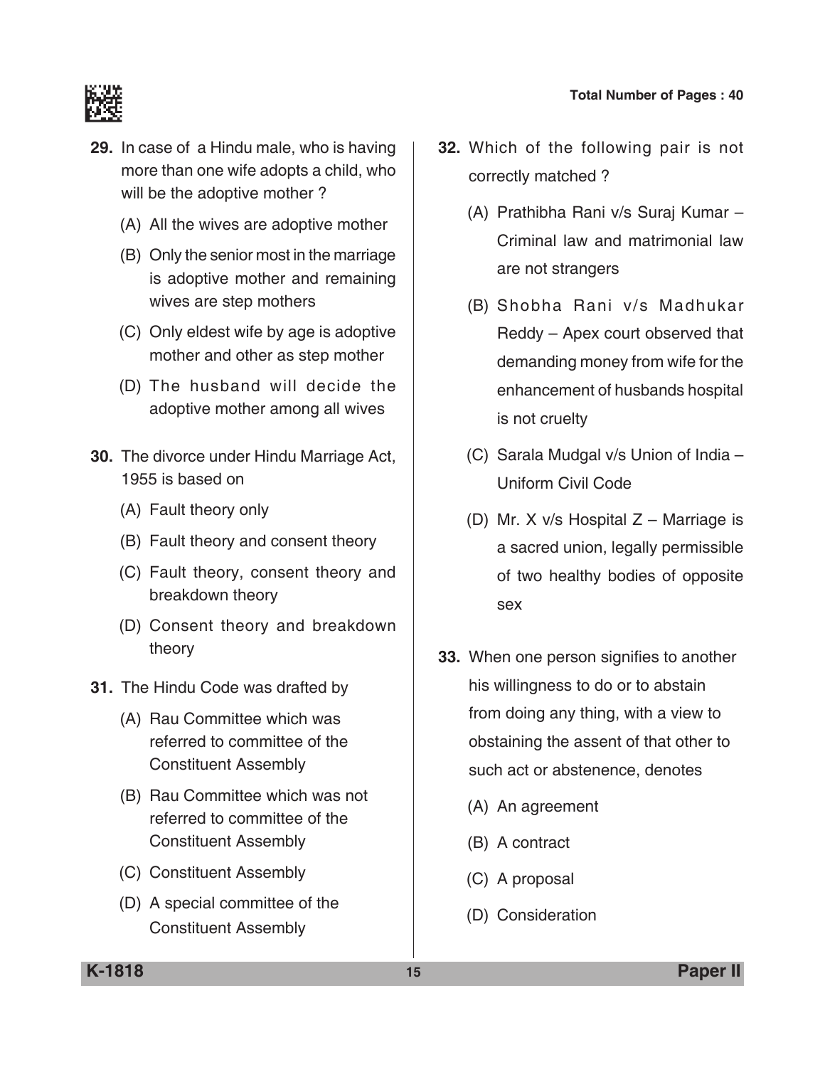29. In case of a Hindu male, who is having more than one wife adopts a child, who will be the adoptive mother ?

    (A) All the wives are adoptive mother

    (B) Only the senior most in the marriage is adoptive mother and remaining wives are step mothers

    (C) Only eldest wife by age is adoptive mother and other as step mother

    (D) The husband will decide the adoptive mother among all wives

30. The divorce under Hindu Marriage Act, 1955 is based on

    (A) Fault theory only

    (B) Fault theory and consent theory

    (C) Fault theory, consent theory and breakdown theory

    (D) Consent theory and breakdown theory

31. The Hindu Code was drafted by

    (A) Rau Committee which was referred to committee of the Constituent Assembly

    (B) Rau Committee which was not referred to committee of the Constituent Assembly

    (C) Constituent Assembly

    (D) A special committee of the Constituent Assembly

32. Which of the following pair is not correctly matched ?

    (A) Prathibha Rani v/s Suraj Kumar – Criminal law and matrimonial law are not strangers

    (B) Shobha Rani v/s Madhukar Reddy – Apex court observed that demanding money from wife for the enhancement of husbands hospital is not cruelty

    (C) Sarala Mudgal v/s Union of India – Uniform Civil Code

    (D) Mr. X v/s Hospital Z – Marriage is a sacred union, legally permissible of two healthy bodies of opposite sex

33. When one person signifies to another his willingness to do or to abstain from doing any thing, with a view to obstaining the assent of that other to such act or abstenence, denotes

    (A) An agreement

    (B) A contract

    (C) A proposal

    (D) Consideration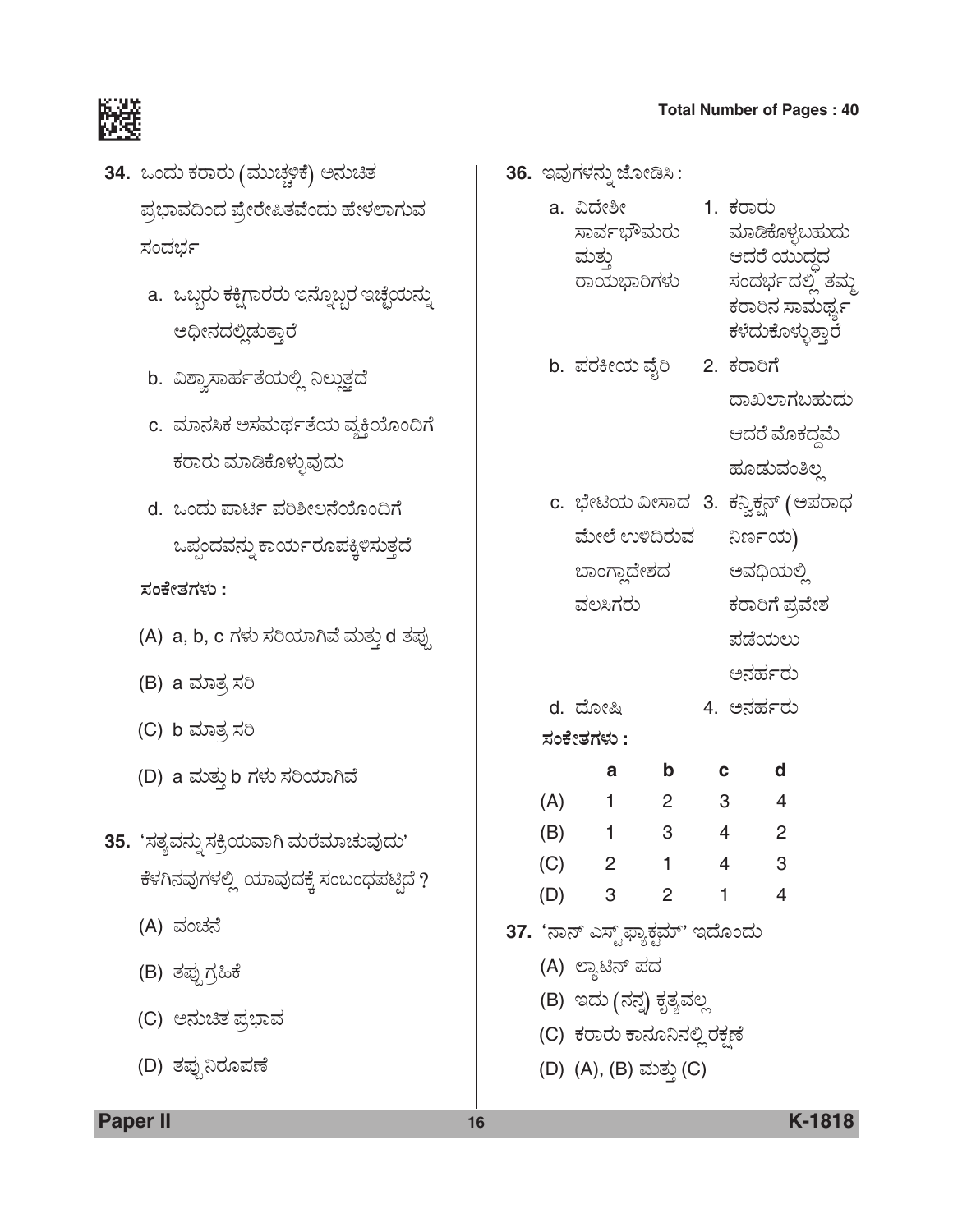**34.** ಒಂದು ಕರಾರು (ಮುಚ್ಚಳಿಕೆ) ಅನುಚಿತ ಪ್ರಭಾವದಿಂದ ಪ್ರೇರೇಪಿತವೆಂದು ಹೇಳಲಾಗುವ ಸಂದರ್ಭ

a. ಒಬ್ಬರು ಕಕ್ಷಿಗಾರರು ಇನ್ನೊಬ್ಬರ ಇಚ್ಛೆಯನ್ನು ಅಧೀನದಲ್ಲಿಡುತ್ತಾರೆ

b. ವಿಶ್ವಾಸಾರ್ಹತೆಯಲ್ಲಿ ನಿಲ್ಲುತ್ತದೆ

c. ಮಾನಸಿಕ ಅಸಮರ್ಥತೆಯ ವ್ಯಕ್ತಿಯೊಂದಿಗೆ ಕರಾರು ಮಾಡಿಕೊಳ್ಳುವುದು

d. ಒಂದು ಪಾರ್ಟಿ ಪರಿಶೀಲನೆಯೊಂದಿಗೆ ಒಪ್ಪಂದವನ್ನು ಕಾರ್ಯರೂಪಕ್ಕಿಳಿಸುತ್ತದೆ

**ಸಂಕೇತಗಳು :**

(A) a, b, c ಗಳು ಸರಿಯಾಗಿವೆ ಮತ್ತು d ತಪ್ಪು

(B) a ಮಾತ್ರ ಸರಿ

(C) b ಮಾತ್ರ ಸರಿ

(D) a ಮತ್ತು b ಗಳು ಸರಿಯಾಗಿವೆ

**35.** 'ಸತ್ಯವನ್ನು ಸಕ್ರಿಯವಾಗಿ ಮರೆಮಾಚುವುದು' ಕೆಳಗಿನವುಗಳಲ್ಲಿ ಯಾವುದಕ್ಕೆ ಸಂಬಂಧಪಟ್ಟಿದೆ ?

(A) ವಂಚನೆ

(B) ತಪ್ಪು ಗ್ರಹಿಕೆ

(C) ಅನುಚಿತ ಪ್ರಭಾವ

(D) ತಪ್ಪು ನಿರೂಪಣೆ

**36.** ಇವುಗಳನ್ನು ಜೋಡಿಸಿ :

a. ವಿದೇಶೀ ಸಾರ್ವಭೌಮರು ಮತ್ತು ರಾಯಭಾರಿಗಳು — 1. ಕರಾರು ಮಾಡಿಕೊಳ್ಳಬಹುದು ಆದರೆ ಯುದ್ಧದ ಸಂದರ್ಭದಲ್ಲಿ ತಮ್ಮ ಕರಾರಿನ ಸಾಮರ್ಥ್ಯ ಕಳೆದುಕೊಳ್ಳುತ್ತಾರೆ

b. ಪರಕೀಯ ವೈರಿ — 2. ಕರಾರಿಗೆ ದಾಖಲಾಗಬಹುದು ಆದರೆ ಮೊಕದ್ದಮೆ ಹೂಡುವಂತಿಲ್ಲ

c. ಭೇಟಿಯ ವೀಸಾದ ಮೇಲೆ ಉಳಿದಿರುವ ಬಾಂಗ್ಲಾದೇಶದ ವಲಸಿಗರು — 3. ಕನ್ವಿಕ್ಷನ್ (ಅಪರಾಧ ನಿರ್ಣಯ) ಅವಧಿಯಲ್ಲಿ ಕರಾರಿಗೆ ಪ್ರವೇಶ ಪಡೆಯಲು ಅನರ್ಹರು

d. ದೋಷಿ — 4. ಅನರ್ಹರು

**ಸಂಕೇತಗಳು :**

| | a | b | c | d |
|---|---|---|---|---|
| (A) | 1 | 2 | 3 | 4 |
| (B) | 1 | 3 | 4 | 2 |
| (C) | 2 | 1 | 4 | 3 |
| (D) | 3 | 2 | 1 | 4 |

**37.** 'ನಾನ್ ಎಸ್ಟ್ ಫ್ಯಾಕ್ಟಮ್' ಇದೊಂದು

(A) ಲ್ಯಾಟಿನ್ ಪದ

(B) ಇದು (ನನ್ನ) ಕೃತ್ಯವಲ್ಲ

(C) ಕರಾರು ಕಾನೂನಿನಲ್ಲಿ ರಕ್ಷಣೆ

(D) (A), (B) ಮತ್ತು (C)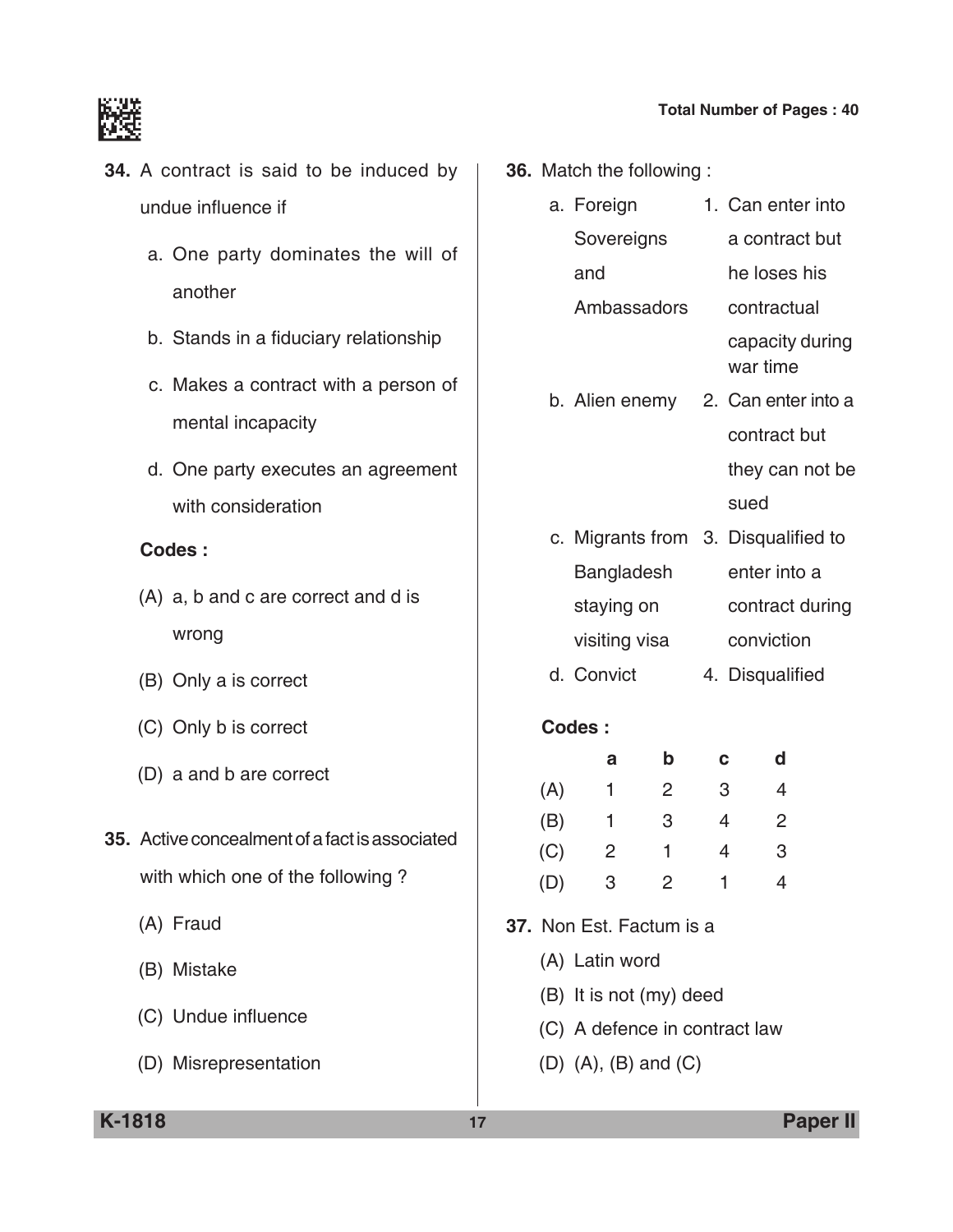**34.** A contract is said to be induced by undue influence if

a. One party dominates the will of another

b. Stands in a fiduciary relationship

c. Makes a contract with a person of mental incapacity

d. One party executes an agreement with consideration

**Codes :**

(A) a, b and c are correct and d is wrong

(B) Only a is correct

(C) Only b is correct

(D) a and b are correct

**35.** Active concealment of a fact is associated with which one of the following ?

(A) Fraud

(B) Mistake

(C) Undue influence

(D) Misrepresentation

**36.** Match the following :

| | |
|---|---|
| a. Foreign Sovereigns and Ambassadors | 1. Can enter into a contract but he loses his contractual capacity during war time |
| b. Alien enemy | 2. Can enter into a contract but they can not be sued |
| c. Migrants from Bangladesh staying on visiting visa | 3. Disqualified to enter into a contract during conviction |
| d. Convict | 4. Disqualified |

**Codes :**

| | a | b | c | d |
|---|---|---|---|---|
| (A) | 1 | 2 | 3 | 4 |
| (B) | 1 | 3 | 4 | 2 |
| (C) | 2 | 1 | 4 | 3 |
| (D) | 3 | 2 | 1 | 4 |

**37.** Non Est. Factum is a

(A) Latin word

(B) It is not (my) deed

(C) A defence in contract law

(D) (A), (B) and (C)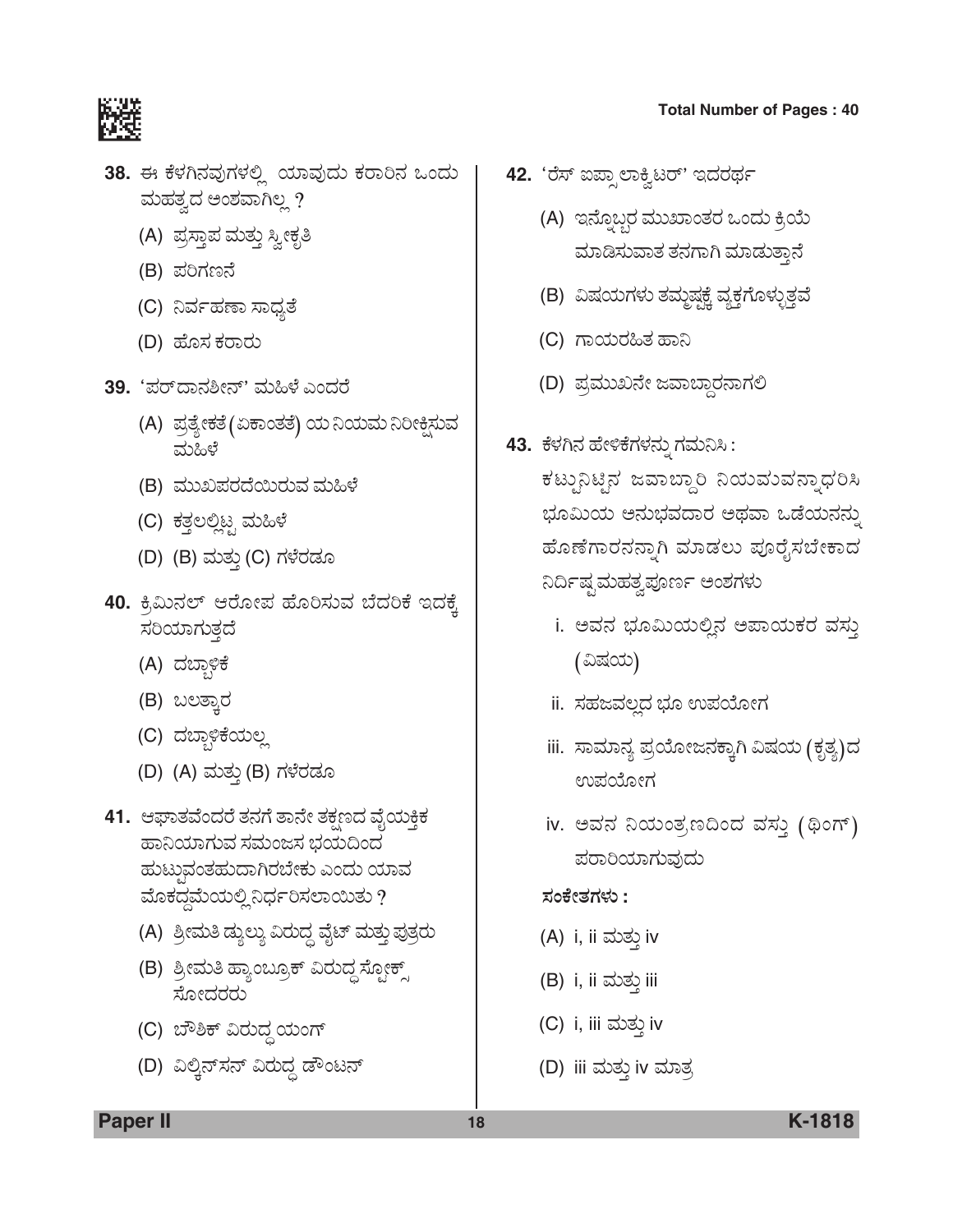**38.** ಈ ಕೆಳಗಿನವುಗಳಲ್ಲಿ ಯಾವುದು ಕರಾರಿನ ಒಂದು ಮಹತ್ವದ ಅಂಶವಾಗಿಲ್ಲ ?

(A) ಪ್ರಸ್ತಾಪ ಮತ್ತು ಸ್ವೀಕೃತಿ

(B) ಪರಿಗಣನೆ

(C) ನಿರ್ವಹಣಾ ಸಾಧ್ಯತೆ

(D) ಹೊಸ ಕರಾರು

**39.** 'ಪರ್‌ದಾನಶೀನ್' ಮಹಿಳೆ ಎಂದರೆ

(A) ಪ್ರತ್ಯೇಕತೆ (ಏಕಾಂತತೆ) ಯ ನಿಯಮ ನಿರೀಕ್ಷಿಸುವ ಮಹಿಳೆ

(B) ಮುಖಪರದೆಯಿರುವ ಮಹಿಳೆ

(C) ಕತ್ತಲಲ್ಲಿಟ್ಟ ಮಹಿಳೆ

(D) (B) ಮತ್ತು (C) ಗಳೆರಡೂ

**40.** ಕ್ರಿಮಿನಲ್ ಆರೋಪ ಹೊರಿಸುವ ಬೆದರಿಕೆ ಇದಕ್ಕೆ ಸರಿಯಾಗುತ್ತದೆ

(A) ದಬ್ಬಾಳಿಕೆ

(B) ಬಲತ್ಕಾರ

(C) ದಬ್ಬಾಳಿಕೆಯಲ್ಲ

(D) (A) ಮತ್ತು (B) ಗಳೆರಡೂ

**41.** ಆಘಾತವೆಂದರೆ ತನಗೆ ತಾನೇ ತಕ್ಷಣದ ವೈಯಕ್ತಿಕ ಹಾನಿಯಾಗುವ ಸಮಂಜಸ ಭಯದಿಂದ ಹುಟ್ಟುವಂತಹುದಾಗಿರಬೇಕು ಎಂದು ಯಾವ ಮೊಕದ್ದಮೆಯಲ್ಲಿ ನಿರ್ಧರಿಸಲಾಯಿತು ?

(A) ಶ್ರೀಮತಿ ಡ್ಯುಲ್ಯು ವಿರುದ್ಧ ವೈಟ್ ಮತ್ತು ಪುತ್ರರು

(B) ಶ್ರೀಮತಿ ಹ್ಯಾಂಬ್ರೂಕ್ ವಿರುದ್ಧ ಸ್ಟೋಕ್ಸ್ ಸೋದರರು

(C) ಬೌರ್ಹಿಕ್ ವಿರುದ್ಧ ಯಂಗ್

(D) ವಿಲ್ಕಿನ್‌ಸನ್ ವಿರುದ್ಧ ಡೌಂಟನ್

**42.** 'ರೆಸ್ ಐಪ್ಸಾ ಲಾಕ್ವಿಟರ್' ಇದರರ್ಥ

(A) ಇನ್ನೊಬ್ಬರ ಮುಖಾಂತರ ಒಂದು ಕ್ರಿಯೆ ಮಾಡಿಸುವಾತ ತನಗಾಗಿ ಮಾಡುತ್ತಾನೆ

(B) ವಿಷಯಗಳು ತಮ್ಮಷ್ಟಕ್ಕೆ ವ್ಯಕ್ತಗೊಳ್ಳುತ್ತವೆ

(C) ಗಾಯರಹಿತ ಹಾನಿ

(D) ಪ್ರಮುಖನೇ ಜವಾಬ್ದಾರನಾಗಲಿ

**43.** ಕೆಳಗಿನ ಹೇಳಿಕೆಗಳನ್ನು ಗಮನಿಸಿ :

ಕಟ್ಟುನಿಟ್ಟಿನ ಜವಾಬ್ದಾರಿ ನಿಯಮವನ್ನಾಧರಿಸಿ ಭೂಮಿಯ ಅನುಭವದಾರ ಅಥವಾ ಒಡೆಯನನ್ನು ಹೊಣೆಗಾರನನ್ನಾಗಿ ಮಾಡಲು ಪೂರೈಸಬೇಕಾದ ನಿರ್ದಿಷ್ಟ ಮಹತ್ವಪೂರ್ಣ ಅಂಶಗಳು

i. ಅವನ ಭೂಮಿಯಲ್ಲಿನ ಅಪಾಯಕರ ವಸ್ತು (ವಿಷಯ)

ii. ಸಹಜವಲ್ಲದ ಭೂ ಉಪಯೋಗ

iii. ಸಾಮಾನ್ಯ ಪ್ರಯೋಜನಕ್ಕಾಗಿ ವಿಷಯ (ಕೃತ್ಯ) ದ ಉಪಯೋಗ

iv. ಅವನ ನಿಯಂತ್ರಣದಿಂದ ವಸ್ತು (ಥಿಂಗ್) ಪರಾರಿಯಾಗುವುದು

**ಸಂಕೇತಗಳು :**

(A) i, ii ಮತ್ತು iv

(B) i, ii ಮತ್ತು iii

(C) i, iii ಮತ್ತು iv

(D) iii ಮತ್ತು iv ಮಾತ್ರ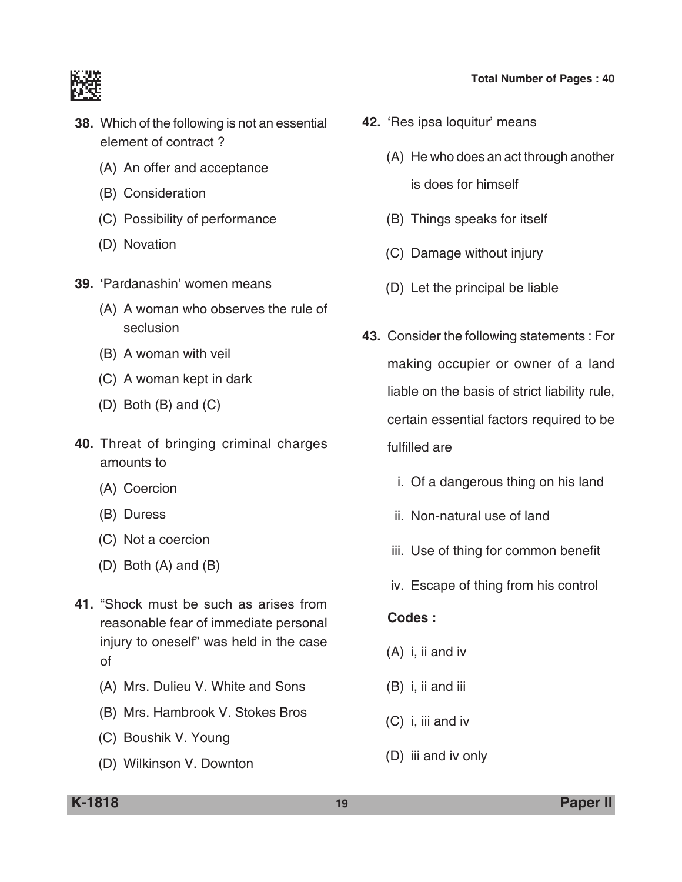38. Which of the following is not an essential element of contract ?

(A) An offer and acceptance

(B) Consideration

(C) Possibility of performance

(D) Novation

39. 'Pardanashin' women means

(A) A woman who observes the rule of seclusion

(B) A woman with veil

(C) A woman kept in dark

(D) Both (B) and (C)

40. Threat of bringing criminal charges amounts to

(A) Coercion

(B) Duress

(C) Not a coercion

(D) Both (A) and (B)

41. "Shock must be such as arises from reasonable fear of immediate personal injury to oneself" was held in the case of

(A) Mrs. Dulieu V. White and Sons

(B) Mrs. Hambrook V. Stokes Bros

(C) Boushik V. Young

(D) Wilkinson V. Downton

42. 'Res ipsa loquitur' means

(A) He who does an act through another is does for himself

(B) Things speaks for itself

(C) Damage without injury

(D) Let the principal be liable

43. Consider the following statements : For making occupier or owner of a land liable on the basis of strict liability rule, certain essential factors required to be fulfilled are

i. Of a dangerous thing on his land

ii. Non-natural use of land

iii. Use of thing for common benefit

iv. Escape of thing from his control

**Codes :**

(A) i, ii and iv

(B) i, ii and iii

(C) i, iii and iv

(D) iii and iv only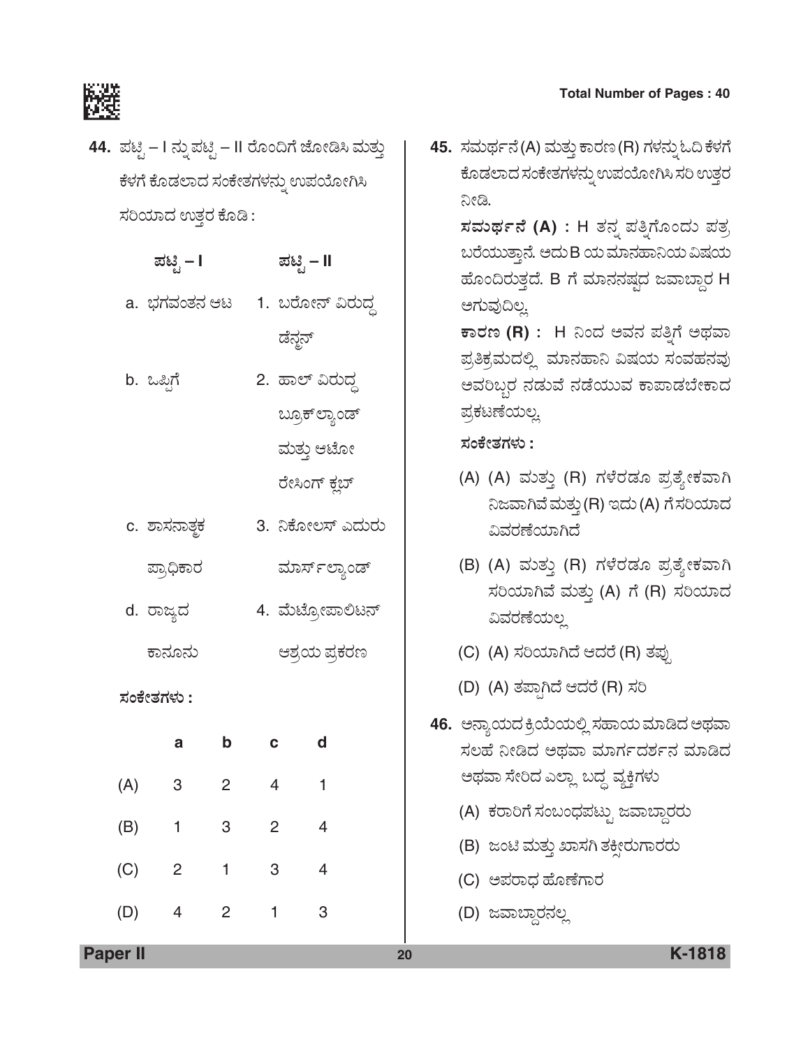**44.** ಪಟ್ಟಿ – I ನ್ನು ಪಟ್ಟಿ – II ರೊಂದಿಗೆ ಜೋಡಿಸಿ ಮತ್ತು ಕೆಳಗೆ ಕೊಡಲಾದ ಸಂಕೇತಗಳನ್ನು ಉಪಯೋಗಿಸಿ ಸರಿಯಾದ ಉತ್ತರ ಕೊಡಿ :

| ಪಟ್ಟಿ – I | ಪಟ್ಟಿ – II |
|---|---|
| a. ಭಗವಂತನ ಆಟ | 1. ಬರೋನ್ ವಿರುದ್ಧ ಡೆನ್ಮನ್ |
| b. ಒಪ್ಪಿಗೆ | 2. ಹಾಲ್ ವಿರುದ್ಧ ಬ್ರೂಕ್‌ಲ್ಯಾಂಡ್ ಮತ್ತು ಆಟೋ ರೇಸಿಂಗ್ ಕ್ಲಬ್ |
| c. ಶಾಸನಾತ್ಮಕ ಪ್ರಾಧಿಕಾರ | 3. ನಿಕೋಲಸ್ ಎದುರು ಮಾರ್ಸ್‌ಲ್ಯಾಂಡ್ |
| d. ರಾಜ್ಯದ ಕಾನೂನು | 4. ಮೆಟ್ರೋಪಾಲಿಟನ್ ಆಶ್ರಯ ಪ್ರಕರಣ |

**ಸಂಕೇತಗಳು :**

| | a | b | c | d |
|---|---|---|---|---|
| (A) | 3 | 2 | 4 | 1 |
| (B) | 1 | 3 | 2 | 4 |
| (C) | 2 | 1 | 3 | 4 |
| (D) | 4 | 2 | 1 | 3 |

**45.** ಸಮರ್ಥನೆ (A) ಮತ್ತು ಕಾರಣ (R) ಗಳನ್ನು ಓದಿ ಕೆಳಗೆ ಕೊಡಲಾದ ಸಂಕೇತಗಳನ್ನು ಉಪಯೋಗಿಸಿ ಸರಿ ಉತ್ತರ ನೀಡಿ.

**ಸಮರ್ಥನೆ (A) :** H ತನ್ನ ಪತ್ನಿಗೊಂದು ಪತ್ರ ಬರೆಯುತ್ತಾನೆ. ಅದು B ಯ ಮಾನಹಾನಿಯ ವಿಷಯ ಹೊಂದಿರುತ್ತದೆ. B ಗೆ ಮಾನನಷ್ಟದ ಜವಾಬ್ದಾರ H ಆಗುವುದಿಲ್ಲ.

**ಕಾರಣ (R) :** H ನಿಂದ ಅವನ ಪತ್ನಿಗೆ ಅಥವಾ ಪ್ರತಿಕ್ರಮದಲ್ಲಿ ಮಾನಹಾನಿ ವಿಷಯ ಸಂವಹನವು ಅವರಿಬ್ಬರ ನಡುವೆ ನಡೆಯುವ ಕಾಪಾಡಬೇಕಾದ ಪ್ರಕಟಣೆಯಲ್ಲ.

**ಸಂಕೇತಗಳು :**

(A) (A) ಮತ್ತು (R) ಗಳೆರಡೂ ಪ್ರತ್ಯೇಕವಾಗಿ ನಿಜವಾಗಿವೆ ಮತ್ತು (R) ಇದು (A) ಗೆ ಸರಿಯಾದ ವಿವರಣೆಯಾಗಿದೆ

(B) (A) ಮತ್ತು (R) ಗಳೆರಡೂ ಪ್ರತ್ಯೇಕವಾಗಿ ಸರಿಯಾಗಿವೆ ಮತ್ತು (A) ಗೆ (R) ಸರಿಯಾದ ವಿವರಣೆಯಲ್ಲ

(C) (A) ಸರಿಯಾಗಿದೆ ಆದರೆ (R) ತಪ್ಪು

(D) (A) ತಪ್ಪಾಗಿದೆ ಆದರೆ (R) ಸರಿ

**46.** ಅನ್ಯಾಯದ ಕ್ರಿಯೆಯಲ್ಲಿ ಸಹಾಯ ಮಾಡಿದ ಅಥವಾ ಸಲಹೆ ನೀಡಿದ ಅಥವಾ ಮಾರ್ಗದರ್ಶನ ಮಾಡಿದ ಅಥವಾ ಸೇರಿದ ಎಲ್ಲಾ ಬದ್ಧ ವ್ಯಕ್ತಿಗಳು

(A) ಕರಾರಿಗೆ ಸಂಬಂಧಪಟ್ಟು ಜವಾಬ್ದಾರರು

(B) ಜಂಟಿ ಮತ್ತು ಖಾಸಗಿ ತಕ್ಸೀರುಗಾರರು

(C) ಅಪರಾಧ ಹೊಣೆಗಾರ

(D) ಜವಾಬ್ದಾರನಲ್ಲ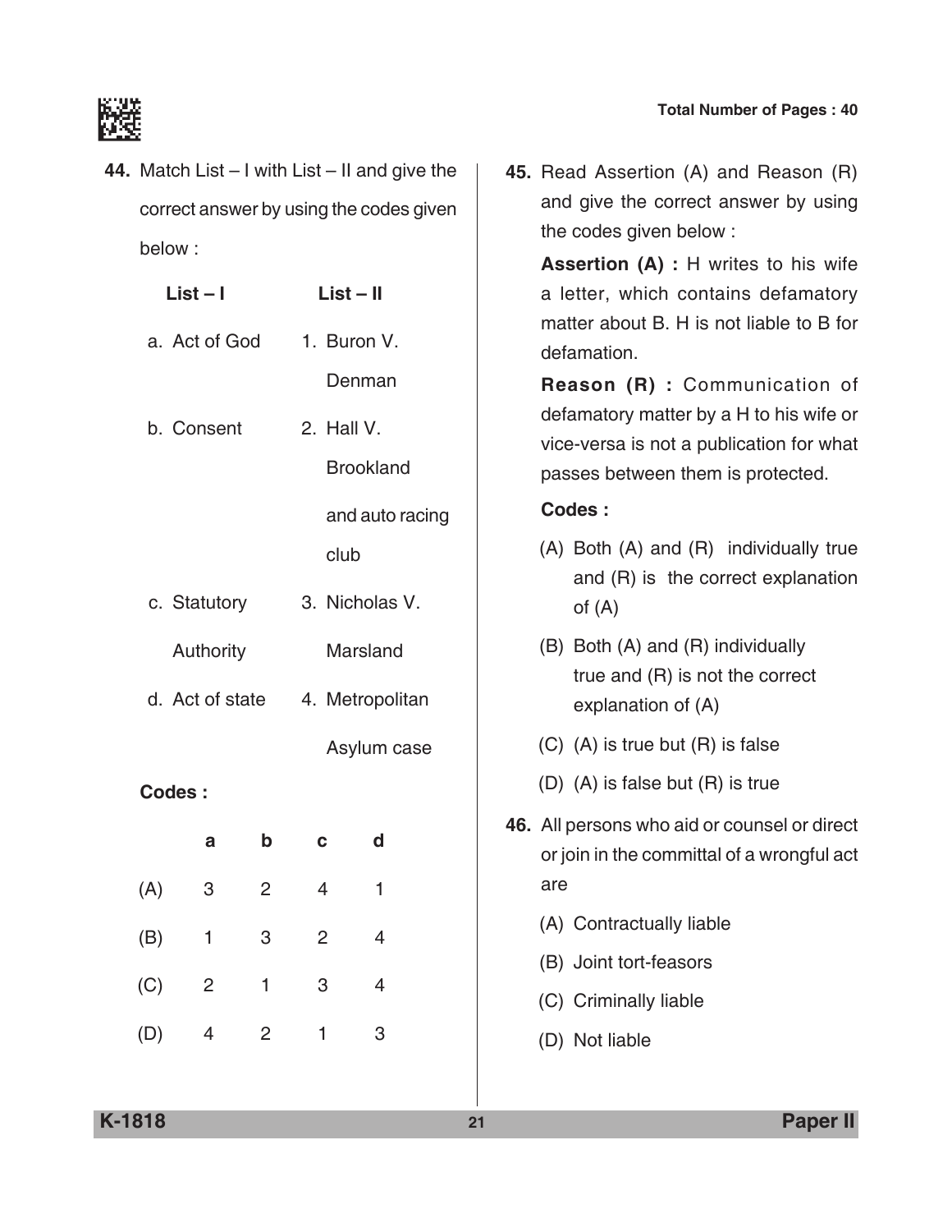**44.** Match List – I with List – II and give the correct answer by using the codes given below :

| List – I | List – II |
|---|---|
| a. Act of God | 1. Buron V. Denman |
| b. Consent | 2. Hall V. Brookland and auto racing club |
| c. Statutory Authority | 3. Nicholas V. Marsland |
| d. Act of state | 4. Metropolitan Asylum case |

**Codes :**

| | a | b | c | d |
|---|---|---|---|---|
| (A) | 3 | 2 | 4 | 1 |
| (B) | 1 | 3 | 2 | 4 |
| (C) | 2 | 1 | 3 | 4 |
| (D) | 4 | 2 | 1 | 3 |

**45.** Read Assertion (A) and Reason (R) and give the correct answer by using the codes given below :

**Assertion (A) :** H writes to his wife a letter, which contains defamatory matter about B. H is not liable to B for defamation.

**Reason (R) :** Communication of defamatory matter by a H to his wife or vice-versa is not a publication for what passes between them is protected.

**Codes :**

(A) Both (A) and (R) individually true and (R) is the correct explanation of (A)

(B) Both (A) and (R) individually true and (R) is not the correct explanation of (A)

(C) (A) is true but (R) is false

(D) (A) is false but (R) is true

**46.** All persons who aid or counsel or direct or join in the committal of a wrongful act are

(A) Contractually liable

(B) Joint tort-feasors

(C) Criminally liable

(D) Not liable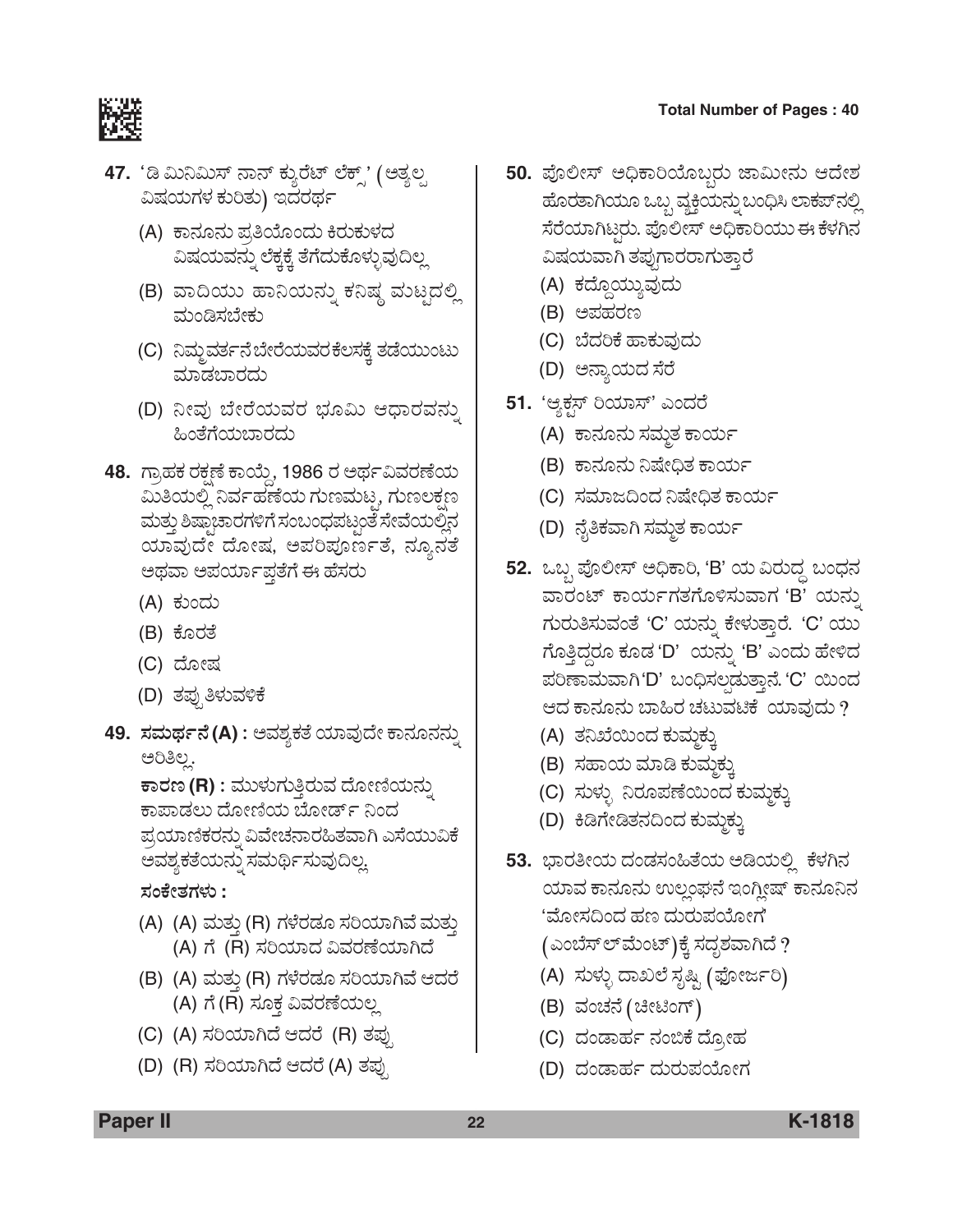**47.** 'ಡಿ ಮಿನಿಮಿಸ್ ನಾನ್ ಕ್ಯುರೆಟ್ ಲೆಕ್ಸ್' (ಅತ್ಯಲ್ಪ ವಿಷಯಗಳ ಕುರಿತು) ಇದರರ್ಥ

(A) ಕಾನೂನು ಪ್ರತಿಯೊಂದು ಕಿರುಕುಳದ ವಿಷಯವನ್ನು ಲೆಕ್ಕಕ್ಕೆ ತೆಗೆದುಕೊಳ್ಳುವುದಿಲ್ಲ

(B) ವಾದಿಯು ಹಾನಿಯನ್ನು ಕನಿಷ್ಠ ಮಟ್ಟದಲ್ಲಿ ಮಂಡಿಸಬೇಕು

(C) ನಿಮ್ಮವರ್ತನೆ ಬೇರೆಯವರ ಕೆಲಸಕ್ಕೆ ತಡೆಯುಂಟು ಮಾಡಬಾರದು

(D) ನೀವು ಬೇರೆಯವರ ಭೂಮಿ ಆಧಾರವನ್ನು ಹಿಂತೆಗೆಯಬಾರದು

**48.** ಗ್ರಾಹಕ ರಕ್ಷಣೆ ಕಾಯ್ದೆ, 1986 ರ ಅರ್ಥವಿವರಣೆಯ ಮಿತಿಯಲ್ಲಿ ನಿರ್ವಹಣೆಯ ಗುಣಮಟ್ಟ, ಗುಣಲಕ್ಷಣ ಮತ್ತು ಶಿಷ್ಟಾಚಾರಗಳಿಗೆ ಸಂಬಂಧಪಟ್ಟಂತೆ ಸೇವೆಯಲ್ಲಿನ ಯಾವುದೇ ದೋಷ, ಅಪರಿಪೂರ್ಣತೆ, ನ್ಯೂನತೆ ಅಥವಾ ಅಪರ್ಯಾಪ್ತತೆಗೆ ಈ ಹೆಸರು

(A) ಕುಂದು

(B) ಕೊರತೆ

(C) ದೋಷ

(D) ತಪ್ಪು ತಿಳುವಳಿಕೆ

**49. ಸಮರ್ಥನೆ (A) :** ಅವಶ್ಯಕತೆ ಯಾವುದೇ ಕಾನೂನನ್ನು ಅರಿತಿಲ್ಲ.

**ಕಾರಣ (R) :** ಮುಳುಗುತ್ತಿರುವ ದೋಣಿಯನ್ನು ಕಾಪಾಡಲು ದೋಣಿಯ ಬೋರ್ಡ್ ನಿಂದ ಪ್ರಯಾಣಿಕರನ್ನು ವಿವೇಚನಾರಹಿತವಾಗಿ ಎಸೆಯುವಿಕೆ ಅವಶ್ಯಕತೆಯನ್ನು ಸಮರ್ಥಿಸುವುದಿಲ್ಲ.

**ಸಂಕೇತಗಳು :**

(A) (A) ಮತ್ತು (R) ಗಳೆರಡೂ ಸರಿಯಾಗಿವೆ ಮತ್ತು (A) ಗೆ (R) ಸರಿಯಾದ ವಿವರಣೆಯಾಗಿದೆ

(B) (A) ಮತ್ತು (R) ಗಳೆರಡೂ ಸರಿಯಾಗಿವೆ ಆದರೆ (A) ಗೆ (R) ಸೂಕ್ತ ವಿವರಣೆಯಲ್ಲ

(C) (A) ಸರಿಯಾಗಿದೆ ಆದರೆ (R) ತಪ್ಪು

(D) (R) ಸರಿಯಾಗಿದೆ ಆದರೆ (A) ತಪ್ಪು

**50.** ಪೊಲೀಸ್ ಅಧಿಕಾರಿಯೊಬ್ಬರು ಜಾಮೀನು ಆದೇಶ ಹೊರತಾಗಿಯೂ ಒಬ್ಬ ವ್ಯಕ್ತಿಯನ್ನು ಬಂಧಿಸಿ ಲಾಕಪ್‌ನಲ್ಲಿ ಸೆರೆಯಾಗಿಟ್ಟರು. ಪೊಲೀಸ್ ಅಧಿಕಾರಿಯು ಈ ಕೆಳಗಿನ ವಿಷಯವಾಗಿ ತಪ್ಪುಗಾರರಾಗುತ್ತಾರೆ

(A) ಕದ್ದೊಯ್ಯುವುದು

(B) ಅಪಹರಣ

(C) ಬೆದರಿಕೆ ಹಾಕುವುದು

(D) ಅನ್ಯಾಯದ ಸೆರೆ

**51.** 'ಆಕ್ಟಸ್ ರಿಯಾಸ್' ಎಂದರೆ

(A) ಕಾನೂನು ಸಮ್ಮತ ಕಾರ್ಯ

(B) ಕಾನೂನು ನಿಷೇಧಿತ ಕಾರ್ಯ

(C) ಸಮಾಜದಿಂದ ನಿಷೇಧಿತ ಕಾರ್ಯ

(D) ನೈತಿಕವಾಗಿ ಸಮ್ಮತ ಕಾರ್ಯ

**52.** ಒಬ್ಬ ಪೊಲೀಸ್ ಅಧಿಕಾರಿ, 'B' ಯ ವಿರುದ್ಧ ಬಂಧನ ವಾರಂಟ್ ಕಾರ್ಯಗತಗೊಳಿಸುವಾಗ 'B' ಯನ್ನು ಗುರುತಿಸುವಂತೆ 'C' ಯನ್ನು ಕೇಳುತ್ತಾರೆ. 'C' ಯು ಗೊತ್ತಿದ್ದರೂ ಕೂಡ 'D' ಯನ್ನು 'B' ಎಂದು ಹೇಳಿದ ಪರಿಣಾಮವಾಗಿ 'D' ಬಂಧಿಸಲ್ಪಡುತ್ತಾನೆ. 'C' ಯಿಂದ ಆದ ಕಾನೂನು ಬಾಹಿರ ಚಟುವಟಿಕೆ ಯಾವುದು ?

(A) ತನಿಖೆಯಿಂದ ಕುಮ್ಮಕ್ಕು

(B) ಸಹಾಯ ಮಾಡಿ ಕುಮ್ಮಕ್ಕು

(C) ಸುಳ್ಳು ನಿರೂಪಣೆಯಿಂದ ಕುಮ್ಮಕ್ಕು

(D) ಕಿಡಿಗೇಡಿತನದಿಂದ ಕುಮ್ಮಕ್ಕು

**53.** ಭಾರತೀಯ ದಂಡಸಂಹಿತೆಯ ಅಡಿಯಲ್ಲಿ ಕೆಳಗಿನ ಯಾವ ಕಾನೂನು ಉಲ್ಲಂಘನೆ ಇಂಗ್ಲೀಷ್ ಕಾನೂನಿನ 'ಮೋಸದಿಂದ ಹಣ ದುರುಪಯೋಗ (ಎಂಬೆಸ್‌ಲ್‌ಮೆಂಟ್)ಕ್ಕೆ ಸದೃಶವಾಗಿದೆ ?

(A) ಸುಳ್ಳು ದಾಖಲೆ ಸೃಷ್ಟಿ (ಫೋರ್ಜರಿ)

(B) ವಂಚನೆ (ಚೀಟಿಂಗ್)

(C) ದಂಡಾರ್ಹ ನಂಬಿಕೆ ದ್ರೋಹ

(D) ದಂಡಾರ್ಹ ದುರುಪಯೋಗ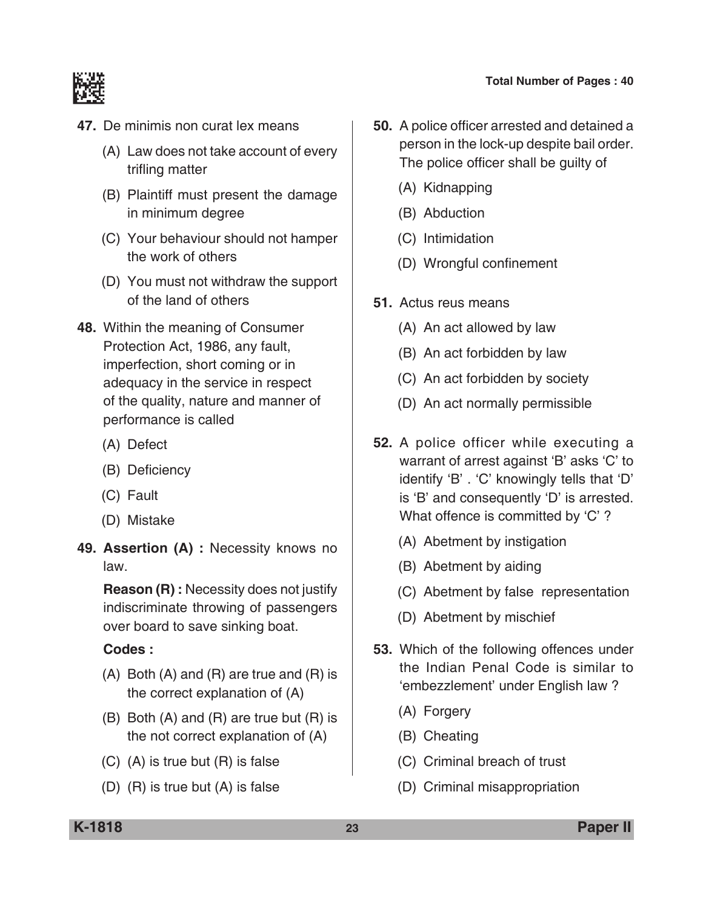**47.** De minimis non curat lex means

(A) Law does not take account of every trifling matter

(B) Plaintiff must present the damage in minimum degree

(C) Your behaviour should not hamper the work of others

(D) You must not withdraw the support of the land of others

**48.** Within the meaning of Consumer Protection Act, 1986, any fault, imperfection, short coming or in adequacy in the service in respect of the quality, nature and manner of performance is called

(A) Defect

(B) Deficiency

(C) Fault

(D) Mistake

**49. Assertion (A) :** Necessity knows no law.

**Reason (R) :** Necessity does not justify indiscriminate throwing of passengers over board to save sinking boat.

**Codes :**

(A) Both (A) and (R) are true and (R) is the correct explanation of (A)

(B) Both (A) and (R) are true but (R) is the not correct explanation of (A)

(C) (A) is true but (R) is false

(D) (R) is true but (A) is false

**50.** A police officer arrested and detained a person in the lock-up despite bail order. The police officer shall be guilty of

(A) Kidnapping

(B) Abduction

(C) Intimidation

(D) Wrongful confinement

**51.** Actus reus means

(A) An act allowed by law

(B) An act forbidden by law

(C) An act forbidden by society

(D) An act normally permissible

**52.** A police officer while executing a warrant of arrest against 'B' asks 'C' to identify 'B' . 'C' knowingly tells that 'D' is 'B' and consequently 'D' is arrested. What offence is committed by 'C' ?

(A) Abetment by instigation

(B) Abetment by aiding

(C) Abetment by false representation

(D) Abetment by mischief

**53.** Which of the following offences under the Indian Penal Code is similar to 'embezzlement' under English law ?

(A) Forgery

(B) Cheating

(C) Criminal breach of trust

(D) Criminal misappropriation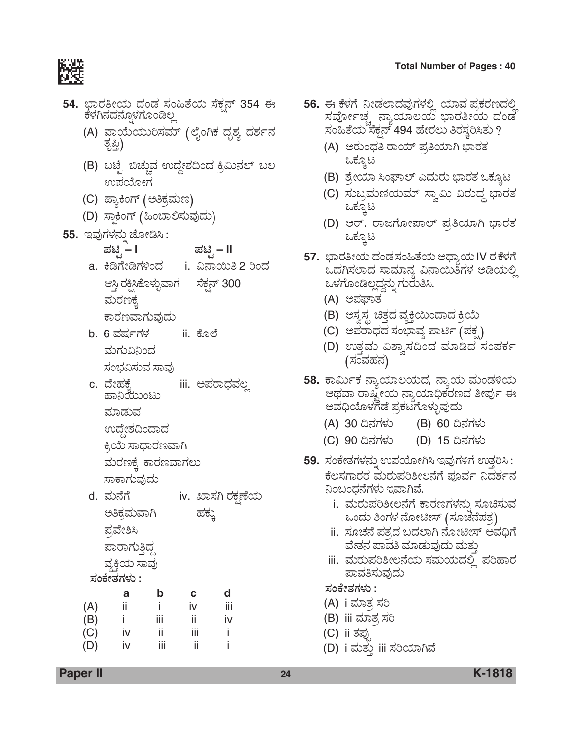**54.** ಭಾರತೀಯ ದಂಡ ಸಂಹಿತೆಯ ಸೆಕ್ಷನ್ 354 ಈ ಕೆಳಗಿನದನ್ನೊಳಗೊಂಡಿಲ್ಲ

(A) ವಾಯೆಯುರಿಸಮ್ (ಲೈಂಗಿಕ ದೃಶ್ಯ ದರ್ಶನ ತೃಪ್ತಿ)

(B) ಬಟ್ಟೆ ಬಿಚ್ಚುವ ಉದ್ದೇಶದಿಂದ ಕ್ರಿಮಿನಲ್ ಬಲ ಉಪಯೋಗ

(C) ಹ್ಯಾಕಿಂಗ್ (ಅತಿಕ್ರಮಣ)

(D) ಸ್ಟಾಕಿಂಗ್ (ಹಿಂಬಾಲಿಸುವುದು)

**55.** ಇವುಗಳನ್ನು ಜೋಡಿಸಿ :

| ಪಟ್ಟಿ – I | ಪಟ್ಟಿ – II |
|---|---|
| a. ಕಿಡಿಗೇಡಿಗಳಿಂದ ಆಸ್ತಿ ರಕ್ಷಿಸಿಕೊಳ್ಳುವಾಗ ಮರಣಕ್ಕೆ ಕಾರಣವಾಗುವುದು | i. ವಿನಾಯಿತಿ 2 ರಿಂದ ಸೆಕ್ಷನ್ 300 |
| b. 6 ವರ್ಷಗಳ ಮಗುವಿನಿಂದ ಸಂಭವಿಸುವ ಸಾವು | ii. ಕೊಲೆ |
| c. ದೇಹಕ್ಕೆ ಹಾನಿಯುಂಟು ಮಾಡುವ ಉದ್ದೇಶದಿಂದಾದ ಕ್ರಿಯೆ ಸಾಧಾರಣವಾಗಿ ಮರಣಕ್ಕೆ ಕಾರಣವಾಗಲು ಸಾಕಾಗುವುದು | iii. ಅಪರಾಧವಲ್ಲ |
| d. ಮನೆಗೆ ಅತಿಕ್ರಮವಾಗಿ ಪ್ರವೇಶಿಸಿ ಪಾರಾಗುತ್ತಿದ್ದ ವ್ಯಕ್ತಿಯ ಸಾವು | iv. ಖಾಸಗಿ ರಕ್ಷಣೆಯ ಹಕ್ಕು |

**ಸಂಕೇತಗಳು :**

| | a | b | c | d |
|---|---|---|---|---|
| (A) | ii | i | iv | iii |
| (B) | i | iii | ii | iv |
| (C) | iv | ii | iii | i |
| (D) | iv | iii | ii | i |

**56.** ಈ ಕೆಳಗೆ ನೀಡಲಾದವುಗಳಲ್ಲಿ ಯಾವ ಪ್ರಕರಣದಲ್ಲಿ ಸರ್ವೋಚ್ಚ ನ್ಯಾಯಾಲಯ ಭಾರತೀಯ ದಂಡ ಸಂಹಿತೆಯ ಸೆಕ್ಷನ್ 494 ಹೇರಲು ತಿರಸ್ಕರಿಸಿತು ?

(A) ಅರುಂಧತಿ ರಾಯ್ ಪ್ರತಿಯಾಗಿ ಭಾರತ ಒಕ್ಕೂಟ

(B) ಶ್ರೇಯಾ ಸಿಂಘಾಲ್ ಎದುರು ಭಾರತ ಒಕ್ಕೂಟ

(C) ಸುಬ್ರಮಣಿಯಮ್ ಸ್ವಾಮಿ ವಿರುದ್ಧ ಭಾರತ ಒಕ್ಕೂಟ

(D) ಆರ್. ರಾಜಗೋಪಾಲ್ ಪ್ರತಿಯಾಗಿ ಭಾರತ ಒಕ್ಕೂಟ

**57.** ಭಾರತೀಯ ದಂಡ ಸಂಹಿತೆಯ ಅಧ್ಯಾಯ IV ರ ಕೆಳಗೆ ಒದಗಿಸಲಾದ ಸಾಮಾನ್ಯ ವಿನಾಯಿತಿಗಳ ಅಡಿಯಲ್ಲಿ ಒಳಗೊಂಡಿಲ್ಲದ್ದನ್ನು ಗುರುತಿಸಿ.

(A) ಅಪಘಾತ

(B) ಅಸ್ವಸ್ಥ ಚಿತ್ತದ ವ್ಯಕ್ತಿಯಿಂದಾದ ಕ್ರಿಯೆ

(C) ಅಪರಾಧದ ಸಂಭಾವ್ಯ ಪಾರ್ಟಿ (ಪಕ್ಷ)

(D) ಉತ್ತಮ ವಿಶ್ವಾಸದಿಂದ ಮಾಡಿದ ಸಂಪರ್ಕ (ಸಂವಹನ)

**58.** ಕಾರ್ಮಿಕ ನ್ಯಾಯಾಲಯದ, ನ್ಯಾಯ ಮಂಡಳಿಯ ಅಥವಾ ರಾಷ್ಟ್ರೀಯ ನ್ಯಾಯಾಧಿಕರಣದ ತೀರ್ಪು ಈ ಅವಧಿಯೊಳಗಡೆ ಪ್ರಕಟಗೊಳ್ಳುವುದು

(A) 30 ದಿನಗಳು
(B) 60 ದಿನಗಳು
(C) 90 ದಿನಗಳು
(D) 15 ದಿನಗಳು

**59.** ಸಂಕೇತಗಳನ್ನು ಉಪಯೋಗಿಸಿ ಇವುಗಳಿಗೆ ಉತ್ತರಿಸಿ : ಕೆಲಸಗಾರರ ಮರುಪರಿಶೀಲನೆಗೆ ಪೂರ್ವ ನಿರ್ದರ್ಶನ ನಿಂಬಂಧನೆಗಳು ಇವಾಗಿವೆ.

i. ಮರುಪರಿಶೀಲನೆಗೆ ಕಾರಣಗಳನ್ನು ಸೂಚಿಸುವ ಒಂದು ತಿಂಗಳ ನೋಟೀಸ್ (ಸೂಚನೆಪತ್ರ)

ii. ಸೂಚನೆ ಪತ್ರದ ಬದಲಾಗಿ ನೋಟೀಸ್ ಅವಧಿಗೆ ವೇತನ ಪಾವತಿ ಮಾಡುವುದು ಮತ್ತು

iii. ಮರುಪರಿಶೀಲನೆಯ ಸಮಯದಲ್ಲಿ ಪರಿಹಾರ ಪಾವತಿಸುವುದು

**ಸಂಕೇತಗಳು :**

(A) i ಮಾತ್ರ ಸರಿ

(B) iii ಮಾತ್ರ ಸರಿ

(C) ii ತಪ್ಪು

(D) i ಮತ್ತು iii ಸರಿಯಾಗಿವೆ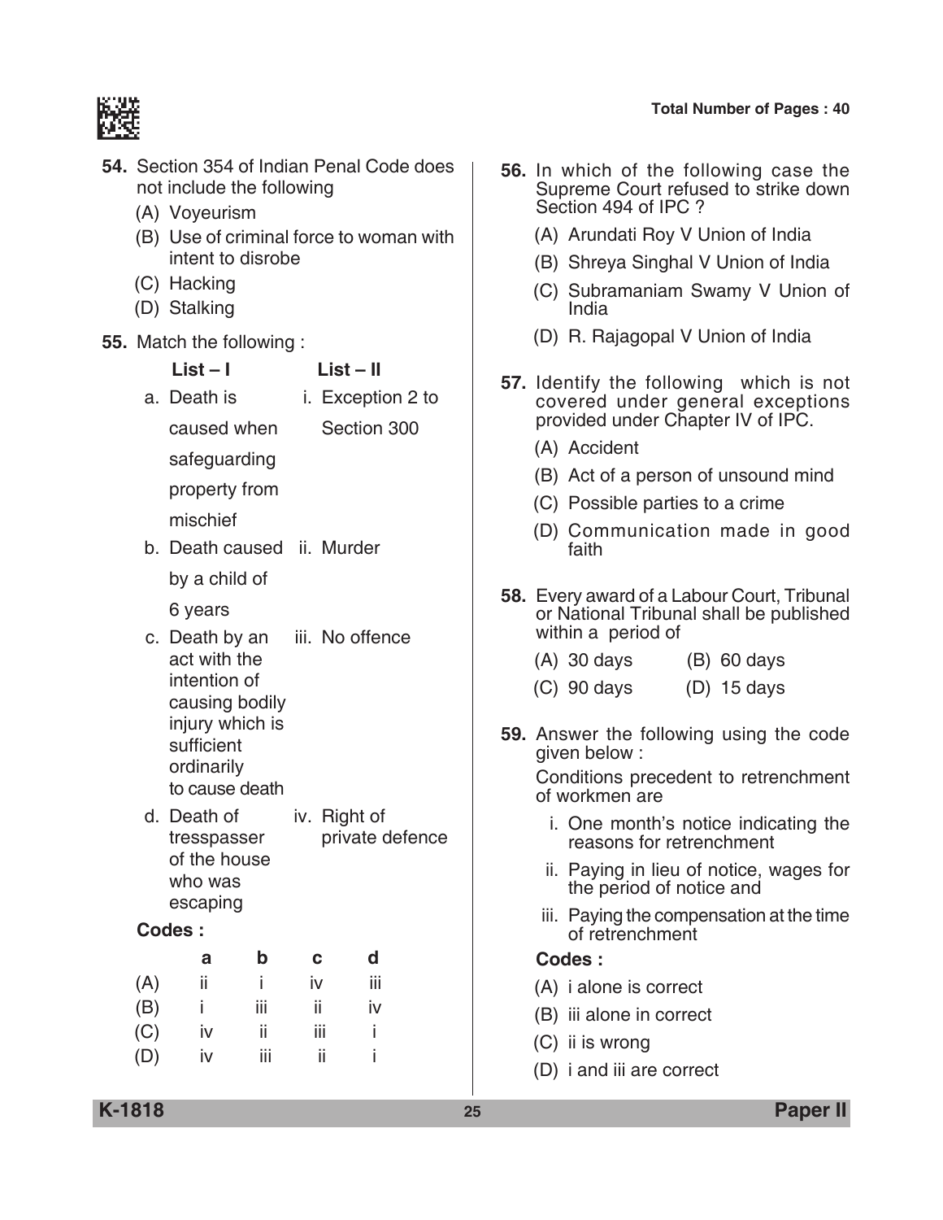**54.** Section 354 of Indian Penal Code does not include the following

(A) Voyeurism

(B) Use of criminal force to woman with intent to disrobe

(C) Hacking

(D) Stalking

**55.** Match the following :

| | List – I | | List – II |
|---|---|---|---|
| a. | Death is caused when safeguarding property from mischief | i. | Exception 2 to Section 300 |
| b. | Death caused by a child of 6 years | ii. | Murder |
| c. | Death by an act with the intention of causing bodily injury which is sufficient ordinarily to cause death | iii. | No offence |
| d. | Death of tresspasser of the house who was escaping | iv. | Right of private defence |

**Codes :**

| | a | b | c | d |
|---|---|---|---|---|
| (A) | ii | i | iv | iii |
| (B) | i | iii | ii | iv |
| (C) | iv | ii | iii | i |
| (D) | iv | iii | ii | i |

**56.** In which of the following case the Supreme Court refused to strike down Section 494 of IPC ?

(A) Arundati Roy V Union of India

(B) Shreya Singhal V Union of India

(C) Subramaniam Swamy V Union of India

(D) R. Rajagopal V Union of India

**57.** Identify the following which is not covered under general exceptions provided under Chapter IV of IPC.

(A) Accident

(B) Act of a person of unsound mind

(C) Possible parties to a crime

(D) Communication made in good faith

**58.** Every award of a Labour Court, Tribunal or National Tribunal shall be published within a period of

(A) 30 days

(B) 60 days

(C) 90 days

(D) 15 days

**59.** Answer the following using the code given below :

Conditions precedent to retrenchment of workmen are

i. One month's notice indicating the reasons for retrenchment

ii. Paying in lieu of notice, wages for the period of notice and

iii. Paying the compensation at the time of retrenchment

**Codes :**

(A) i alone is correct

(B) iii alone in correct

(C) ii is wrong

(D) i and iii are correct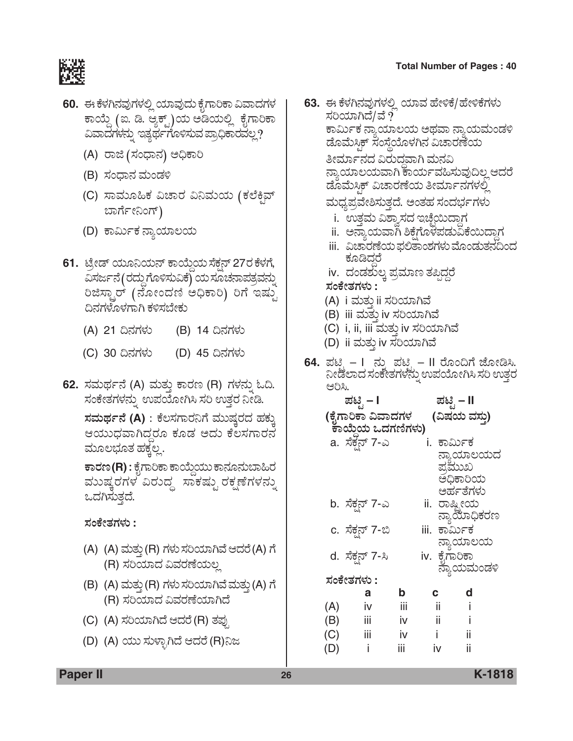60. ಈ ಕೆಳಗಿನವುಗಳಲ್ಲಿ ಯಾವುದು ಕೈಗಾರಿಕಾ ವಿವಾದಗಳ ಕಾಯ್ದೆ (ಐ. ಡಿ. ಆ್ಯಕ್ಟ್)ಯ ಅಡಿಯಲ್ಲಿ ಕೈಗಾರಿಕಾ ವಿವಾದಗಳನ್ನು ಇತ್ಯರ್ಥಗೊಳಿಸುವ ಪ್ರಾಧಿಕಾರವಲ್ಲ?

(A) ರಾಜಿ (ಸಂಧಾನ) ಅಧಿಕಾರಿ

(B) ಸಂಧಾನ ಮಂಡಳಿ

(C) ಸಾಮೂಹಿಕ ವಿಚಾರ ವಿನಿಮಯ (ಕಲೆಕ್ಟಿವ್ ಬಾರ್ಗೇನಿಂಗ್)

(D) ಕಾರ್ಮಿಕ ನ್ಯಾಯಾಲಯ

61. ಟ್ರೇಡ್ ಯೂನಿಯನ್ ಕಾಯ್ದೆಯ ಸೆಕ್ಷನ್ 27ರ ಕೆಳಗೆ, ವಿಸರ್ಜನೆ(ರದ್ದುಗೊಳಿಸುವಿಕೆ) ಯ ಸೂಚನಾಪತ್ರವನ್ನು ರಿಜಿಸ್ಟ್ರಾರ್ (ನೋಂದಣಿ ಅಧಿಕಾರಿ) ರಿಗೆ ಇಷ್ಟು ದಿನಗಳೊಳಗಾಗಿ ಕಳಿಸಬೇಕು

(A) 21 ದಿನಗಳು (B) 14 ದಿನಗಳು

(C) 30 ದಿನಗಳು (D) 45 ದಿನಗಳು

62. ಸಮರ್ಥನೆ (A) ಮತ್ತು ಕಾರಣ (R) ಗಳನ್ನು ಓದಿ. ಸಂಕೇತಗಳನ್ನು ಉಪಯೋಗಿಸಿ ಸರಿ ಉತ್ತರ ನೀಡಿ.

**ಸಮರ್ಥನೆ (A)** : ಕೆಲಸಗಾರನಿಗೆ ಮುಷ್ಕರದ ಹಕ್ಕು ಆಯುಧವಾಗಿದ್ದರೂ ಕೂಡ ಅದು ಕೆಲಸಗಾರನ ಮೂಲಭೂತ ಹಕ್ಕಲ್ಲ.

**ಕಾರಣ (R)** : ಕೈಗಾರಿಕಾ ಕಾಯ್ದೆಯು ಕಾನೂನುಬಾಹಿರ ಮುಷ್ಕರಗಳ ವಿರುದ್ಧ ಸಾಕಷ್ಟು ರಕ್ಷಣೆಗಳನ್ನು ಒದಗಿಸುತ್ತದೆ.

**ಸಂಕೇತಗಳು :**

(A) (A) ಮತ್ತು (R) ಗಳು ಸರಿಯಾಗಿವೆ ಆದರೆ (A) ಗೆ (R) ಸರಿಯಾದ ವಿವರಣೆಯಲ್ಲ

(B) (A) ಮತ್ತು (R) ಗಳು ಸರಿಯಾಗಿವೆ ಮತ್ತು (A) ಗೆ (R) ಸರಿಯಾದ ವಿವರಣೆಯಾಗಿದೆ

(C) (A) ಸರಿಯಾಗಿದೆ ಆದರೆ (R) ತಪ್ಪು

(D) (A) ಯು ಸುಳ್ಳಾಗಿದೆ ಆದರೆ (R) ನಿಜ

63. ಈ ಕೆಳಗಿನವುಗಳಲ್ಲಿ ಯಾವ ಹೇಳಿಕೆ/ಹೇಳಿಕೆಗಳು ಸರಿಯಾಗಿದೆ/ವೆ ?

ಕಾರ್ಮಿಕ ನ್ಯಾಯಾಲಯ ಅಥವಾ ನ್ಯಾಯಮಂಡಳಿ ಡೊಮೆಸ್ಟಿಕ್ ಸಂಸ್ಥೆಯೊಳಗಿನ ವಿಚಾರಣೆಯ ತೀರ್ಮಾನದ ವಿರುದ್ಧವಾಗಿ ಮನವಿ ನ್ಯಾಯಾಲಯವಾಗಿ ಕಾರ್ಯವಹಿಸುವುದಿಲ್ಲ ಆದರೆ ಡೊಮೆಸ್ಟಿಕ್ ವಿಚಾರಣೆಯ ತೀರ್ಮಾನಗಳಲ್ಲಿ ಮಧ್ಯಪ್ರವೇಶಿಸುತ್ತದೆ. ಅಂತಹ ಸಂದರ್ಭಗಳು

i. ಉತ್ತಮ ವಿಶ್ವಾಸದ ಇಚ್ಛೆಯಿದ್ದಾಗ

ii. ಅನ್ಯಾಯವಾಗಿ ಶಿಕ್ಷೆಗೊಳಪಡುವಿಕೆಯಿದ್ದಾಗ

iii. ವಿಚಾರಣೆಯ ಫಲಿತಾಂಶಗಳು ಮೊಂಡುತನದಿಂದ ಕೂಡಿದ್ದರೆ

iv. ದಂಡಶುಲ್ಕ ಪ್ರಮಾಣ ತಪ್ಪಿದ್ದರೆ

**ಸಂಕೇತಗಳು :**

(A) i ಮತ್ತು ii ಸರಿಯಾಗಿವೆ

(B) iii ಮತ್ತು iv ಸರಿಯಾಗಿವೆ

(C) i, ii, iii ಮತ್ತು iv ಸರಿಯಾಗಿವೆ

(D) ii ಮತ್ತು iv ಸರಿಯಾಗಿವೆ

64. ಪಟ್ಟಿ – I ನ್ನು ಪಟ್ಟಿ – II ರೊಂದಿಗೆ ಜೋಡಿಸಿ. ನೀಡಲಾದ ಸಂಕೇತಗಳನ್ನು ಉಪಯೋಗಿಸಿ ಸರಿ ಉತ್ತರ ಆರಿಸಿ.

| ಪಟ್ಟಿ – I (ಕೈಗಾರಿಕಾ ವಿವಾದಗಳ ಕಾಯ್ದೆಯ ಒದಗಣೆಗಳು) | ಪಟ್ಟಿ – II (ವಿಷಯ ವಸ್ತು) |
|---|---|
| a. ಸೆಕ್ಷನ್ 7-ಎ | i. ಕಾರ್ಮಿಕ ನ್ಯಾಯಾಲಯದ ಪ್ರಮುಖ ಅಧಿಕಾರಿಯ ಅರ್ಹತೆಗಳು |
| b. ಸೆಕ್ಷನ್ 7-ಎ | ii. ರಾಷ್ಟ್ರೀಯ ನ್ಯಾಯಾಧಿಕರಣ |
| c. ಸೆಕ್ಷನ್ 7-ಬಿ | iii. ಕಾರ್ಮಿಕ ನ್ಯಾಯಾಲಯ |
| d. ಸೆಕ್ಷನ್ 7-ಸಿ | iv. ಕೈಗಾರಿಕಾ ನ್ಯಾಯಮಂಡಳಿ |

**ಸಂಕೇತಗಳು :**

| | a | b | c | d |
|---|---|---|---|---|
| (A) | iv | iii | ii | i |
| (B) | iii | iv | ii | i |
| (C) | iii | iv | i | ii |
| (D) | i | iii | iv | ii |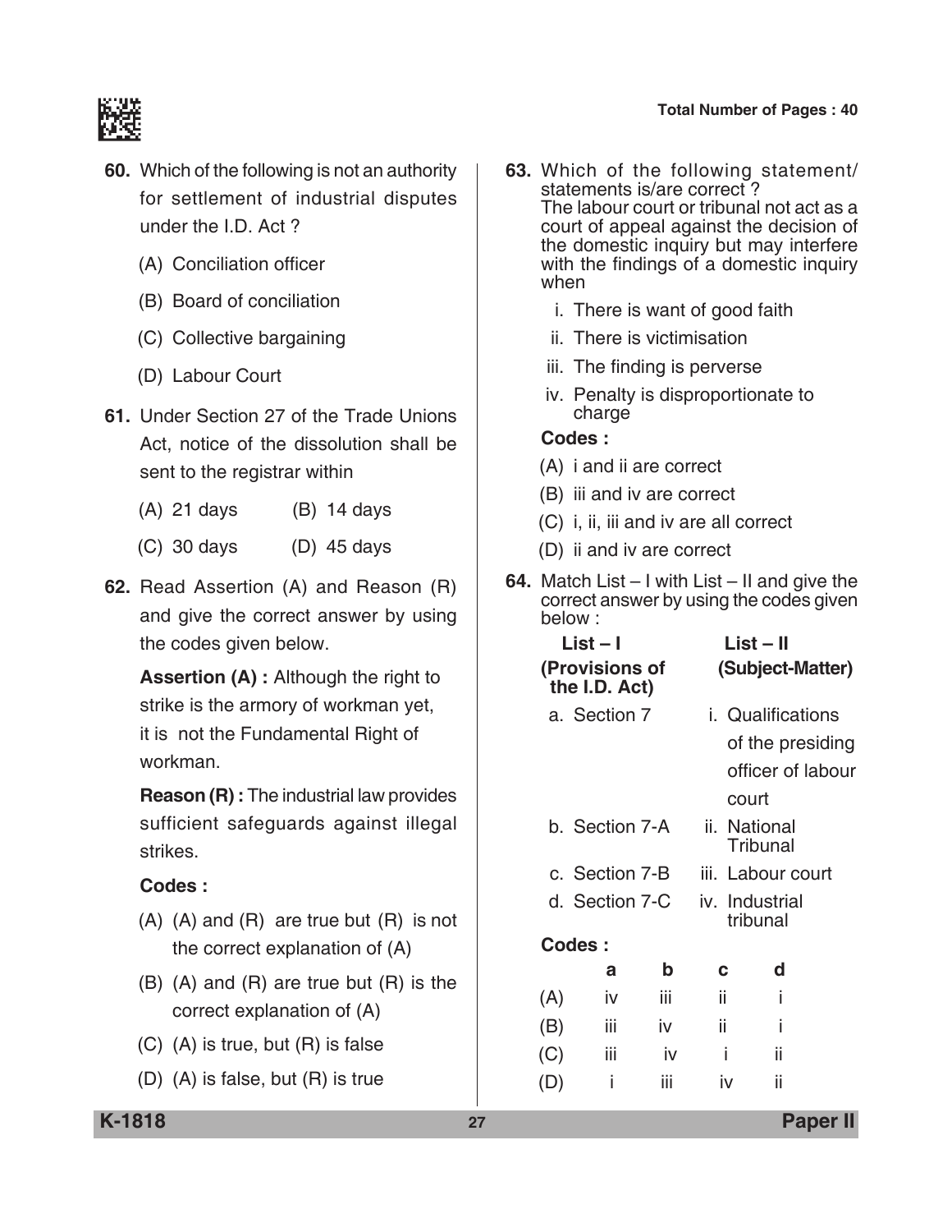**60.** Which of the following is not an authority for settlement of industrial disputes under the I.D. Act ?

(A) Conciliation officer

(B) Board of conciliation

(C) Collective bargaining

(D) Labour Court

**61.** Under Section 27 of the Trade Unions Act, notice of the dissolution shall be sent to the registrar within

(A) 21 days  (B) 14 days

(C) 30 days  (D) 45 days

**62.** Read Assertion (A) and Reason (R) and give the correct answer by using the codes given below.

**Assertion (A) :** Although the right to strike is the armory of workman yet, it is not the Fundamental Right of workman.

**Reason (R) :** The industrial law provides sufficient safeguards against illegal strikes.

**Codes :**

(A) (A) and (R) are true but (R) is not the correct explanation of (A)

(B) (A) and (R) are true but (R) is the correct explanation of (A)

(C) (A) is true, but (R) is false

(D) (A) is false, but (R) is true

**63.** Which of the following statement/ statements is/are correct ?
The labour court or tribunal not act as a court of appeal against the decision of the domestic inquiry but may interfere with the findings of a domestic inquiry when

i. There is want of good faith

ii. There is victimisation

iii. The finding is perverse

iv. Penalty is disproportionate to charge

**Codes :**

(A) i and ii are correct

(B) iii and iv are correct

(C) i, ii, iii and iv are all correct

(D) ii and iv are correct

**64.** Match List – I with List – II and give the correct answer by using the codes given below :

| List – I (Provisions of the I.D. Act) | List – II (Subject-Matter) |
|---|---|
| a. Section 7 | i. Qualifications of the presiding officer of labour court |
| b. Section 7-A | ii. National Tribunal |
| c. Section 7-B | iii. Labour court |
| d. Section 7-C | iv. Industrial tribunal |

**Codes :**

| | a | b | c | d |
|---|---|---|---|---|
| (A) | iv | iii | ii | i |
| (B) | iii | iv | ii | i |
| (C) | iii | iv | i | ii |
| (D) | i | iii | iv | ii |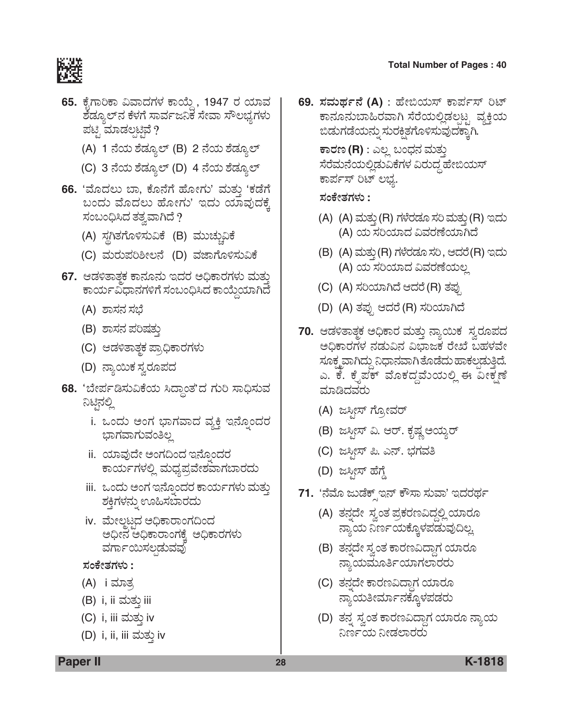**65.** ಕೈಗಾರಿಕಾ ವಿವಾದಗಳ ಕಾಯ್ದೆ , 1947 ರ ಯಾವ ಶೆಡ್ಯೂಲ್‌ನ ಕೆಳಗೆ ಸಾರ್ವಜನಿಕ ಸೇವಾ ಸೌಲಭ್ಯಗಳು ಪಟ್ಟಿ ಮಾಡಲ್ಪಟ್ಟಿವೆ ?

(A) 1 ನೆಯ ಶೆಡ್ಯೂಲ್ (B) 2 ನೆಯ ಶೆಡ್ಯೂಲ್

(C) 3 ನೆಯ ಶೆಡ್ಯೂಲ್ (D) 4 ನೆಯ ಶೆಡ್ಯೂಲ್

**66.** 'ಮೊದಲು ಬಾ, ಕೊನೆಗೆ ಹೋಗು' ಮತ್ತು 'ಕಡೆಗೆ ಬಂದು ಮೊದಲು ಹೋಗು' ಇದು ಯಾವುದಕ್ಕೆ ಸಂಬಂಧಿಸಿದ ತತ್ವವಾಗಿದೆ ?

(A) ಸ್ಥಗಿತಗೊಳಿಸುವಿಕೆ (B) ಮುಚ್ಚುವಿಕೆ

(C) ಮರುಪರಿಶೀಲನೆ (D) ವಜಾಗೊಳಿಸುವಿಕೆ

**67.** ಆಡಳಿತಾತ್ಮಕ ಕಾನೂನು ಇದರ ಅಧಿಕಾರಗಳು ಮತ್ತು ಕಾರ್ಯವಿಧಾನಗಳಿಗೆ ಸಂಬಂಧಿಸಿದ ಕಾಯ್ದೆಯಾಗಿದೆ

(A) ಶಾಸನ ಸಭೆ

(B) ಶಾಸನ ಪರಿಷತ್ತು

(C) ಆಡಳಿತಾತ್ಮಕ ಪ್ರಾಧಿಕಾರಗಳು

(D) ನ್ಯಾಯಿಕ ಸ್ವರೂಪದ

**68.** 'ಬೇರ್ಪಡಿಸುವಿಕೆಯ ಸಿದ್ಧಾಂತ'ದ ಗುರಿ ಸಾಧಿಸುವ ನಿಟ್ಟಿನಲ್ಲಿ

i. ಒಂದು ಅಂಗ ಭಾಗವಾದ ವ್ಯಕ್ತಿ ಇನ್ನೊಂದರ ಭಾಗವಾಗುವಂತಿಲ್ಲ

ii. ಯಾವುದೇ ಅಂಗದಿಂದ ಇನ್ನೊಂದರ ಕಾರ್ಯಗಳಲ್ಲಿ ಮಧ್ಯಪ್ರವೇಶವಾಗಬಾರದು

iii. ಒಂದು ಅಂಗ ಇನ್ನೊಂದರ ಕಾರ್ಯಗಳು ಮತ್ತು ಶಕ್ತಿಗಳನ್ನು ಊಹಿಸಬಾರದು

iv. ಮೇಲ್ಮಟ್ಟದ ಅಧಿಕಾರಾಂಗದಿಂದ ಅಧೀನ ಅಧಿಕಾರಾಂಗಕ್ಕೆ ಅಧಿಕಾರಗಳು ವರ್ಗಾಯಿಸಲ್ಪಡುವವು

**ಸಂಕೇತಗಳು :**

(A) i ಮಾತ್ರ

(B) i, ii ಮತ್ತು iii

(C) i, iii ಮತ್ತು iv

(D) i, ii, iii ಮತ್ತು iv

**69.** **ಸಮರ್ಥನೆ (A)** : ಹೇಬಿಯಸ್ ಕಾರ್ಪಸ್ ರಿಟ್ ಕಾನೂನುಬಾಹಿರವಾಗಿ ಸೆರೆಯಲ್ಲಿಡಲ್ಪಟ್ಟ ವ್ಯಕ್ತಿಯ ಬಿಡುಗಡೆಯನ್ನು ಸುರಕ್ಷಿತಗೊಳಿಸುವುದಕ್ಕಾಗಿ.

**ಕಾರಣ (R)** : ಎಲ್ಲ ಬಂಧನ ಮತ್ತು ಸೆರೆಮನೆಯಲ್ಲಿಡುವಿಕೆಗಳ ವಿರುದ್ಧ ಹೇಬಿಯಸ್ ಕಾರ್ಪಸ್ ರಿಟ್ ಲಭ್ಯ.

**ಸಂಕೇತಗಳು :**

(A) (A) ಮತ್ತು (R) ಗಳೆರಡೂ ಸರಿ ಮತ್ತು (R) ಇದು (A) ಯ ಸರಿಯಾದ ವಿವರಣೆಯಾಗಿದೆ

(B) (A) ಮತ್ತು (R) ಗಳೆರಡೂ ಸರಿ, ಆದರೆ (R) ಇದು (A) ಯ ಸರಿಯಾದ ವಿವರಣೆಯಲ್ಲ

(C) (A) ಸರಿಯಾಗಿದೆ ಆದರೆ (R) ತಪ್ಪು

(D) (A) ತಪ್ಪು ಆದರೆ (R) ಸರಿಯಾಗಿದೆ

**70.** ಆಡಳಿತಾತ್ಮಕ ಅಧಿಕಾರ ಮತ್ತು ನ್ಯಾಯಿಕ ಸ್ವರೂಪದ ಅಧಿಕಾರಗಳ ನಡುವಿನ ವಿಭಾಜಕ ರೇಖೆ ಬಹಳವೇ ಸೂಕ್ಷ್ಮವಾಗಿದ್ದು ನಿಧಾನವಾಗಿ ತೊಡೆದು ಹಾಕಲ್ಪಡುತ್ತಿದೆ. ಎ. ಕೆ. ಕ್ರೈಪಕ್ ಮೊಕದ್ದಮೆಯಲ್ಲಿ ಈ ವೀಕ್ಷಣೆ ಮಾಡಿದವರು

(A) ಜಸ್ಟೀಸ್ ಗ್ರೋವರ್

(B) ಜಸ್ಟೀಸ್ ವಿ. ಆರ್. ಕೃಷ್ಣ ಅಯ್ಯರ್

(C) ಜಸ್ಟೀಸ್ ಪಿ. ಎನ್. ಭಗವತಿ

(D) ಜಸ್ಟೀಸ್ ಹೆಗ್ಡೆ

**71.** 'ನೆಮೊ ಜುಡೆಕ್ಸ್ ಇನ್ ಕೌಸಾ ಸುವಾ' ಇದರರ್ಥ

(A) ತನ್ನದೇ ಸ್ವಂತ ಪ್ರಕರಣವಿದ್ದಲ್ಲಿ ಯಾರೂ ನ್ಯಾಯ ನಿರ್ಣಯಕ್ಕೊಳಪಡುವುದಿಲ್ಲ

(B) ತನ್ನದೇ ಸ್ವಂತ ಕಾರಣವಿದ್ದಾಗ ಯಾರೂ ನ್ಯಾಯಮೂರ್ತಿಯಾಗಲಾರರು

(C) ತನ್ನದೇ ಕಾರಣವಿದ್ದಾಗ ಯಾರೂ ನ್ಯಾಯತೀರ್ಮಾನಕ್ಕೊಳಪಡರು

(D) ತನ್ನ ಸ್ವಂತ ಕಾರಣವಿದ್ದಾಗ ಯಾರೂ ನ್ಯಾಯ ನಿರ್ಣಯ ನೀಡಲಾರರು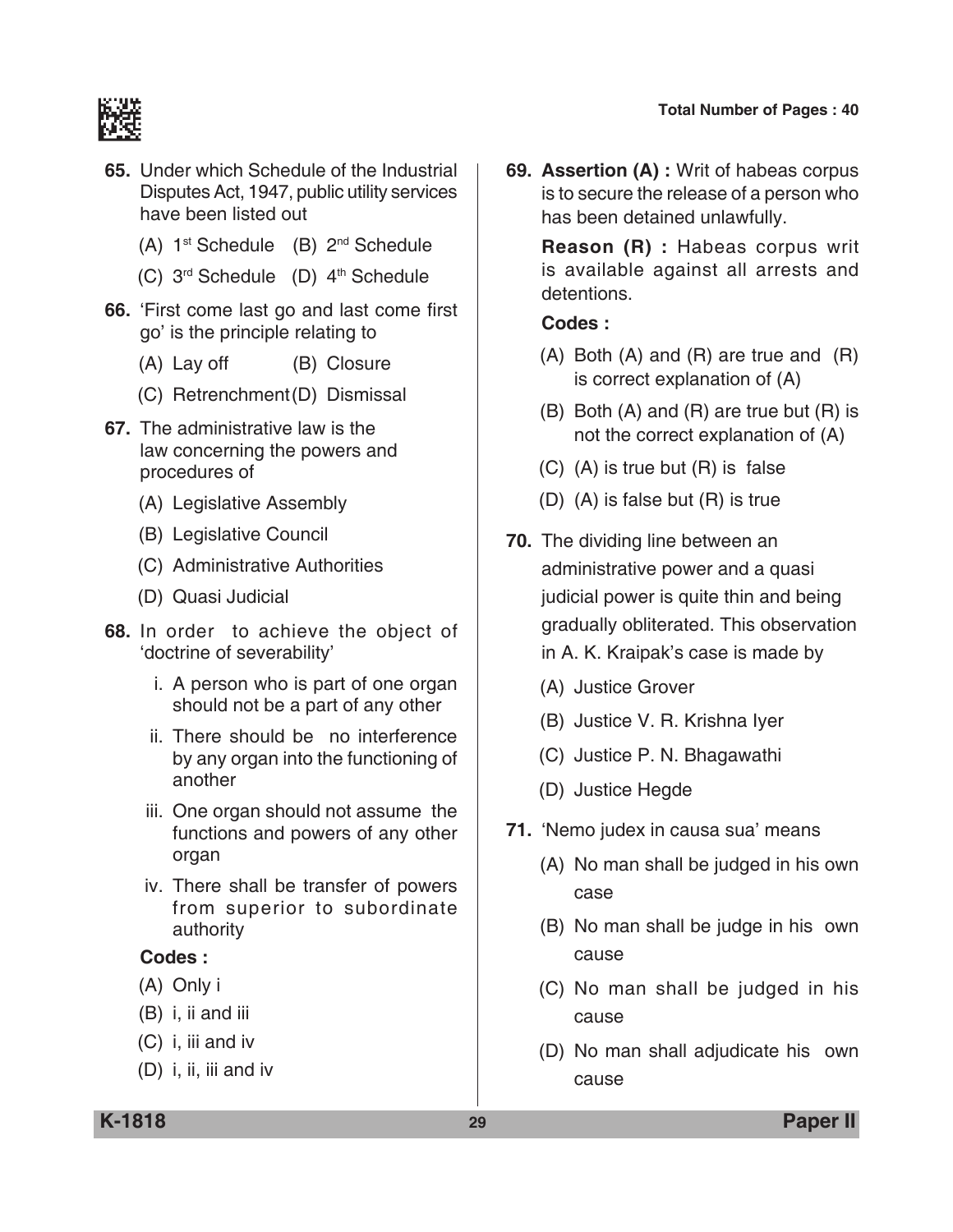**65.** Under which Schedule of the Industrial Disputes Act, 1947, public utility services have been listed out

(A) 1st Schedule (B) 2nd Schedule

(C) 3rd Schedule (D) 4th Schedule

**66.** 'First come last go and last come first go' is the principle relating to

(A) Lay off (B) Closure

(C) Retrenchment (D) Dismissal

**67.** The administrative law is the law concerning the powers and procedures of

(A) Legislative Assembly

(B) Legislative Council

(C) Administrative Authorities

(D) Quasi Judicial

**68.** In order to achieve the object of 'doctrine of severability'

i. A person who is part of one organ should not be a part of any other

ii. There should be no interference by any organ into the functioning of another

iii. One organ should not assume the functions and powers of any other organ

iv. There shall be transfer of powers from superior to subordinate authority

**Codes :**

(A) Only i

(B) i, ii and iii

(C) i, iii and iv

(D) i, ii, iii and iv

**69.** **Assertion (A) :** Writ of habeas corpus is to secure the release of a person who has been detained unlawfully.

**Reason (R) :** Habeas corpus writ is available against all arrests and detentions.

**Codes :**

(A) Both (A) and (R) are true and (R) is correct explanation of (A)

(B) Both (A) and (R) are true but (R) is not the correct explanation of (A)

(C) (A) is true but (R) is false

(D) (A) is false but (R) is true

**70.** The dividing line between an administrative power and a quasi judicial power is quite thin and being gradually obliterated. This observation in A. K. Kraipak's case is made by

(A) Justice Grover

(B) Justice V. R. Krishna Iyer

(C) Justice P. N. Bhagawathi

(D) Justice Hegde

**71.** 'Nemo judex in causa sua' means

(A) No man shall be judged in his own case

(B) No man shall be judge in his own cause

(C) No man shall be judged in his cause

(D) No man shall adjudicate his own cause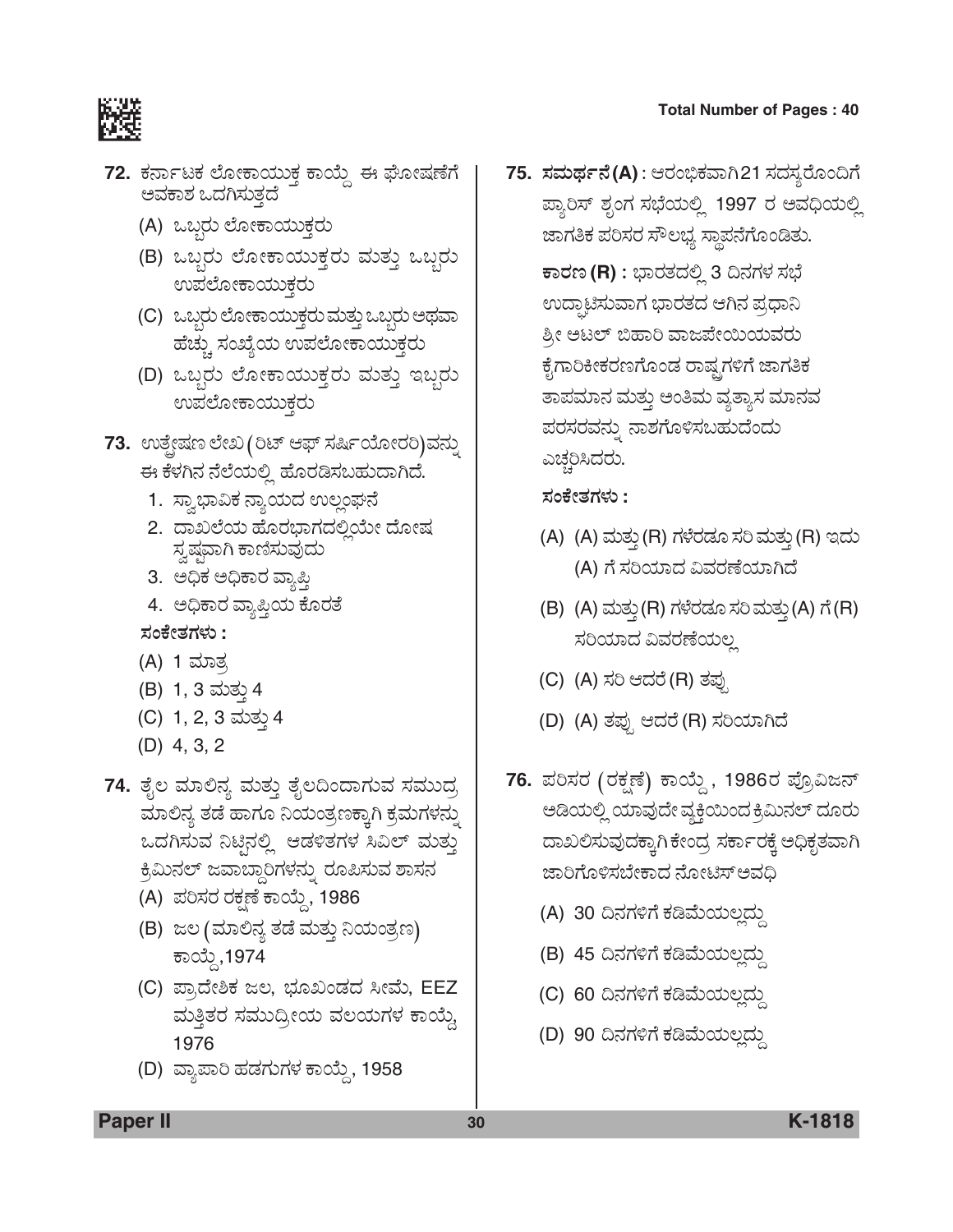**72.** ಕರ್ನಾಟಕ ಲೋಕಾಯುಕ್ತ ಕಾಯ್ದೆ ಈ ಘೋಷಣೆಗೆ ಅವಕಾಶ ಒದಗಿಸುತ್ತದೆ

(A) ಒಬ್ಬರು ಲೋಕಾಯುಕ್ತರು

(B) ಒಬ್ಬರು ಲೋಕಾಯುಕ್ತರು ಮತ್ತು ಒಬ್ಬರು ಉಪಲೋಕಾಯುಕ್ತರು

(C) ಒಬ್ಬರು ಲೋಕಾಯುಕ್ತರು ಮತ್ತು ಒಬ್ಬರು ಅಥವಾ ಹೆಚ್ಚು ಸಂಖ್ಯೆಯ ಉಪಲೋಕಾಯುಕ್ತರು

(D) ಒಬ್ಬರು ಲೋಕಾಯುಕ್ತರು ಮತ್ತು ಇಬ್ಬರು ಉಪಲೋಕಾಯುಕ್ತರು

**73.** ಉತ್ಪ್ರೇಷಣ ಲೇಖ (ರಿಟ್ ಆಫ್ ಸರ್ಷಿಯೋರರಿ)ವನ್ನು ಈ ಕೆಳಗಿನ ನೆಲೆಯಲ್ಲಿ ಹೊರಡಿಸಬಹುದಾಗಿದೆ.

1. ಸ್ವಾಭಾವಿಕ ನ್ಯಾಯದ ಉಲ್ಲಂಘನೆ
2. ದಾಖಲೆಯ ಹೊರಭಾಗದಲ್ಲಿಯೇ ದೋಷ ಸ್ಪಷ್ಟವಾಗಿ ಕಾಣಿಸುವುದು
3. ಅಧಿಕ ಅಧಿಕಾರ ವ್ಯಾಪ್ತಿ
4. ಅಧಿಕಾರ ವ್ಯಾಪ್ತಿಯ ಕೊರತೆ

**ಸಂಕೇತಗಳು :**

(A) 1 ಮಾತ್ರ

(B) 1, 3 ಮತ್ತು 4

(C) 1, 2, 3 ಮತ್ತು 4

(D) 4, 3, 2

**74.** ತೈಲ ಮಾಲಿನ್ಯ ಮತ್ತು ತೈಲದಿಂದಾಗುವ ಸಮುದ್ರ ಮಾಲಿನ್ಯ ತಡೆ ಹಾಗೂ ನಿಯಂತ್ರಣಕ್ಕಾಗಿ ಕ್ರಮಗಳನ್ನು ಒದಗಿಸುವ ನಿಟ್ಟಿನಲ್ಲಿ ಆಡಳಿತಗಳ ಸಿವಿಲ್ ಮತ್ತು ಕ್ರಿಮಿನಲ್ ಜವಾಬ್ದಾರಿಗಳನ್ನು ರೂಪಿಸುವ ಶಾಸನ

(A) ಪರಿಸರ ರಕ್ಷಣೆ ಕಾಯ್ದೆ, 1986

(B) ಜಲ (ಮಾಲಿನ್ಯ ತಡೆ ಮತ್ತು ನಿಯಂತ್ರಣ) ಕಾಯ್ದೆ,1974

(C) ಪ್ರಾದೇಶಿಕ ಜಲ, ಭೂಖಂಡದ ಸೀಮೆ, EEZ ಮತ್ತಿತರ ಸಮುದ್ರೀಯ ವಲಯಗಳ ಕಾಯ್ದೆ, 1976

(D) ವ್ಯಾಪಾರಿ ಹಡಗುಗಳ ಕಾಯ್ದೆ, 1958

**75.** **ಸಮರ್ಥನೆ (A) :** ಆರಂಭಿಕವಾಗಿ 21 ಸದಸ್ಯರೊಂದಿಗೆ ಪ್ಯಾರಿಸ್ ಶೃಂಗ ಸಭೆಯಲ್ಲಿ 1997 ರ ಅವಧಿಯಲ್ಲಿ ಜಾಗತಿಕ ಪರಿಸರ ಸೌಲಭ್ಯ ಸ್ಥಾಪನೆಗೊಂಡಿತು.

**ಕಾರಣ (R) :** ಭಾರತದಲ್ಲಿ 3 ದಿನಗಳ ಸಭೆ ಉದ್ಘಾಟಿಸುವಾಗ ಭಾರತದ ಆಗಿನ ಪ್ರಧಾನಿ ಶ್ರೀ ಅಟಲ್ ಬಿಹಾರಿ ವಾಜಪೇಯಿಯವರು ಕೈಗಾರಿಕೀಕರಣಗೊಂಡ ರಾಷ್ಟ್ರಗಳಿಗೆ ಜಾಗತಿಕ ತಾಪಮಾನ ಮತ್ತು ಅಂತಿಮ ವ್ಯತ್ಯಾಸ ಮಾನವ ಪರಸರವನ್ನು ನಾಶಗೊಳಿಸಬಹುದೆಂದು ಎಚ್ಚರಿಸಿದರು.

**ಸಂಕೇತಗಳು :**

(A) (A) ಮತ್ತು (R) ಗಳೆರಡೂ ಸರಿ ಮತ್ತು (R) ಇದು (A) ಗೆ ಸರಿಯಾದ ವಿವರಣೆಯಾಗಿದೆ

(B) (A) ಮತ್ತು (R) ಗಳೆರಡೂ ಸರಿ ಮತ್ತು (A) ಗೆ (R) ಸರಿಯಾದ ವಿವರಣೆಯಲ್ಲ

(C) (A) ಸರಿ ಆದರೆ (R) ತಪ್ಪು

(D) (A) ತಪ್ಪು ಆದರೆ (R) ಸರಿಯಾಗಿದೆ

**76.** ಪರಿಸರ (ರಕ್ಷಣೆ) ಕಾಯ್ದೆ, 1986ರ ಪ್ರೊವಿಜನ್ ಅಡಿಯಲ್ಲಿ ಯಾವುದೇ ವ್ಯಕ್ತಿಯಿಂದ ಕ್ರಿಮಿನಲ್ ದೂರು ದಾಖಲಿಸುವುದಕ್ಕಾಗಿ ಕೇಂದ್ರ ಸರ್ಕಾರಕ್ಕೆ ಅಧಿಕೃತವಾಗಿ ಜಾರಿಗೊಳಿಸಬೇಕಾದ ನೋಟಿಸ್ ಅವಧಿ

(A) 30 ದಿನಗಳಿಗೆ ಕಡಿಮೆಯಲ್ಲದ್ದು

(B) 45 ದಿನಗಳಿಗೆ ಕಡಿಮೆಯಲ್ಲದ್ದು

(C) 60 ದಿನಗಳಿಗೆ ಕಡಿಮೆಯಲ್ಲದ್ದು

(D) 90 ದಿನಗಳಿಗೆ ಕಡಿಮೆಯಲ್ಲದ್ದು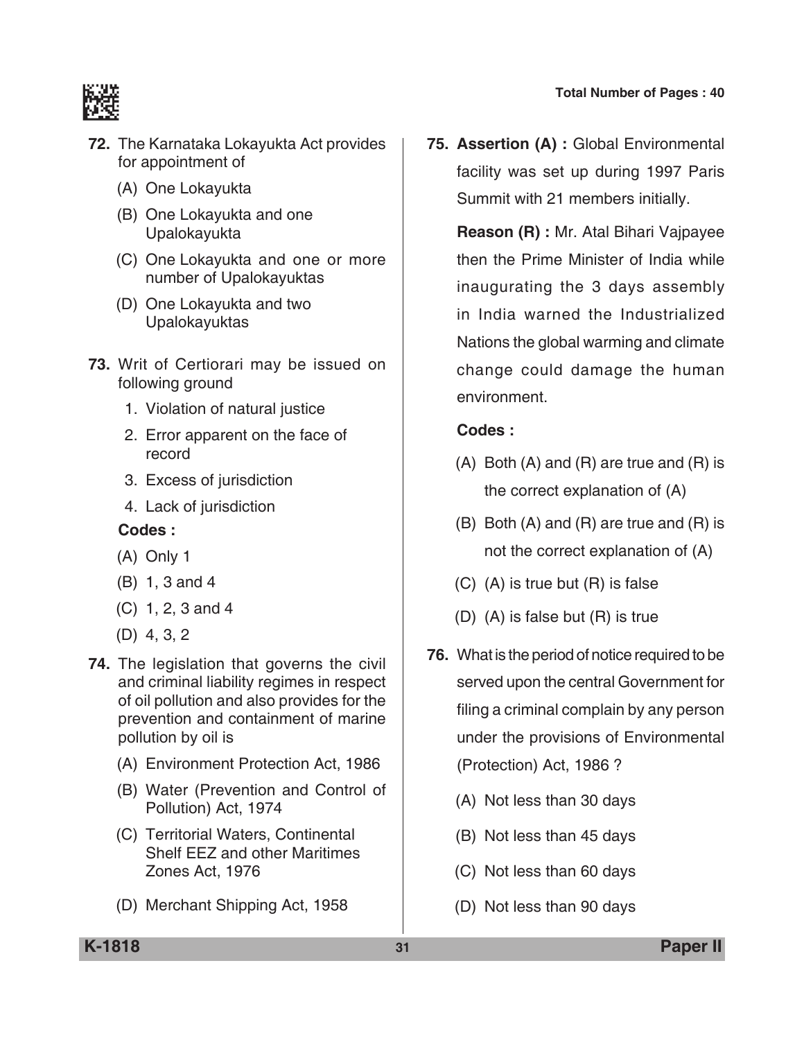**72.** The Karnataka Lokayukta Act provides for appointment of

(A) One Lokayukta

(B) One Lokayukta and one Upalokayukta

(C) One Lokayukta and one or more number of Upalokayuktas

(D) One Lokayukta and two Upalokayuktas

**73.** Writ of Certiorari may be issued on following ground

1. Violation of natural justice
2. Error apparent on the face of record
3. Excess of jurisdiction
4. Lack of jurisdiction

**Codes :**

(A) Only 1

(B) 1, 3 and 4

(C) 1, 2, 3 and 4

(D) 4, 3, 2

**74.** The legislation that governs the civil and criminal liability regimes in respect of oil pollution and also provides for the prevention and containment of marine pollution by oil is

(A) Environment Protection Act, 1986

(B) Water (Prevention and Control of Pollution) Act, 1974

(C) Territorial Waters, Continental Shelf EEZ and other Maritimes Zones Act, 1976

(D) Merchant Shipping Act, 1958

**75.** **Assertion (A) :** Global Environmental facility was set up during 1997 Paris Summit with 21 members initially.

**Reason (R) :** Mr. Atal Bihari Vajpayee then the Prime Minister of India while inaugurating the 3 days assembly in India warned the Industrialized Nations the global warming and climate change could damage the human environment.

**Codes :**

(A) Both (A) and (R) are true and (R) is the correct explanation of (A)

(B) Both (A) and (R) are true and (R) is not the correct explanation of (A)

(C) (A) is true but (R) is false

(D) (A) is false but (R) is true

**76.** What is the period of notice required to be served upon the central Government for filing a criminal complain by any person under the provisions of Environmental (Protection) Act, 1986 ?

(A) Not less than 30 days

(B) Not less than 45 days

(C) Not less than 60 days

(D) Not less than 90 days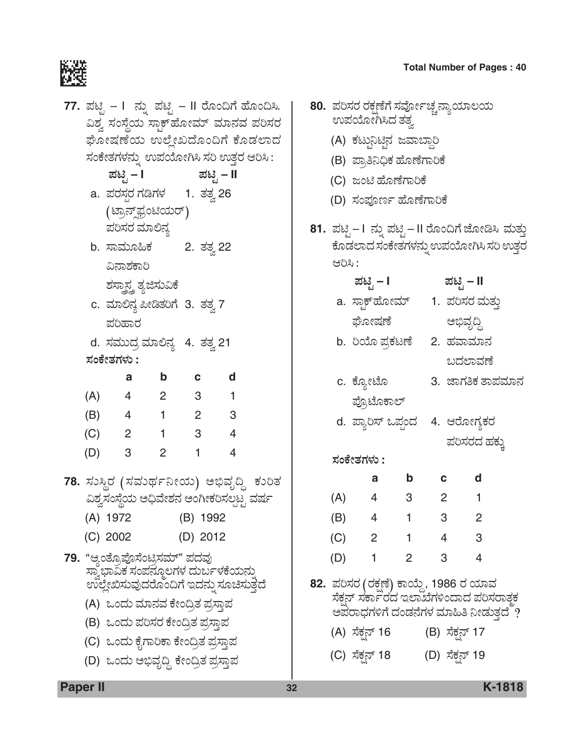**77.** ಪಟ್ಟಿ – I ನ್ನು ಪಟ್ಟಿ – II ರೊಂದಿಗೆ ಹೊಂದಿಸಿ. ವಿಶ್ವ ಸಂಸ್ಥೆಯ ಸ್ಟಾಕ್‌ಹೋಮ್ ಮಾನವ ಪರಿಸರ ಘೋಷಣೆಯ ಉಲ್ಲೇಖದೊಂದಿಗೆ ಕೊಡಲಾದ ಸಂಕೇತಗಳನ್ನು ಉಪಯೋಗಿಸಿ ಸರಿ ಉತ್ತರ ಆರಿಸಿ :

| ಪಟ್ಟಿ – I | ಪಟ್ಟಿ – II |
|---|---|
| a. ಪರಸ್ಪರ ಗಡಿಗಳ (ಟ್ರಾನ್ಸ್‌ಫ್ರಂಟಿಯರ್) ಪರಿಸರ ಮಾಲಿನ್ಯ | 1. ತತ್ವ 26 |
| b. ಸಾಮೂಹಿಕ ವಿನಾಶಕಾರಿ ಶಸ್ತ್ರಾಸ್ತ್ರ ತ್ಯಜಿಸುವಿಕೆ | 2. ತತ್ವ 22 |
| c. ಮಾಲಿನ್ಯ ಪೀಡಿತರಿಗೆ ಪರಿಹಾರ | 3. ತತ್ವ 7 |
| d. ಸಮುದ್ರ ಮಾಲಿನ್ಯ | 4. ತತ್ವ 21 |

**ಸಂಕೇತಗಳು :**

| | a | b | c | d |
|---|---|---|---|---|
| (A) | 4 | 2 | 3 | 1 |
| (B) | 4 | 1 | 2 | 3 |
| (C) | 2 | 1 | 3 | 4 |
| (D) | 3 | 2 | 1 | 4 |

**78.** ಸುಸ್ಥಿರ (ಸಮರ್ಥನೀಯ) ಅಭಿವೃದ್ಧಿ ಕುರಿತ ವಿಶ್ವಸಂಸ್ಥೆಯ ಅಧಿವೇಶನ ಅಂಗೀಕರಿಸಲ್ಪಟ್ಟ ವರ್ಷ

(A) 1972
(B) 1992
(C) 2002
(D) 2012

**79.** "ಆ್ಯಂತ್ರೊಪೊಸೆಂಟ್ರಿಸಮ್" ಪದವು ಸ್ವಾಭಾವಿಕ ಸಂಪನ್ಮೂಲಗಳ ದುರ್ಬಳಕೆಯನ್ನು ಉಲ್ಲೇಖಿಸುವುದರೊಂದಿಗೆ ಇದನ್ನು ಸೂಚಿಸುತ್ತದೆ

(A) ಒಂದು ಮಾನವ ಕೇಂದ್ರಿತ ಪ್ರಸ್ತಾಪ
(B) ಒಂದು ಪರಿಸರ ಕೇಂದ್ರಿತ ಪ್ರಸ್ತಾಪ
(C) ಒಂದು ಕೈಗಾರಿಕಾ ಕೇಂದ್ರಿತ ಪ್ರಸ್ತಾಪ
(D) ಒಂದು ಅಭಿವೃದ್ಧಿ ಕೇಂದ್ರಿತ ಪ್ರಸ್ತಾಪ

**80.** ಪರಿಸರ ರಕ್ಷಣೆಗೆ ಸರ್ವೋಚ್ಚ ನ್ಯಾಯಾಲಯ ಉಪಯೋಗಿಸಿದ ತತ್ವ

(A) ಕಟ್ಟುನಿಟ್ಟಿನ ಜವಾಬ್ದಾರಿ
(B) ಪ್ರಾತಿನಿಧಿಕ ಹೊಣೆಗಾರಿಕೆ
(C) ಜಂಟಿ ಹೊಣೆಗಾರಿಕೆ
(D) ಸಂಪೂರ್ಣ ಹೊಣೆಗಾರಿಕೆ

**81.** ಪಟ್ಟಿ – I ನ್ನು ಪಟ್ಟಿ – II ರೊಂದಿಗೆ ಜೋಡಿಸಿ ಮತ್ತು ಕೊಡಲಾದ ಸಂಕೇತಗಳನ್ನು ಉಪಯೋಗಿಸಿ ಸರಿ ಉತ್ತರ ಆರಿಸಿ :

| ಪಟ್ಟಿ – I | ಪಟ್ಟಿ – II |
|---|---|
| a. ಸ್ಟಾಕ್‌ಹೋಮ್ ಘೋಷಣೆ | 1. ಪರಿಸರ ಮತ್ತು ಅಭಿವೃದ್ಧಿ |
| b. ರಿಯೊ ಪ್ರಕಟಣೆ | 2. ಹವಾಮಾನ ಬದಲಾವಣೆ |
| c. ಕ್ಯೋಟೊ ಪ್ರೊಟೊಕಾಲ್ | 3. ಜಾಗತಿಕ ತಾಪಮಾನ |
| d. ಪ್ಯಾರಿಸ್ ಒಪ್ಪಂದ | 4. ಆರೋಗ್ಯಕರ ಪರಿಸರದ ಹಕ್ಕು |

**ಸಂಕೇತಗಳು :**

| | a | b | c | d |
|---|---|---|---|---|
| (A) | 4 | 3 | 2 | 1 |
| (B) | 4 | 1 | 3 | 2 |
| (C) | 2 | 1 | 4 | 3 |
| (D) | 1 | 2 | 3 | 4 |

**82.** ಪರಿಸರ (ರಕ್ಷಣೆ) ಕಾಯ್ದೆ, 1986 ರ ಯಾವ ಸೆಕ್ಷನ್ ಸರ್ಕಾರದ ಇಲಾಖೆಗಳಿಂದಾದ ಪರಿಸರಾತ್ಮಕ ಅಪರಾಧಗಳಿಗೆ ದಂಡನೆಗಳ ಮಾಹಿತಿ ನೀಡುತ್ತದೆ ?

(A) ಸೆಕ್ಷನ್ 16
(B) ಸೆಕ್ಷನ್ 17
(C) ಸೆಕ್ಷನ್ 18
(D) ಸೆಕ್ಷನ್ 19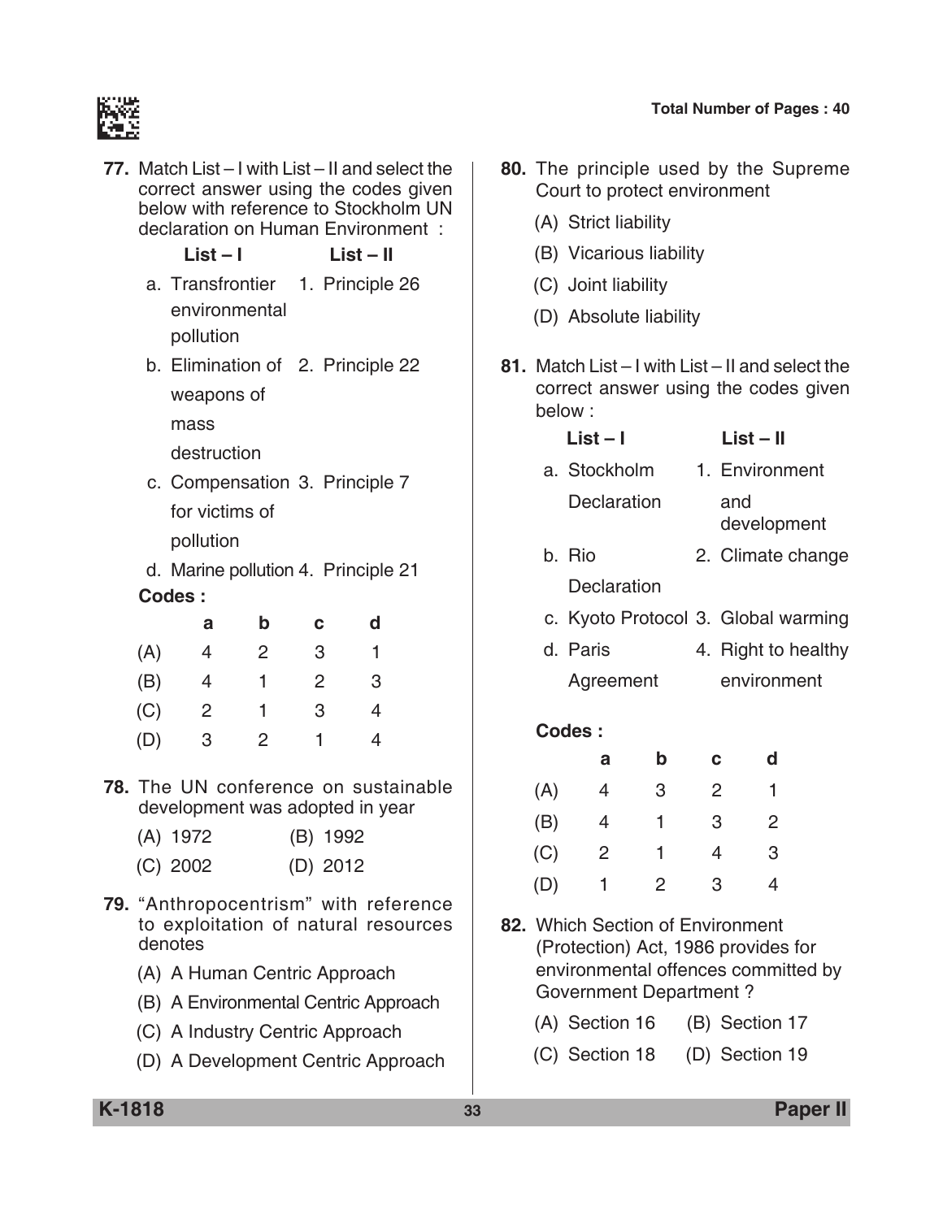**77.** Match List – I with List – II and select the correct answer using the codes given below with reference to Stockholm UN declaration on Human Environment :

| List – I | List – II |
|---|---|
| a. Transfrontier environmental pollution | 1. Principle 26 |
| b. Elimination of weapons of mass destruction | 2. Principle 22 |
| c. Compensation for victims of pollution | 3. Principle 7 |
| d. Marine pollution | 4. Principle 21 |

**Codes :**

| | a | b | c | d |
|---|---|---|---|---|
| (A) | 4 | 2 | 3 | 1 |
| (B) | 4 | 1 | 2 | 3 |
| (C) | 2 | 1 | 3 | 4 |
| (D) | 3 | 2 | 1 | 4 |

**78.** The UN conference on sustainable development was adopted in year

(A) 1972 (B) 1992

(C) 2002 (D) 2012

**79.** "Anthropocentrism" with reference to exploitation of natural resources denotes

(A) A Human Centric Approach

(B) A Environmental Centric Approach

(C) A Industry Centric Approach

(D) A Development Centric Approach

**80.** The principle used by the Supreme Court to protect environment

(A) Strict liability

(B) Vicarious liability

(C) Joint liability

(D) Absolute liability

**81.** Match List – I with List – II and select the correct answer using the codes given below :

| List – I | List – II |
|---|---|
| a. Stockholm Declaration | 1. Environment and development |
| b. Rio Declaration | 2. Climate change |
| c. Kyoto Protocol | 3. Global warming |
| d. Paris Agreement | 4. Right to healthy environment |

**Codes :**

| | a | b | c | d |
|---|---|---|---|---|
| (A) | 4 | 3 | 2 | 1 |
| (B) | 4 | 1 | 3 | 2 |
| (C) | 2 | 1 | 4 | 3 |
| (D) | 1 | 2 | 3 | 4 |

**82.** Which Section of Environment (Protection) Act, 1986 provides for environmental offences committed by Government Department ?

(A) Section 16 (B) Section 17

(C) Section 18 (D) Section 19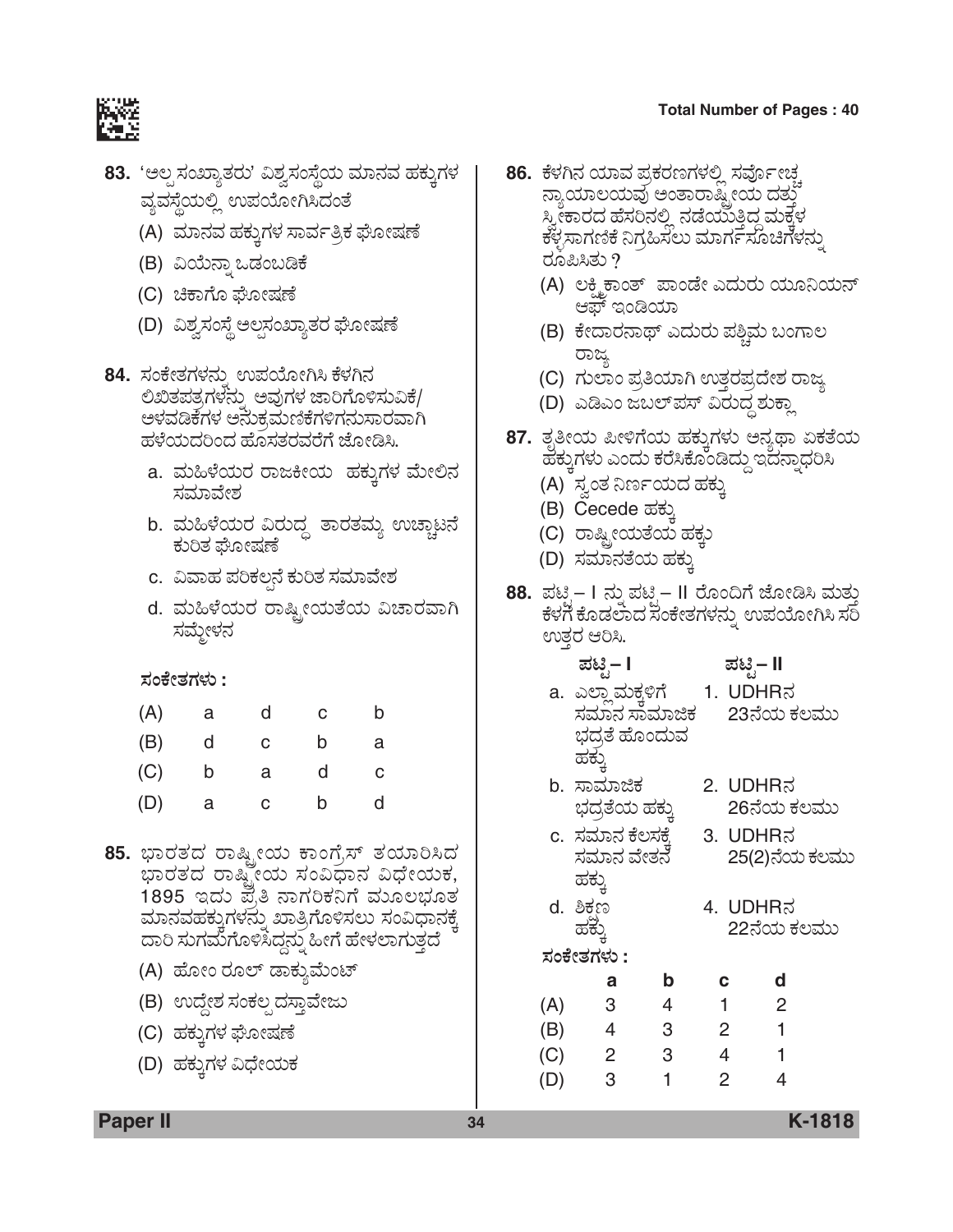83. 'ಅಲ್ಪ ಸಂಖ್ಯಾತರು' ವಿಶ್ವಸಂಸ್ಥೆಯ ಮಾನವ ಹಕ್ಕುಗಳ ವ್ಯವಸ್ಥೆಯಲ್ಲಿ ಉಪಯೋಗಿಸಿದಂತೆ

(A) ಮಾನವ ಹಕ್ಕುಗಳ ಸಾರ್ವತ್ರಿಕ ಘೋಷಣೆ

(B) ವಿಯೆನ್ನಾ ಒಡಂಬಡಿಕೆ

(C) ಚಿಕಾಗೊ ಘೋಷಣೆ

(D) ವಿಶ್ವಸಂಸ್ಥೆ ಅಲ್ಪಸಂಖ್ಯಾತರ ಘೋಷಣೆ

84. ಸಂಕೇತಗಳನ್ನು ಉಪಯೋಗಿಸಿ ಕೆಳಗಿನ ಲಿಖಿತಪತ್ರಗಳನ್ನು ಅವುಗಳ ಜಾರಿಗೊಳಿಸುವಿಕೆ/ ಅಳವಡಿಕೆಗಳ ಅನುಕ್ರಮಣಿಕೆಗಳಿಗನುಸಾರವಾಗಿ ಹಳೆಯದರಿಂದ ಹೊಸತರವರೆಗೆ ಜೋಡಿಸಿ.

a. ಮಹಿಳೆಯರ ರಾಜಕೀಯ ಹಕ್ಕುಗಳ ಮೇಲಿನ ಸಮಾವೇಶ

b. ಮಹಿಳೆಯರ ವಿರುದ್ಧ ತಾರತಮ್ಯ ಉಚ್ಚಾಟನೆ ಕುರಿತ ಘೋಷಣೆ

c. ವಿವಾಹ ಪರಿಕಲ್ಪನೆ ಕುರಿತ ಸಮಾವೇಶ

d. ಮಹಿಳೆಯರ ರಾಷ್ಟ್ರೀಯತೆಯ ವಿಚಾರವಾಗಿ ಸಮ್ಮೇಳನ

**ಸಂಕೇತಗಳು :**

| | | | | |
|---|---|---|---|---|
| (A) | a | d | c | b |
| (B) | d | c | b | a |
| (C) | b | a | d | c |
| (D) | a | c | b | d |

85. ಭಾರತದ ರಾಷ್ಟ್ರೀಯ ಕಾಂಗ್ರೆಸ್ ತಯಾರಿಸಿದ ಭಾರತದ ರಾಷ್ಟ್ರೀಯ ಸಂವಿಧಾನ ವಿಧೇಯಕ, 1895 ಇದು ಪ್ರತಿ ನಾಗರಿಕನಿಗೆ ಮೂಲಭೂತ ಮಾನವಹಕ್ಕುಗಳನ್ನು ಖಾತ್ರಿಗೊಳಿಸಲು ಸಂವಿಧಾನಕ್ಕೆ ದಾರಿ ಸುಗಮಗೊಳಿಸಿದ್ದನ್ನು ಹೀಗೆ ಹೇಳಲಾಗುತ್ತದೆ

(A) ಹೋಂ ರೂಲ್ ಡಾಕ್ಯುಮೆಂಟ್

(B) ಉದ್ದೇಶ ಸಂಕಲ್ಪ ದಸ್ತಾವೇಜು

(C) ಹಕ್ಕುಗಳ ಘೋಷಣೆ

(D) ಹಕ್ಕುಗಳ ವಿಧೇಯಕ

86. ಕೆಳಗಿನ ಯಾವ ಪ್ರಕರಣಗಳಲ್ಲಿ ಸರ್ವೋಚ್ಚ ನ್ಯಾಯಾಲಯವು ಅಂತಾರಾಷ್ಟ್ರೀಯ ದತ್ತು ಸ್ವೀಕಾರದ ಹೆಸರಿನಲ್ಲಿ ನಡೆಯುತ್ತಿದ್ದ ಮಕ್ಕಳ ಕಳ್ಳಸಾಗಣಿಕೆ ನಿಗ್ರಹಿಸಲು ಮಾರ್ಗಸೂಚಿಗಳನ್ನು ರೂಪಿಸಿತು ?

(A) ಲಕ್ಷ್ಮಿ ಕಾಂತ್ ಪಾಂಡೇ ಎದುರು ಯೂನಿಯನ್ ಆಫ್ ಇಂಡಿಯಾ

(B) ಕೇದಾರನಾಥ್ ಎದುರು ಪಶ್ಚಿಮ ಬಂಗಾಲ ರಾಜ್ಯ

(C) ಗುಲಾಂ ಪ್ರತಿಯಾಗಿ ಉತ್ತರಪ್ರದೇಶ ರಾಜ್ಯ

(D) ಎಡಿಎಂ ಜಬಲ್‌ಪುರ್ ವಿರುದ್ಧ ಶುಕ್ಲಾ

87. ತೃತೀಯ ಪೀಳಿಗೆಯ ಹಕ್ಕುಗಳು ಅನ್ಯಥಾ ಏಕತೆಯ ಹಕ್ಕುಗಳು ಎಂದು ಕರೆಸಿಕೊಂಡಿದ್ದು ಇದನ್ನಾಧರಿಸಿ

(A) ಸ್ವಂತ ನಿರ್ಣಯದ ಹಕ್ಕು

(B) Cecede ಹಕ್ಕು

(C) ರಾಷ್ಟ್ರೀಯತೆಯ ಹಕ್ಕು

(D) ಸಮಾನತೆಯ ಹಕ್ಕು

88. ಪಟ್ಟಿ – I ನ್ನು ಪಟ್ಟಿ – II ರೊಂದಿಗೆ ಜೋಡಿಸಿ ಮತ್ತು ಕೆಳಗೆ ಕೊಡಲಾದ ಸಂಕೇತಗಳನ್ನು ಉಪಯೋಗಿಸಿ ಸರಿ ಉತ್ತರ ಆರಿಸಿ.

| ಪಟ್ಟಿ – I | ಪಟ್ಟಿ – II |
|---|---|
| a. ಎಲ್ಲಾ ಮಕ್ಕಳಿಗೆ ಸಮಾನ ಸಾಮಾಜಿಕ ಭದ್ರತೆ ಹೊಂದುವ ಹಕ್ಕು | 1. UDHRನ 23ನೇಯ ಕಲಮು |
| b. ಸಾಮಾಜಿಕ ಭದ್ರತೆಯ ಹಕ್ಕು | 2. UDHRನ 26ನೇಯ ಕಲಮು |
| c. ಸಮಾನ ಕೆಲಸಕ್ಕೆ ಸಮಾನ ವೇತನ ಹಕ್ಕು | 3. UDHRನ 25(2)ನೇಯ ಕಲಮು |
| d. ಶಿಕ್ಷಣ ಹಕ್ಕು | 4. UDHRನ 22ನೇಯ ಕಲಮು |

**ಸಂಕೇತಗಳು :**

| | a | b | c | d |
|---|---|---|---|---|
| (A) | 3 | 4 | 1 | 2 |
| (B) | 4 | 3 | 2 | 1 |
| (C) | 2 | 3 | 4 | 1 |
| (D) | 3 | 1 | 2 | 4 |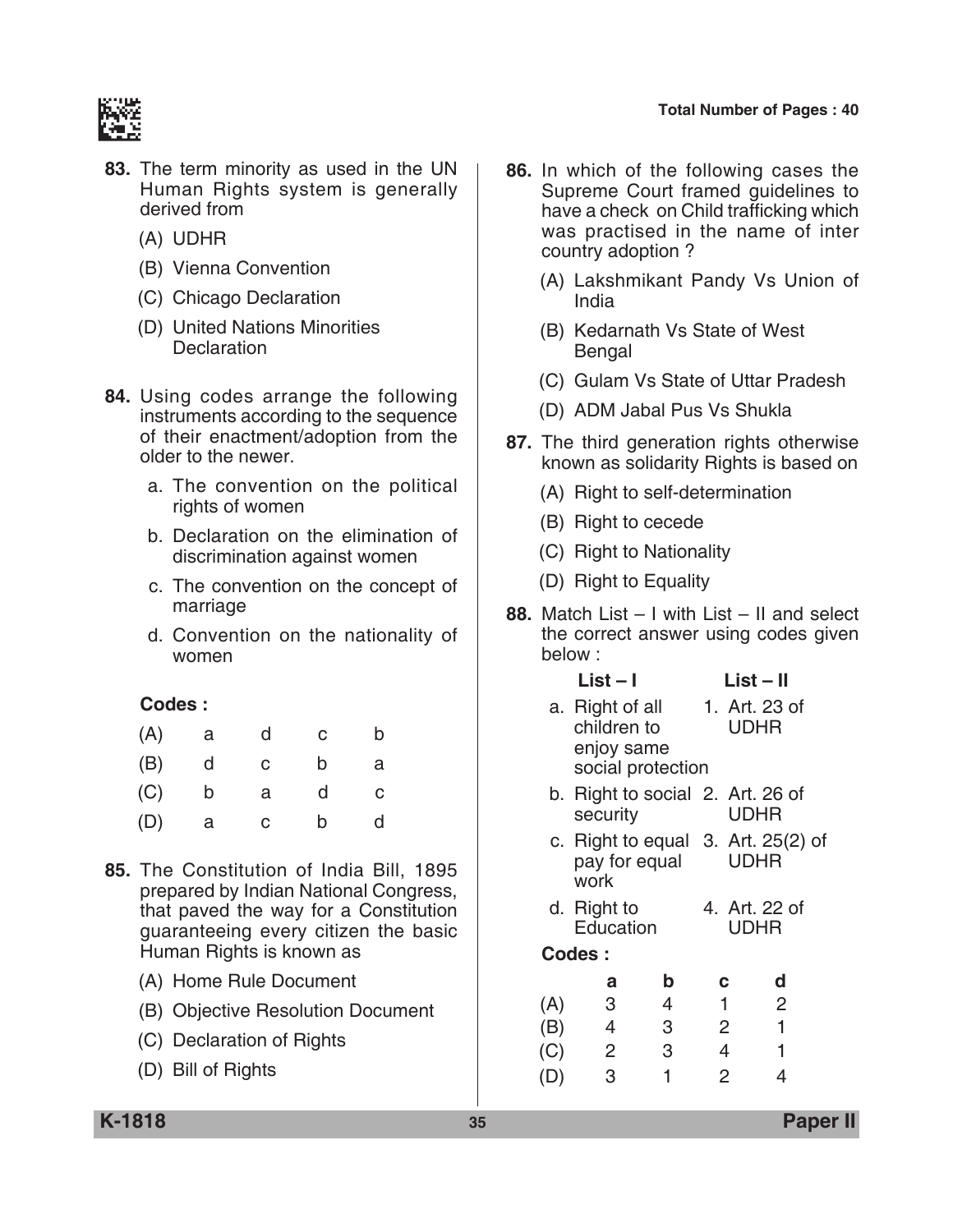83. The term minority as used in the UN Human Rights system is generally derived from

(A) UDHR

(B) Vienna Convention

(C) Chicago Declaration

(D) United Nations Minorities Declaration

84. Using codes arrange the following instruments according to the sequence of their enactment/adoption from the older to the newer.

a. The convention on the political rights of women

b. Declaration on the elimination of discrimination against women

c. The convention on the concept of marriage

d. Convention on the nationality of women

**Codes :**

| | | | | |
|---|---|---|---|---|
| (A) | a | d | c | b |
| (B) | d | c | b | a |
| (C) | b | a | d | c |
| (D) | a | c | b | d |

85. The Constitution of India Bill, 1895 prepared by Indian National Congress, that paved the way for a Constitution guaranteeing every citizen the basic Human Rights is known as

(A) Home Rule Document

(B) Objective Resolution Document

(C) Declaration of Rights

(D) Bill of Rights

86. In which of the following cases the Supreme Court framed guidelines to have a check on Child trafficking which was practised in the name of inter country adoption ?

(A) Lakshmikant Pandy Vs Union of India

(B) Kedarnath Vs State of West Bengal

(C) Gulam Vs State of Uttar Pradesh

(D) ADM Jabal Pus Vs Shukla

87. The third generation rights otherwise known as solidarity Rights is based on

(A) Right to self-determination

(B) Right to cecede

(C) Right to Nationality

(D) Right to Equality

88. Match List – I with List – II and select the correct answer using codes given below :

| List – I | List – II |
|---|---|
| a. Right of all children to enjoy same social protection | 1. Art. 23 of UDHR |
| b. Right to social security | 2. Art. 26 of UDHR |
| c. Right to equal pay for equal work | 3. Art. 25(2) of UDHR |
| d. Right to Education | 4. Art. 22 of UDHR |

**Codes :**

| | a | b | c | d |
|---|---|---|---|---|
| (A) | 3 | 4 | 1 | 2 |
| (B) | 4 | 3 | 2 | 1 |
| (C) | 2 | 3 | 4 | 1 |
| (D) | 3 | 1 | 2 | 4 |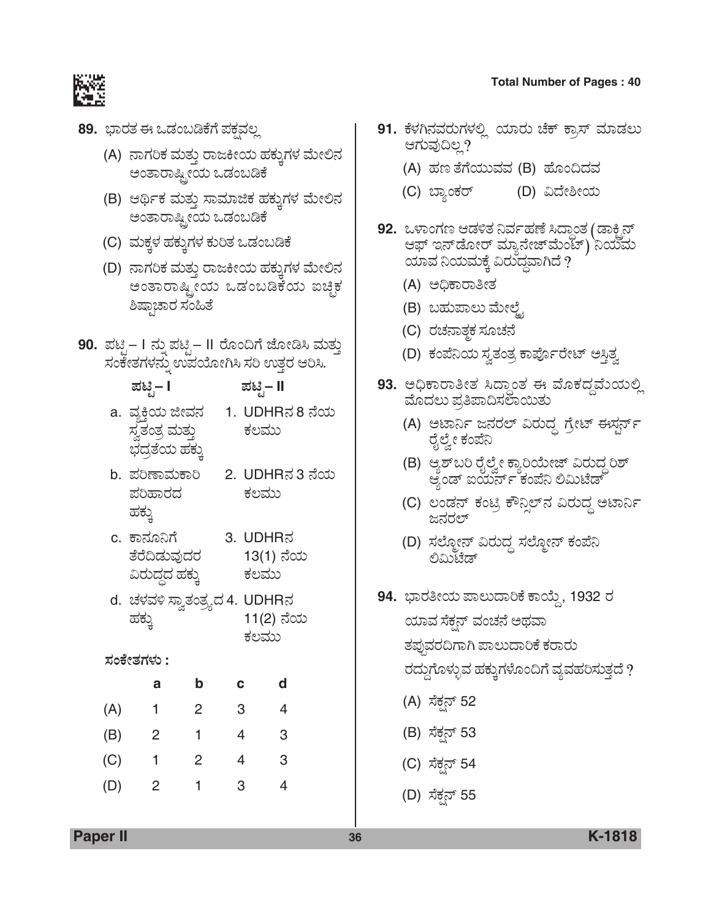**89.** ಭಾರತ ಈ ಒಡಂಬಡಿಕೆಗೆ ಪಕ್ಷವಲ್ಲ

(A) ನಾಗರಿಕ ಮತ್ತು ರಾಜಕೀಯ ಹಕ್ಕುಗಳ ಮೇಲಿನ ಅಂತಾರಾಷ್ಟ್ರೀಯ ಒಡಂಬಡಿಕೆ

(B) ಆರ್ಥಿಕ ಮತ್ತು ಸಾಮಾಜಿಕ ಹಕ್ಕುಗಳ ಮೇಲಿನ ಅಂತಾರಾಷ್ಟ್ರೀಯ ಒಡಂಬಡಿಕೆ

(C) ಮಕ್ಕಳ ಹಕ್ಕುಗಳ ಕುರಿತ ಒಡಂಬಡಿಕೆ

(D) ನಾಗರಿಕ ಮತ್ತು ರಾಜಕೀಯ ಹಕ್ಕುಗಳ ಮೇಲಿನ ಅಂತಾರಾಷ್ಟ್ರೀಯ ಒಡಂಬಡಿಕೆಯ ಐಚ್ಛಿಕ ಶಿಷ್ಟಾಚಾರ ಸಂಹಿತೆ

**90.** ಪಟ್ಟಿ – I ನ್ನು ಪಟ್ಟಿ – II ರೊಂದಿಗೆ ಜೋಡಿಸಿ ಮತ್ತು ಸಂಕೇತಗಳನ್ನು ಉಪಯೋಗಿಸಿ ಸರಿ ಉತ್ತರ ಆರಿಸಿ.

| ಪಟ್ಟಿ – I | ಪಟ್ಟಿ – II |
|---|---|
| a. ವ್ಯಕ್ತಿಯ ಜೀವನ ಸ್ವತಂತ್ರ ಮತ್ತು ಭದ್ರತೆಯ ಹಕ್ಕು | 1. UDHRನ 8 ನೆಯ ಕಲಮು |
| b. ಪರಿಣಾಮಕಾರಿ ಪರಿಹಾರದ ಹಕ್ಕು | 2. UDHRನ 3 ನೆಯ ಕಲಮು |
| c. ಕಾನೂನಿಗೆ ತೆರೆದಿಡುವುದರ ವಿರುದ್ಧದ ಹಕ್ಕು | 3. UDHRನ 13(1) ನೆಯ ಕಲಮು |
| d. ಚಳವಳಿ ಸ್ವಾತಂತ್ರ್ಯದ ಹಕ್ಕು | 4. UDHRನ 11(2) ನೆಯ ಕಲಮು |

**ಸಂಕೇತಗಳು :**

| | a | b | c | d |
|---|---|---|---|---|
| (A) | 1 | 2 | 3 | 4 |
| (B) | 2 | 1 | 4 | 3 |
| (C) | 1 | 2 | 4 | 3 |
| (D) | 2 | 1 | 3 | 4 |

**91.** ಕೆಳಗಿನವರುಗಳಲ್ಲಿ ಯಾರು ಚೆಕ್ ಕ್ರಾಸ್ ಮಾಡಲು ಆಗುವುದಿಲ್ಲ?

(A) ಹಣ ತೆಗೆಯುವವ
(B) ಹೊಂದಿದವ
(C) ಬ್ಯಾಂಕರ್
(D) ವಿದೇಶೀಯ

**92.** ಒಳಾಂಗಣ ಆಡಳಿತ ನಿರ್ವಹಣೆ ಸಿದ್ಧಾಂತ (ಡಾಕ್ಟ್ರಿನ್ ಆಫ್ ಇನ್‌ಡೋರ್ ಮ್ಯಾನೇಜ್‌ಮೆಂಟ್) ನಿಯಮ ಯಾವ ನಿಯಮಕ್ಕೆ ವಿರುದ್ಧವಾಗಿದೆ ?

(A) ಅಧಿಕಾರಾತೀತ

(B) ಬಹುಪಾಲು ಮೇಲ್ಮೈ

(C) ರಚನಾತ್ಮಕ ಸೂಚನೆ

(D) ಕಂಪೆನಿಯ ಸ್ವತಂತ್ರ ಕಾರ್ಪೊರೇಟ್ ಅಸ್ತಿತ್ವ

**93.** ಅಧಿಕಾರಾತೀತ ಸಿದ್ಧಾಂತ ಈ ಮೊಕದ್ದಮೆಯಲ್ಲಿ ಮೊದಲು ಪ್ರತಿಪಾದಿಸಲಾಯಿತು

(A) ಅಟಾರ್ನಿ ಜನರಲ್ ವಿರುದ್ಧ ಗ್ರೇಟ್ ಈಸ್ಟರ್ನ್ ರೈಲ್ವೇ ಕಂಪೆನಿ

(B) ಆ್ಯಶ್‌ಬರಿ ರೈಲ್ವೇ ಕ್ಯಾರಿಯೇಜ್ ವಿರುದ್ಧ ರಿಶ್ ಆ್ಯಂಡ್ ಐಯರ್ನ್ ಕಂಪೆನಿ ಲಿಮಿಟೆಡ್

(C) ಲಂಡನ್ ಕಂಟ್ರಿ ಕೌನ್ಸಿಲ್‌ನ ವಿರುದ್ಧ ಅಟಾರ್ನಿ ಜನರಲ್

(D) ಸಲ್ಮೋನ್ ವಿರುದ್ಧ ಸಲ್ಮೋನ್ ಕಂಪೆನಿ ಲಿಮಿಟೆಡ್

**94.** ಭಾರತೀಯ ಪಾಲುದಾರಿಕೆ ಕಾಯ್ದೆ, 1932 ರ ಯಾವ ಸೆಕ್ಷನ್ ವಂಚನೆ ಅಥವಾ ತಪ್ಪುವರದಿಗಾಗಿ ಪಾಲುದಾರಿಕೆ ಕರಾರು ರದ್ದುಗೊಳ್ಳುವ ಹಕ್ಕುಗಳೊಂದಿಗೆ ವ್ಯವಹರಿಸುತ್ತದೆ ?

(A) ಸೆಕ್ಷನ್ 52

(B) ಸೆಕ್ಷನ್ 53

(C) ಸೆಕ್ಷನ್ 54

(D) ಸೆಕ್ಷನ್ 55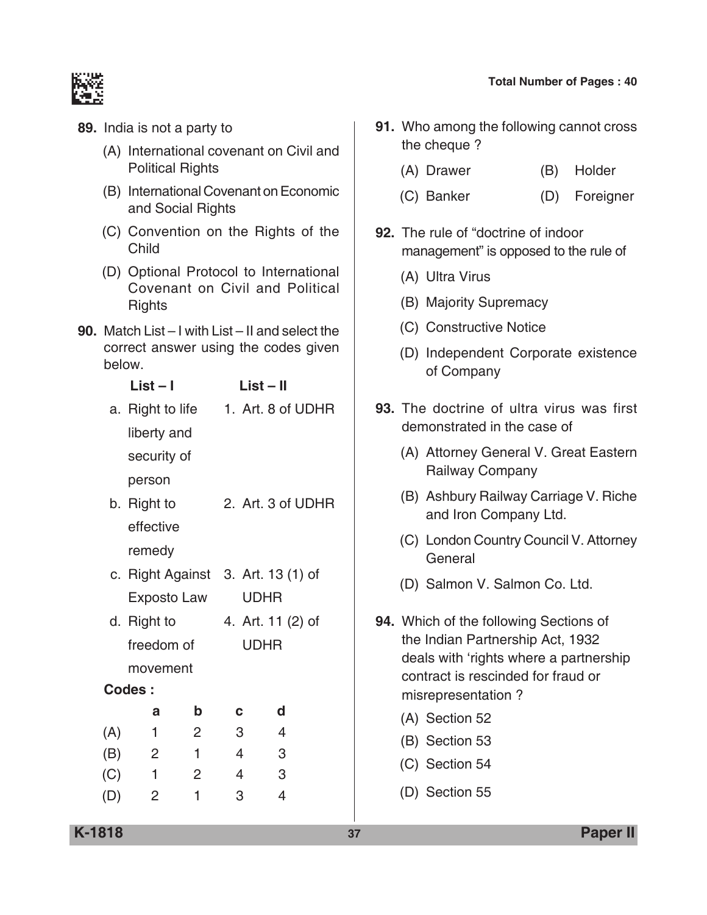**89.** India is not a party to

(A) International covenant on Civil and Political Rights

(B) International Covenant on Economic and Social Rights

(C) Convention on the Rights of the Child

(D) Optional Protocol to International Covenant on Civil and Political Rights

**90.** Match List – I with List – II and select the correct answer using the codes given below.

| List – I | List – II |
|---|---|
| a. Right to life liberty and security of person | 1. Art. 8 of UDHR |
| b. Right to effective remedy | 2. Art. 3 of UDHR |
| c. Right Against Exposto Law | 3. Art. 13 (1) of UDHR |
| d. Right to freedom of movement | 4. Art. 11 (2) of UDHR |

**Codes :**

| | a | b | c | d |
|---|---|---|---|---|
| (A) | 1 | 2 | 3 | 4 |
| (B) | 2 | 1 | 4 | 3 |
| (C) | 1 | 2 | 4 | 3 |
| (D) | 2 | 1 | 3 | 4 |

**91.** Who among the following cannot cross the cheque ?

(A) Drawer (B) Holder

(C) Banker (D) Foreigner

**92.** The rule of "doctrine of indoor management" is opposed to the rule of

(A) Ultra Virus

(B) Majority Supremacy

(C) Constructive Notice

(D) Independent Corporate existence of Company

**93.** The doctrine of ultra virus was first demonstrated in the case of

(A) Attorney General V. Great Eastern Railway Company

(B) Ashbury Railway Carriage V. Riche and Iron Company Ltd.

(C) London Country Council V. Attorney General

(D) Salmon V. Salmon Co. Ltd.

**94.** Which of the following Sections of the Indian Partnership Act, 1932 deals with 'rights where a partnership contract is rescinded for fraud or misrepresentation ?

(A) Section 52

(B) Section 53

(C) Section 54

(D) Section 55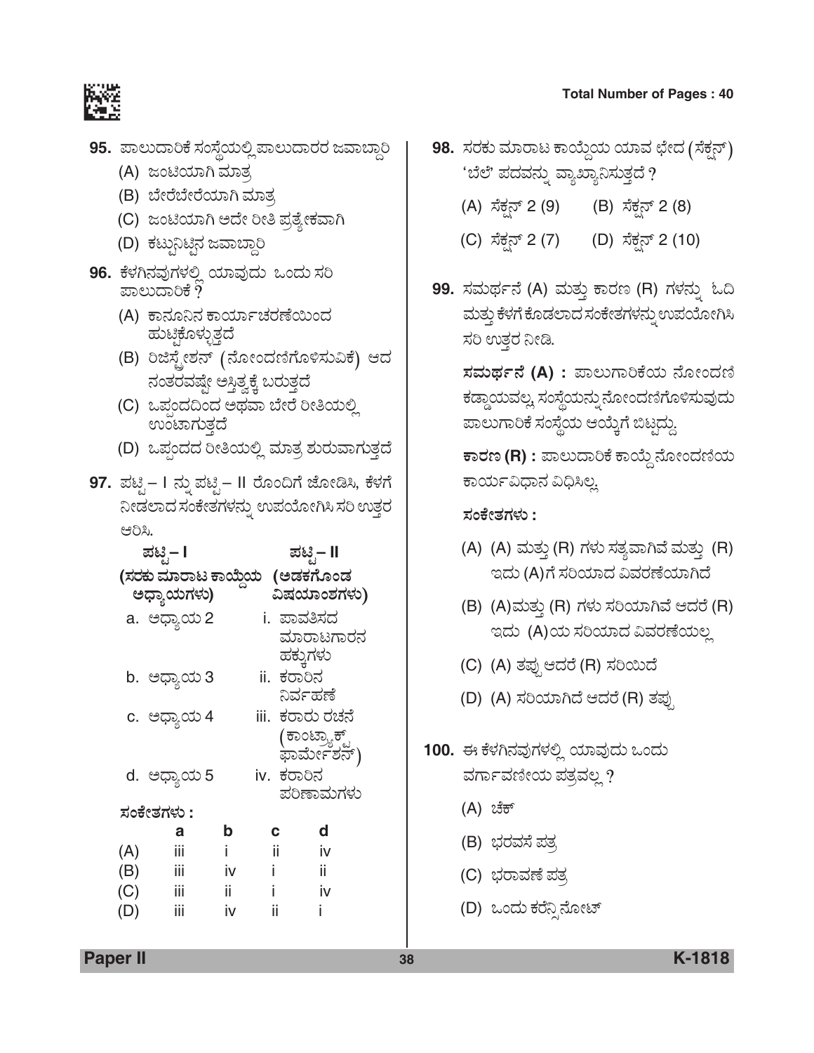**95.** ಪಾಲುದಾರಿಕೆ ಸಂಸ್ಥೆಯಲ್ಲಿ ಪಾಲುದಾರರ ಜವಾಬ್ದಾರಿ

(A) ಜಂಟಿಯಾಗಿ ಮಾತ್ರ

(B) ಬೇರೆಬೇರೆಯಾಗಿ ಮಾತ್ರ

(C) ಜಂಟಿಯಾಗಿ ಅದೇ ರೀತಿ ಪ್ರತ್ಯೇಕವಾಗಿ

(D) ಕಟ್ಟುನಿಟ್ಟಿನ ಜವಾಬ್ದಾರಿ

**96.** ಕೆಳಗಿನವುಗಳಲ್ಲಿ ಯಾವುದು ಒಂದು ಸರಿ ಪಾಲುದಾರಿಕೆ ?

(A) ಕಾನೂನಿನ ಕಾರ್ಯಾಚರಣೆಯಿಂದ ಹುಟ್ಟಿಕೊಳ್ಳುತ್ತದೆ

(B) ರಿಜಿಸ್ಟ್ರೇಶನ್ (ನೋಂದಣಿಗೊಳಿಸುವಿಕೆ) ಆದ ನಂತರವಷ್ಟೇ ಅಸ್ತಿತ್ವಕ್ಕೆ ಬರುತ್ತದೆ

(C) ಒಪ್ಪಂದದಿಂದ ಅಥವಾ ಬೇರೆ ರೀತಿಯಲ್ಲಿ ಉಂಟಾಗುತ್ತದೆ

(D) ಒಪ್ಪಂದದ ರೀತಿಯಲ್ಲಿ ಮಾತ್ರ ಶುರುವಾಗುತ್ತದೆ

**97.** ಪಟ್ಟಿ – I ನ್ನು ಪಟ್ಟಿ – II ರೊಂದಿಗೆ ಜೋಡಿಸಿ, ಕೆಳಗೆ ನೀಡಲಾದ ಸಂಕೇತಗಳನ್ನು ಉಪಯೋಗಿಸಿ ಸರಿ ಉತ್ತರ ಆರಿಸಿ.

| ಪಟ್ಟಿ – I (ಸರಕು ಮಾರಾಟ ಕಾಯ್ದೆಯ ಅಧ್ಯಾಯಗಳು) | ಪಟ್ಟಿ – II (ಅಡಕಗೊಂಡ ವಿಷಯಾಂಶಗಳು) |
|---|---|
| a. ಅಧ್ಯಾಯ 2 | i. ಪಾವತಿಸದ ಮಾರಾಟಗಾರನ ಹಕ್ಕುಗಳು |
| b. ಅಧ್ಯಾಯ 3 | ii. ಕರಾರಿನ ನಿರ್ವಹಣೆ |
| c. ಅಧ್ಯಾಯ 4 | iii. ಕರಾರು ರಚನೆ (ಕಾಂಟ್ರ್ಯಾಕ್ಟ್ ಫಾರ್ಮೇಶನ್) |
| d. ಅಧ್ಯಾಯ 5 | iv. ಕರಾರಿನ ಪರಿಣಾಮಗಳು |

ಸಂಕೇತಗಳು :

| | a | b | c | d |
|---|---|---|---|---|
| (A) | iii | i | ii | iv |
| (B) | iii | iv | i | ii |
| (C) | iii | ii | i | iv |
| (D) | iii | iv | ii | i |

**98.** ಸರಕು ಮಾರಾಟ ಕಾಯ್ದೆಯ ಯಾವ ಭೇದ (ಸೆಕ್ಷನ್) 'ಬೆಲೆ' ಪದವನ್ನು ವ್ಯಾಖ್ಯಾನಿಸುತ್ತದೆ ?

(A) ಸೆಕ್ಷನ್ 2 (9)

(B) ಸೆಕ್ಷನ್ 2 (8)

(C) ಸೆಕ್ಷನ್ 2 (7)

(D) ಸೆಕ್ಷನ್ 2 (10)

**99.** ಸಮರ್ಥನೆ (A) ಮತ್ತು ಕಾರಣ (R) ಗಳನ್ನು ಓದಿ ಮತ್ತು ಕೆಳಗೆ ಕೊಡಲಾದ ಸಂಕೇತಗಳನ್ನು ಉಪಯೋಗಿಸಿ ಸರಿ ಉತ್ತರ ನೀಡಿ.

**ಸಮರ್ಥನೆ (A) :** ಪಾಲುಗಾರಿಕೆಯ ನೋಂದಣಿ ಕಡ್ಡಾಯವಲ್ಲ, ಸಂಸ್ಥೆಯನ್ನು ನೋಂದಣಿಗೊಳಿಸುವುದು ಪಾಲುಗಾರಿಕೆ ಸಂಸ್ಥೆಯ ಆಯ್ಕೆಗೆ ಬಿಟ್ಟದ್ದು.

**ಕಾರಣ (R) :** ಪಾಲುದಾರಿಕೆ ಕಾಯ್ದೆ ನೋಂದಣಿಯ ಕಾರ್ಯವಿಧಾನ ವಿಧಿಸಿಲ್ಲ.

**ಸಂಕೇತಗಳು :**

(A) (A) ಮತ್ತು (R) ಗಳು ಸತ್ಯವಾಗಿವೆ ಮತ್ತು (R) ಇದು (A)ಗೆ ಸರಿಯಾದ ವಿವರಣೆಯಾಗಿದೆ

(B) (A)ಮತ್ತು (R) ಗಳು ಸರಿಯಾಗಿವೆ ಆದರೆ (R) ಇದು (A)ಯ ಸರಿಯಾದ ವಿವರಣೆಯಲ್ಲ

(C) (A) ತಪ್ಪು ಆದರೆ (R) ಸರಿಯಿದೆ

(D) (A) ಸರಿಯಾಗಿದೆ ಆದರೆ (R) ತಪ್ಪು

**100.** ಈ ಕೆಳಗಿನವುಗಳಲ್ಲಿ ಯಾವುದು ಒಂದು ವರ್ಗಾವಣೀಯ ಪತ್ರವಲ್ಲ ?

(A) ಚೆಕ್

(B) ಭರವಸೆ ಪತ್ರ

(C) ಭರಾವಣೆ ಪತ್ರ

(D) ಒಂದು ಕರೆನ್ಸಿ ನೋಟ್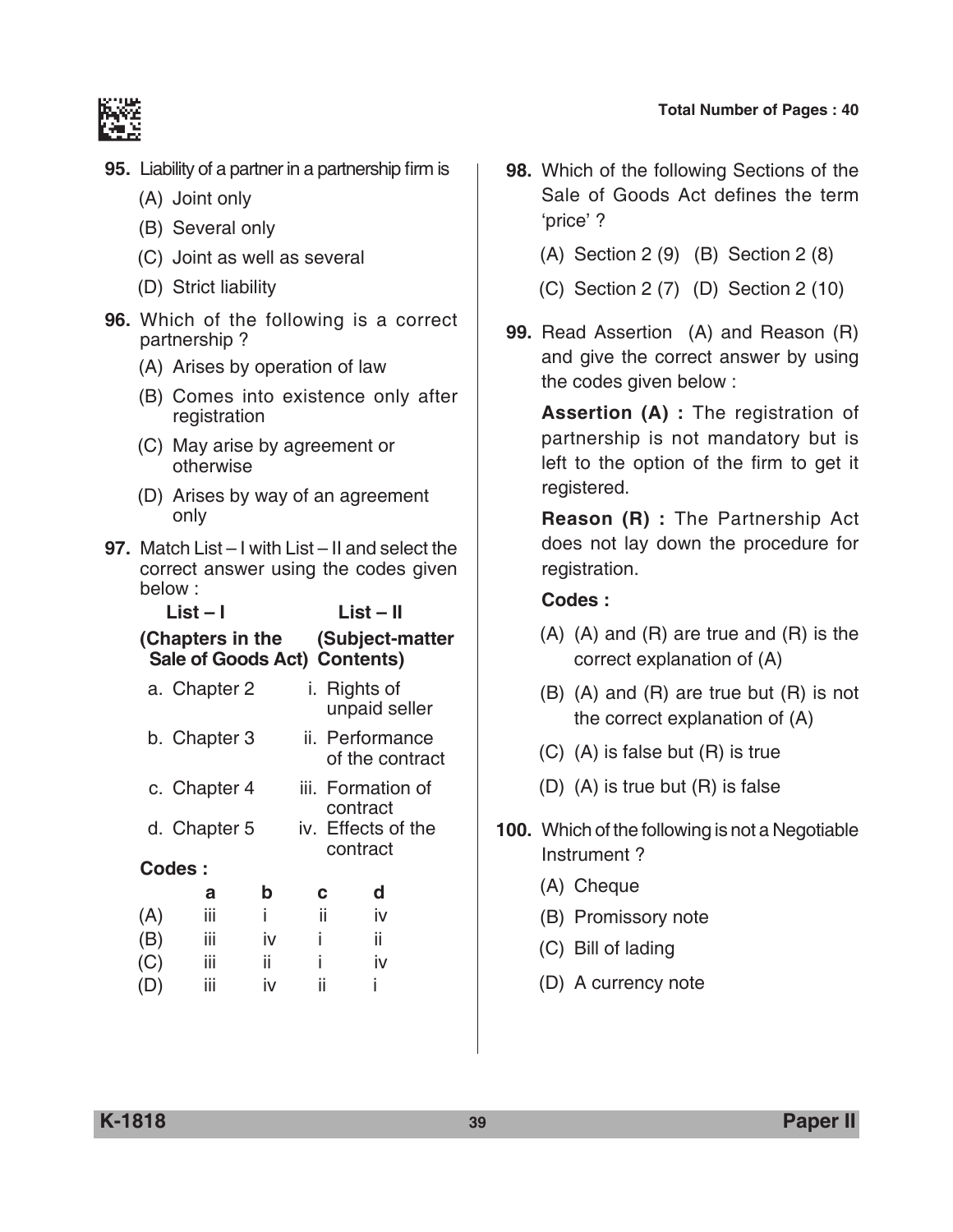**95.** Liability of a partner in a partnership firm is

(A) Joint only

(B) Several only

(C) Joint as well as several

(D) Strict liability

**96.** Which of the following is a correct partnership ?

(A) Arises by operation of law

(B) Comes into existence only after registration

(C) May arise by agreement or otherwise

(D) Arises by way of an agreement only

**97.** Match List – I with List – II and select the correct answer using the codes given below :

| List – I (Chapters in the Sale of Goods Act) | List – II (Subject-matter Contents) |
|---|---|
| a. Chapter 2 | i. Rights of unpaid seller |
| b. Chapter 3 | ii. Performance of the contract |
| c. Chapter 4 | iii. Formation of contract |
| d. Chapter 5 | iv. Effects of the contract |

**Codes :**

| | a | b | c | d |
|---|---|---|---|---|
| (A) | iii | i | ii | iv |
| (B) | iii | iv | i | ii |
| (C) | iii | ii | i | iv |
| (D) | iii | iv | ii | i |

**98.** Which of the following Sections of the Sale of Goods Act defines the term 'price' ?

(A) Section 2 (9) (B) Section 2 (8)

(C) Section 2 (7) (D) Section 2 (10)

**99.** Read Assertion (A) and Reason (R) and give the correct answer by using the codes given below :

**Assertion (A) :** The registration of partnership is not mandatory but is left to the option of the firm to get it registered.

**Reason (R) :** The Partnership Act does not lay down the procedure for registration.

**Codes :**

(A) (A) and (R) are true and (R) is the correct explanation of (A)

(B) (A) and (R) are true but (R) is not the correct explanation of (A)

(C) (A) is false but (R) is true

(D) (A) is true but (R) is false

**100.** Which of the following is not a Negotiable Instrument ?

(A) Cheque

(B) Promissory note

(C) Bill of lading

(D) A currency note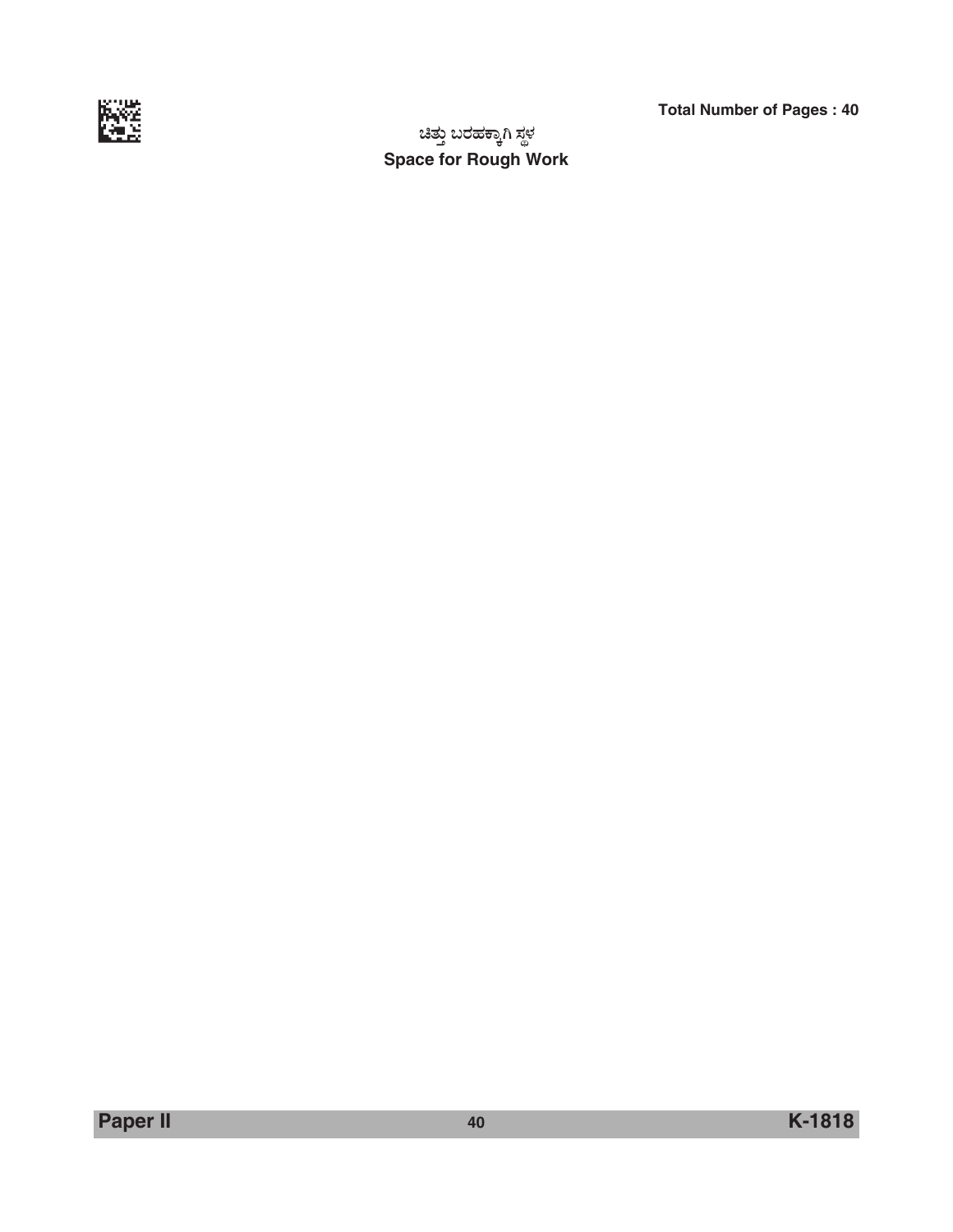ಚಿತ್ತು ಬರಹಕ್ಕಾಗಿ ಸ್ಥಳ

**Space for Rough Work**